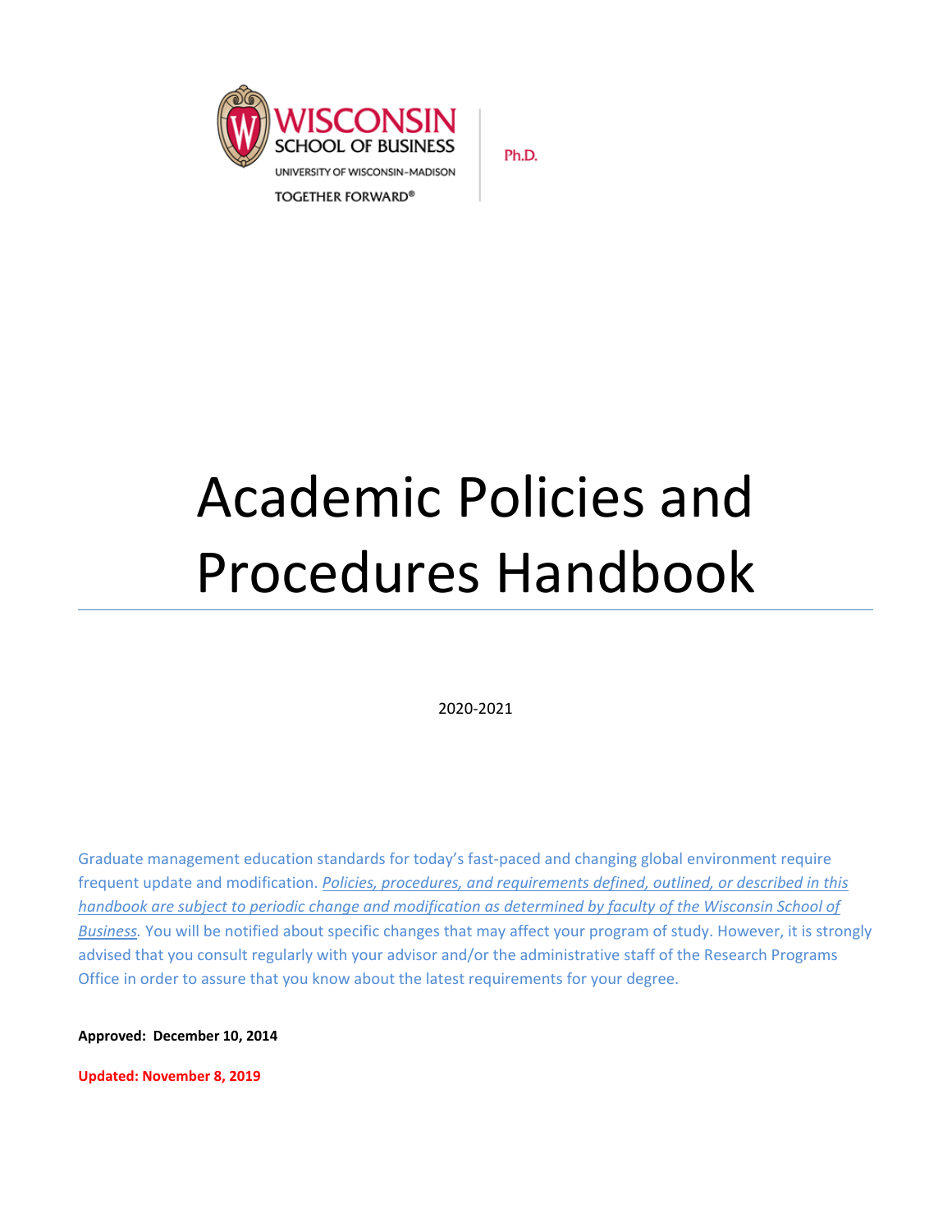WISCONSIN SCHOOL OF BUSINESS
UNIVERSITY OF WISCONSIN–MADISON
TOGETHER FORWARD®

Ph.D.

# Academic Policies and Procedures Handbook

2020-2021

Graduate management education standards for today's fast-paced and changing global environment require frequent update and modification. *Policies, procedures, and requirements defined, outlined, or described in this handbook are subject to periodic change and modification as determined by faculty of the Wisconsin School of Business.* You will be notified about specific changes that may affect your program of study. However, it is strongly advised that you consult regularly with your advisor and/or the administrative staff of the Research Programs Office in order to assure that you know about the latest requirements for your degree.

**Approved: December 10, 2014**

**Updated: November 8, 2019**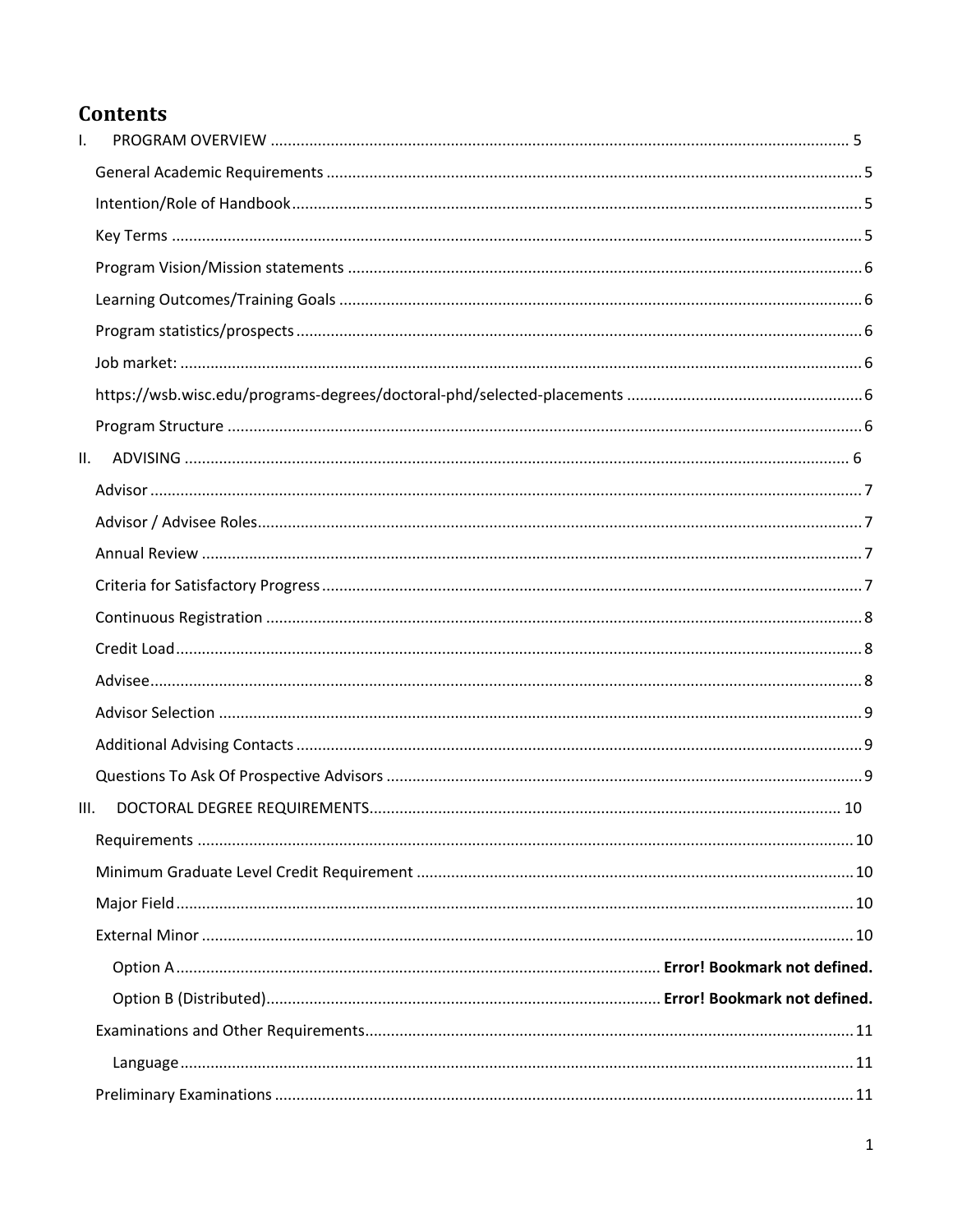## Contents

I. PROGRAM OVERVIEW ..... 5
- General Academic Requirements ..... 5
- Intention/Role of Handbook ..... 5
- Key Terms ..... 5
- Program Vision/Mission statements ..... 6
- Learning Outcomes/Training Goals ..... 6
- Program statistics/prospects ..... 6
- Job market: ..... 6
- https://wsb.wisc.edu/programs-degrees/doctoral-phd/selected-placements ..... 6
- Program Structure ..... 6

II. ADVISING ..... 6
- Advisor ..... 7
- Advisor / Advisee Roles ..... 7
- Annual Review ..... 7
- Criteria for Satisfactory Progress ..... 7
- Continuous Registration ..... 8
- Credit Load ..... 8
- Advisee ..... 8
- Advisor Selection ..... 9
- Additional Advising Contacts ..... 9
- Questions To Ask Of Prospective Advisors ..... 9

III. DOCTORAL DEGREE REQUIREMENTS ..... 10
- Requirements ..... 10
- Minimum Graduate Level Credit Requirement ..... 10
- Major Field ..... 10
- External Minor ..... 10
  - Option A ..... **Error! Bookmark not defined.**
  - Option B (Distributed) ..... **Error! Bookmark not defined.**
- Examinations and Other Requirements ..... 11
  - Language ..... 11
- Preliminary Examinations ..... 11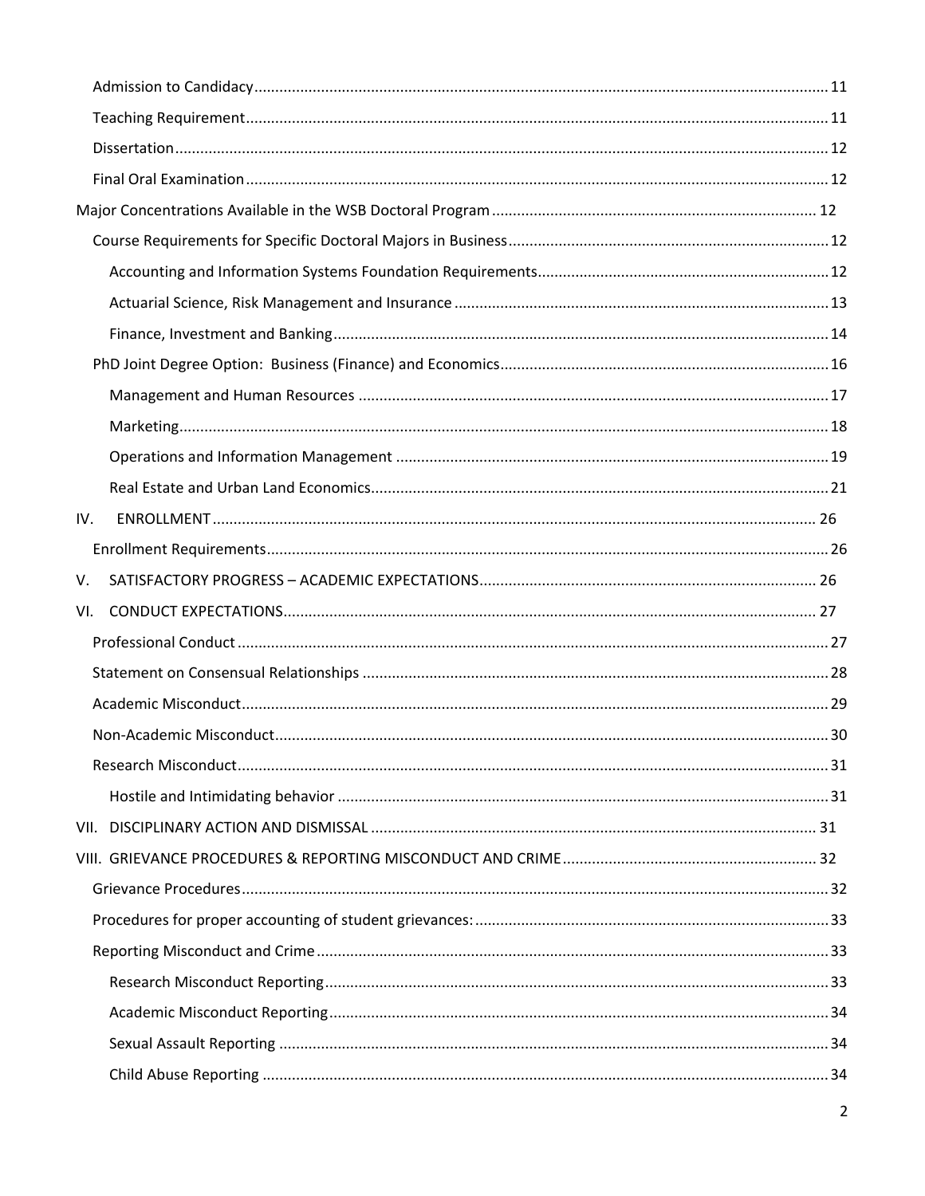- Admission to Candidacy ..... 11
- Teaching Requirement ..... 11
- Dissertation ..... 12
- Final Oral Examination ..... 12

Major Concentrations Available in the WSB Doctoral Program ..... 12

- Course Requirements for Specific Doctoral Majors in Business ..... 12
  - Accounting and Information Systems Foundation Requirements ..... 12
  - Actuarial Science, Risk Management and Insurance ..... 13
  - Finance, Investment and Banking ..... 14
- PhD Joint Degree Option: Business (Finance) and Economics ..... 16
  - Management and Human Resources ..... 17
  - Marketing ..... 18
  - Operations and Information Management ..... 19
  - Real Estate and Urban Land Economics ..... 21

IV. ENROLLMENT ..... 26

- Enrollment Requirements ..... 26

V. SATISFACTORY PROGRESS – ACADEMIC EXPECTATIONS ..... 26

VI. CONDUCT EXPECTATIONS ..... 27

- Professional Conduct ..... 27
- Statement on Consensual Relationships ..... 28
- Academic Misconduct ..... 29
- Non-Academic Misconduct ..... 30
- Research Misconduct ..... 31
  - Hostile and Intimidating behavior ..... 31

VII. DISCIPLINARY ACTION AND DISMISSAL ..... 31

VIII. GRIEVANCE PROCEDURES & REPORTING MISCONDUCT AND CRIME ..... 32

- Grievance Procedures ..... 32
- Procedures for proper accounting of student grievances: ..... 33
- Reporting Misconduct and Crime ..... 33
  - Research Misconduct Reporting ..... 33
  - Academic Misconduct Reporting ..... 34
  - Sexual Assault Reporting ..... 34
  - Child Abuse Reporting ..... 34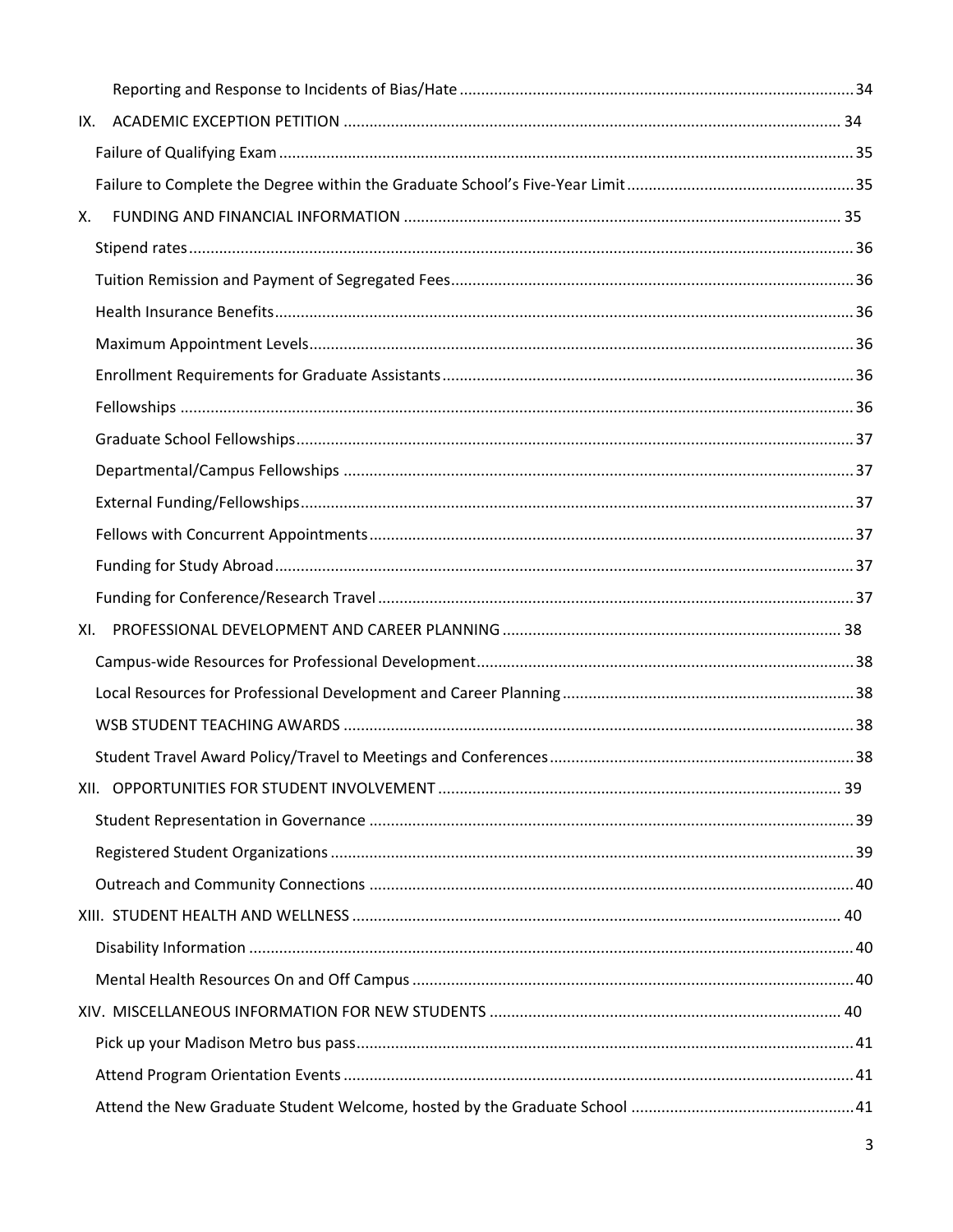Reporting and Response to Incidents of Bias/Hate ........ 34

IX. ACADEMIC EXCEPTION PETITION ........ 34

Failure of Qualifying Exam ........ 35

Failure to Complete the Degree within the Graduate School's Five-Year Limit ........ 35

X. FUNDING AND FINANCIAL INFORMATION ........ 35

Stipend rates ........ 36

Tuition Remission and Payment of Segregated Fees ........ 36

Health Insurance Benefits ........ 36

Maximum Appointment Levels ........ 36

Enrollment Requirements for Graduate Assistants ........ 36

Fellowships ........ 36

Graduate School Fellowships ........ 37

Departmental/Campus Fellowships ........ 37

External Funding/Fellowships ........ 37

Fellows with Concurrent Appointments ........ 37

Funding for Study Abroad ........ 37

Funding for Conference/Research Travel ........ 37

XI. PROFESSIONAL DEVELOPMENT AND CAREER PLANNING ........ 38

Campus-wide Resources for Professional Development ........ 38

Local Resources for Professional Development and Career Planning ........ 38

WSB STUDENT TEACHING AWARDS ........ 38

Student Travel Award Policy/Travel to Meetings and Conferences ........ 38

XII. OPPORTUNITIES FOR STUDENT INVOLVEMENT ........ 39

Student Representation in Governance ........ 39

Registered Student Organizations ........ 39

Outreach and Community Connections ........ 40

XIII. STUDENT HEALTH AND WELLNESS ........ 40

Disability Information ........ 40

Mental Health Resources On and Off Campus ........ 40

XIV. MISCELLANEOUS INFORMATION FOR NEW STUDENTS ........ 40

Pick up your Madison Metro bus pass ........ 41

Attend Program Orientation Events ........ 41

Attend the New Graduate Student Welcome, hosted by the Graduate School ........ 41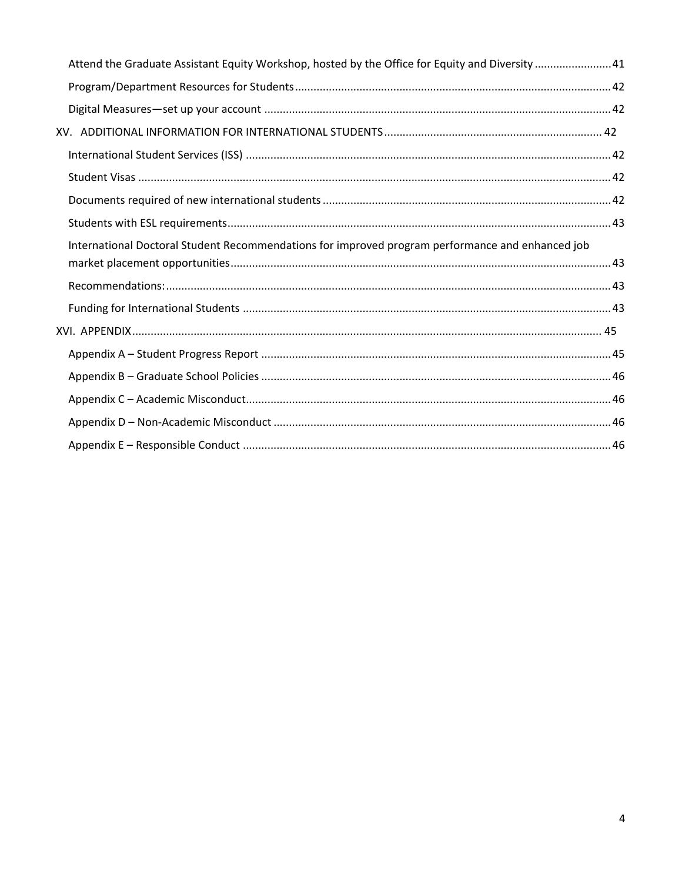Attend the Graduate Assistant Equity Workshop, hosted by the Office for Equity and Diversity ......................... 41

Program/Department Resources for Students ...................................................................................................... 42

Digital Measures—set up your account ................................................................................................................ 42

XV. ADDITIONAL INFORMATION FOR INTERNATIONAL STUDENTS ...................................................................... 42

International Student Services (ISS) ...................................................................................................................... 42

Student Visas ......................................................................................................................................................... 42

Documents required of new international students ............................................................................................. 42

Students with ESL requirements ............................................................................................................................ 43

International Doctoral Student Recommendations for improved program performance and enhanced job market placement opportunities ........................................................................................................................... 43

Recommendations: ................................................................................................................................................ 43

Funding for International Students ....................................................................................................................... 43

XVI. APPENDIX ........................................................................................................................................................ 45

Appendix A – Student Progress Report ................................................................................................................. 45

Appendix B – Graduate School Policies ................................................................................................................. 46

Appendix C – Academic Misconduct ...................................................................................................................... 46

Appendix D – Non-Academic Misconduct ............................................................................................................. 46

Appendix E – Responsible Conduct ....................................................................................................................... 46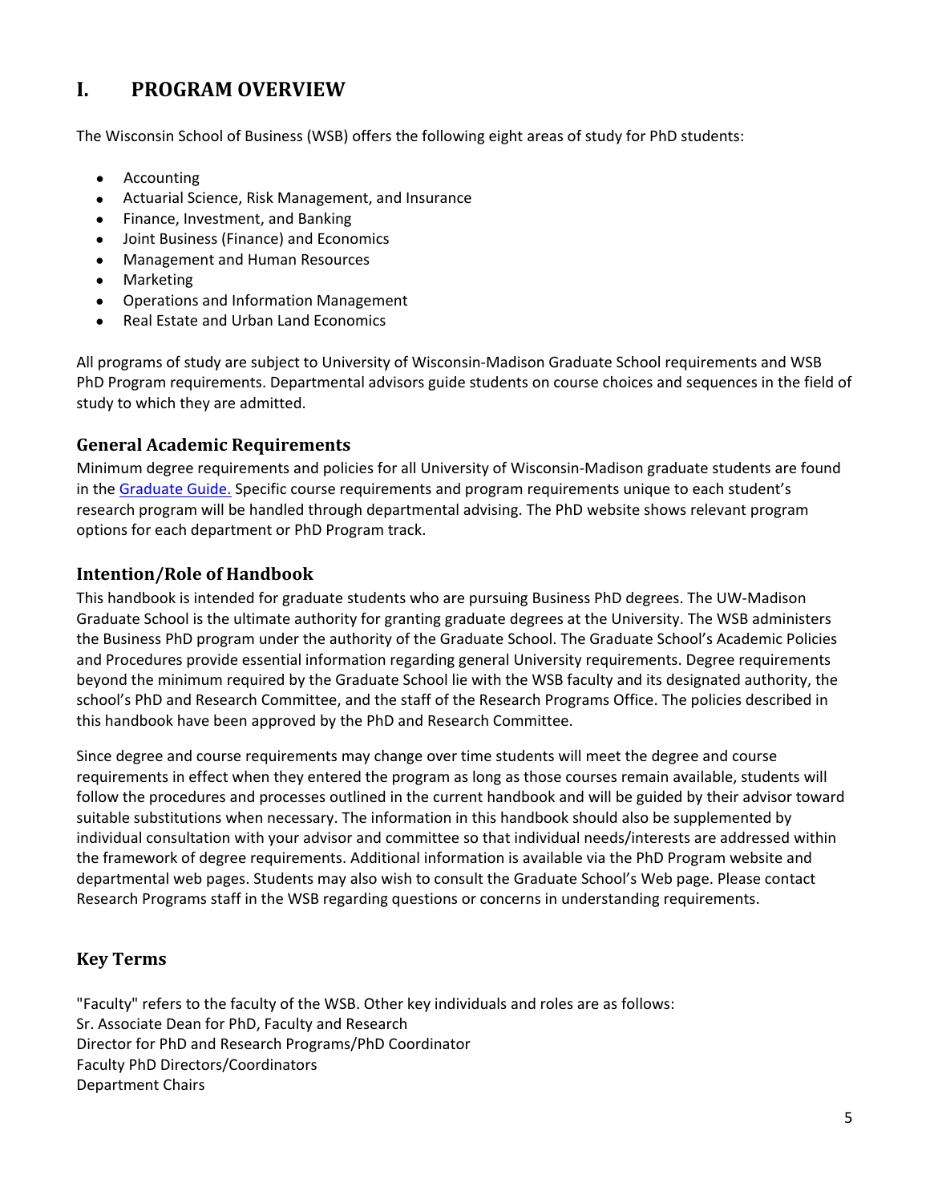# I. PROGRAM OVERVIEW

The Wisconsin School of Business (WSB) offers the following eight areas of study for PhD students:

- Accounting
- Actuarial Science, Risk Management, and Insurance
- Finance, Investment, and Banking
- Joint Business (Finance) and Economics
- Management and Human Resources
- Marketing
- Operations and Information Management
- Real Estate and Urban Land Economics

All programs of study are subject to University of Wisconsin-Madison Graduate School requirements and WSB PhD Program requirements. Departmental advisors guide students on course choices and sequences in the field of study to which they are admitted.

## General Academic Requirements

Minimum degree requirements and policies for all University of Wisconsin-Madison graduate students are found in the [Graduate Guide.](Graduate Guide) Specific course requirements and program requirements unique to each student's research program will be handled through departmental advising. The PhD website shows relevant program options for each department or PhD Program track.

## Intention/Role of Handbook

This handbook is intended for graduate students who are pursuing Business PhD degrees. The UW-Madison Graduate School is the ultimate authority for granting graduate degrees at the University. The WSB administers the Business PhD program under the authority of the Graduate School. The Graduate School's Academic Policies and Procedures provide essential information regarding general University requirements. Degree requirements beyond the minimum required by the Graduate School lie with the WSB faculty and its designated authority, the school's PhD and Research Committee, and the staff of the Research Programs Office. The policies described in this handbook have been approved by the PhD and Research Committee.

Since degree and course requirements may change over time students will meet the degree and course requirements in effect when they entered the program as long as those courses remain available, students will follow the procedures and processes outlined in the current handbook and will be guided by their advisor toward suitable substitutions when necessary. The information in this handbook should also be supplemented by individual consultation with your advisor and committee so that individual needs/interests are addressed within the framework of degree requirements. Additional information is available via the PhD Program website and departmental web pages. Students may also wish to consult the Graduate School's Web page. Please contact Research Programs staff in the WSB regarding questions or concerns in understanding requirements.

## Key Terms

"Faculty" refers to the faculty of the WSB. Other key individuals and roles are as follows:
Sr. Associate Dean for PhD, Faculty and Research
Director for PhD and Research Programs/PhD Coordinator
Faculty PhD Directors/Coordinators
Department Chairs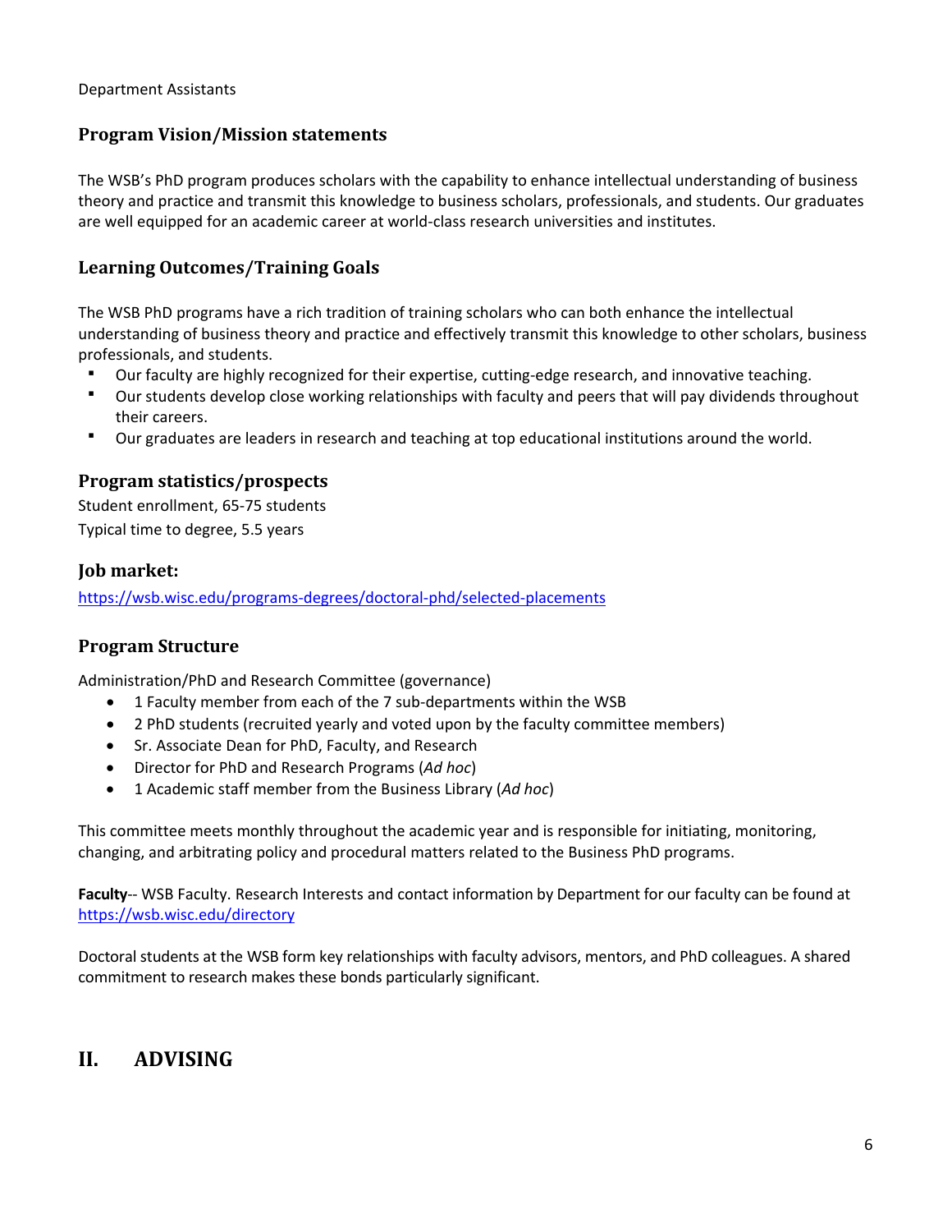Department Assistants

## Program Vision/Mission statements

The WSB's PhD program produces scholars with the capability to enhance intellectual understanding of business theory and practice and transmit this knowledge to business scholars, professionals, and students. Our graduates are well equipped for an academic career at world-class research universities and institutes.

## Learning Outcomes/Training Goals

The WSB PhD programs have a rich tradition of training scholars who can both enhance the intellectual understanding of business theory and practice and effectively transmit this knowledge to other scholars, business professionals, and students.

- Our faculty are highly recognized for their expertise, cutting-edge research, and innovative teaching.
- Our students develop close working relationships with faculty and peers that will pay dividends throughout their careers.
- Our graduates are leaders in research and teaching at top educational institutions around the world.

## Program statistics/prospects

Student enrollment, 65-75 students

Typical time to degree, 5.5 years

## Job market:

https://wsb.wisc.edu/programs-degrees/doctoral-phd/selected-placements

## Program Structure

Administration/PhD and Research Committee (governance)

- 1 Faculty member from each of the 7 sub-departments within the WSB
- 2 PhD students (recruited yearly and voted upon by the faculty committee members)
- Sr. Associate Dean for PhD, Faculty, and Research
- Director for PhD and Research Programs (*Ad hoc*)
- 1 Academic staff member from the Business Library (*Ad hoc*)

This committee meets monthly throughout the academic year and is responsible for initiating, monitoring, changing, and arbitrating policy and procedural matters related to the Business PhD programs.

**Faculty**-- WSB Faculty. Research Interests and contact information by Department for our faculty can be found at https://wsb.wisc.edu/directory

Doctoral students at the WSB form key relationships with faculty advisors, mentors, and PhD colleagues. A shared commitment to research makes these bonds particularly significant.

# II. ADVISING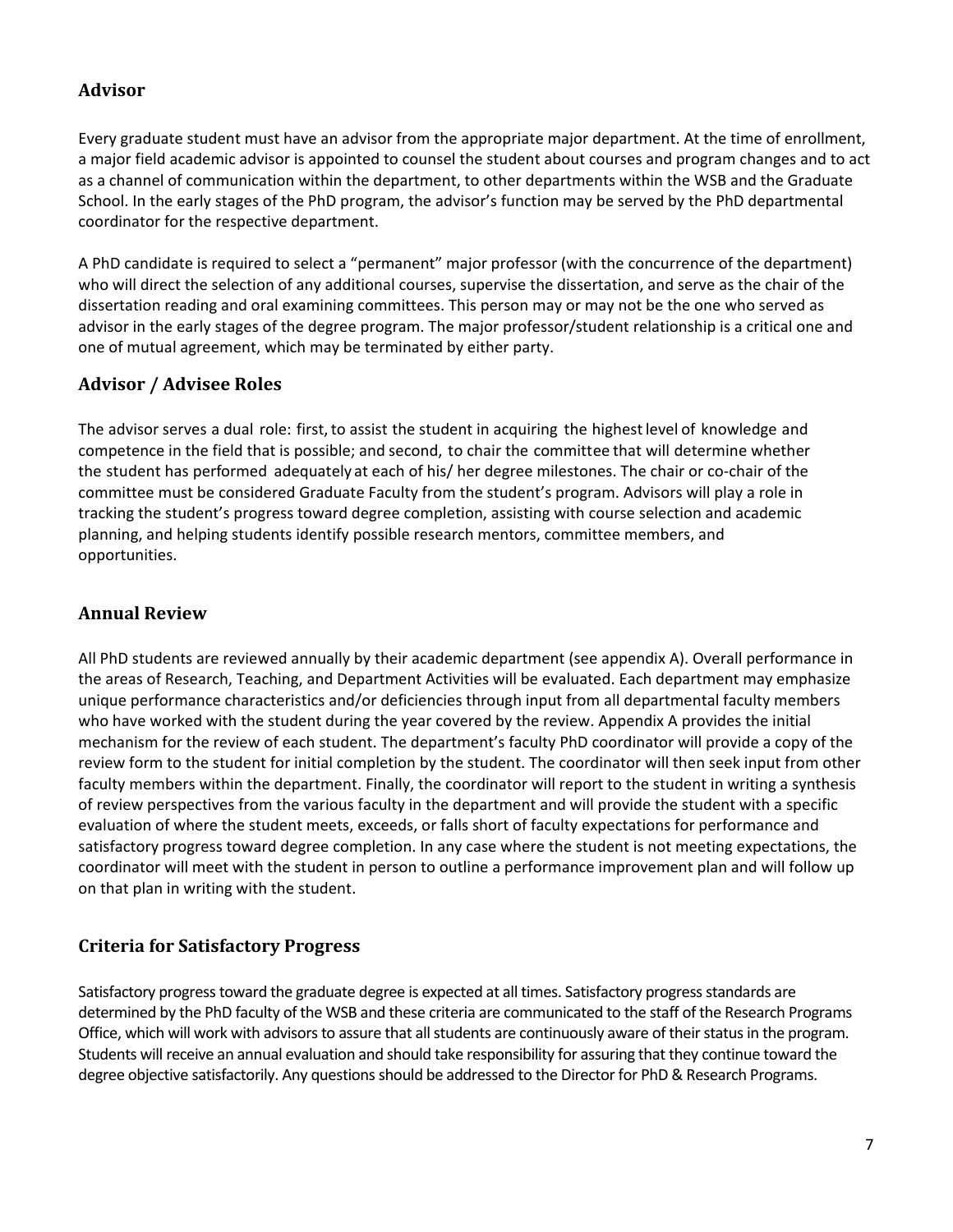## Advisor

Every graduate student must have an advisor from the appropriate major department. At the time of enrollment, a major field academic advisor is appointed to counsel the student about courses and program changes and to act as a channel of communication within the department, to other departments within the WSB and the Graduate School. In the early stages of the PhD program, the advisor's function may be served by the PhD departmental coordinator for the respective department.

A PhD candidate is required to select a "permanent" major professor (with the concurrence of the department) who will direct the selection of any additional courses, supervise the dissertation, and serve as the chair of the dissertation reading and oral examining committees. This person may or may not be the one who served as advisor in the early stages of the degree program. The major professor/student relationship is a critical one and one of mutual agreement, which may be terminated by either party.

## Advisor / Advisee Roles

The advisor serves a dual role: first, to assist the student in acquiring the highest level of knowledge and competence in the field that is possible; and second, to chair the committee that will determine whether the student has performed adequately at each of his/ her degree milestones. The chair or co-chair of the committee must be considered Graduate Faculty from the student's program. Advisors will play a role in tracking the student's progress toward degree completion, assisting with course selection and academic planning, and helping students identify possible research mentors, committee members, and opportunities.

## Annual Review

All PhD students are reviewed annually by their academic department (see appendix A). Overall performance in the areas of Research, Teaching, and Department Activities will be evaluated. Each department may emphasize unique performance characteristics and/or deficiencies through input from all departmental faculty members who have worked with the student during the year covered by the review. Appendix A provides the initial mechanism for the review of each student. The department's faculty PhD coordinator will provide a copy of the review form to the student for initial completion by the student. The coordinator will then seek input from other faculty members within the department. Finally, the coordinator will report to the student in writing a synthesis of review perspectives from the various faculty in the department and will provide the student with a specific evaluation of where the student meets, exceeds, or falls short of faculty expectations for performance and satisfactory progress toward degree completion. In any case where the student is not meeting expectations, the coordinator will meet with the student in person to outline a performance improvement plan and will follow up on that plan in writing with the student.

## Criteria for Satisfactory Progress

Satisfactory progress toward the graduate degree is expected at all times. Satisfactory progress standards are determined by the PhD faculty of the WSB and these criteria are communicated to the staff of the Research Programs Office, which will work with advisors to assure that all students are continuously aware of their status in the program. Students will receive an annual evaluation and should take responsibility for assuring that they continue toward the degree objective satisfactorily. Any questions should be addressed to the Director for PhD & Research Programs.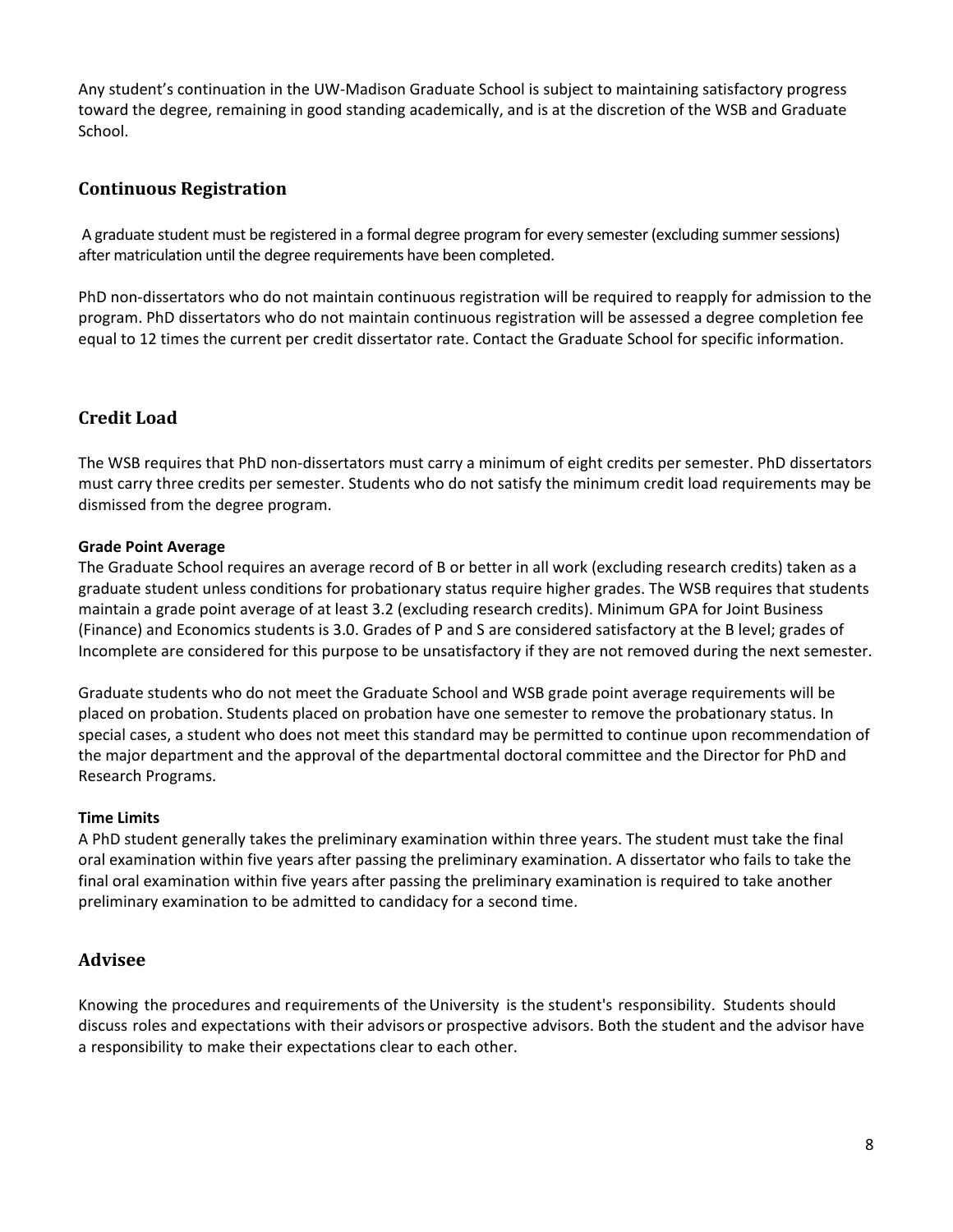Any student's continuation in the UW-Madison Graduate School is subject to maintaining satisfactory progress toward the degree, remaining in good standing academically, and is at the discretion of the WSB and Graduate School.

## Continuous Registration

A graduate student must be registered in a formal degree program for every semester (excluding summer sessions) after matriculation until the degree requirements have been completed.

PhD non-dissertators who do not maintain continuous registration will be required to reapply for admission to the program. PhD dissertators who do not maintain continuous registration will be assessed a degree completion fee equal to 12 times the current per credit dissertator rate. Contact the Graduate School for specific information.

## Credit Load

The WSB requires that PhD non-dissertators must carry a minimum of eight credits per semester. PhD dissertators must carry three credits per semester. Students who do not satisfy the minimum credit load requirements may be dismissed from the degree program.

**Grade Point Average**

The Graduate School requires an average record of B or better in all work (excluding research credits) taken as a graduate student unless conditions for probationary status require higher grades. The WSB requires that students maintain a grade point average of at least 3.2 (excluding research credits). Minimum GPA for Joint Business (Finance) and Economics students is 3.0. Grades of P and S are considered satisfactory at the B level; grades of Incomplete are considered for this purpose to be unsatisfactory if they are not removed during the next semester.

Graduate students who do not meet the Graduate School and WSB grade point average requirements will be placed on probation. Students placed on probation have one semester to remove the probationary status. In special cases, a student who does not meet this standard may be permitted to continue upon recommendation of the major department and the approval of the departmental doctoral committee and the Director for PhD and Research Programs.

**Time Limits**

A PhD student generally takes the preliminary examination within three years. The student must take the final oral examination within five years after passing the preliminary examination. A dissertator who fails to take the final oral examination within five years after passing the preliminary examination is required to take another preliminary examination to be admitted to candidacy for a second time.

## Advisee

Knowing the procedures and requirements of the University is the student's responsibility. Students should discuss roles and expectations with their advisors or prospective advisors. Both the student and the advisor have a responsibility to make their expectations clear to each other.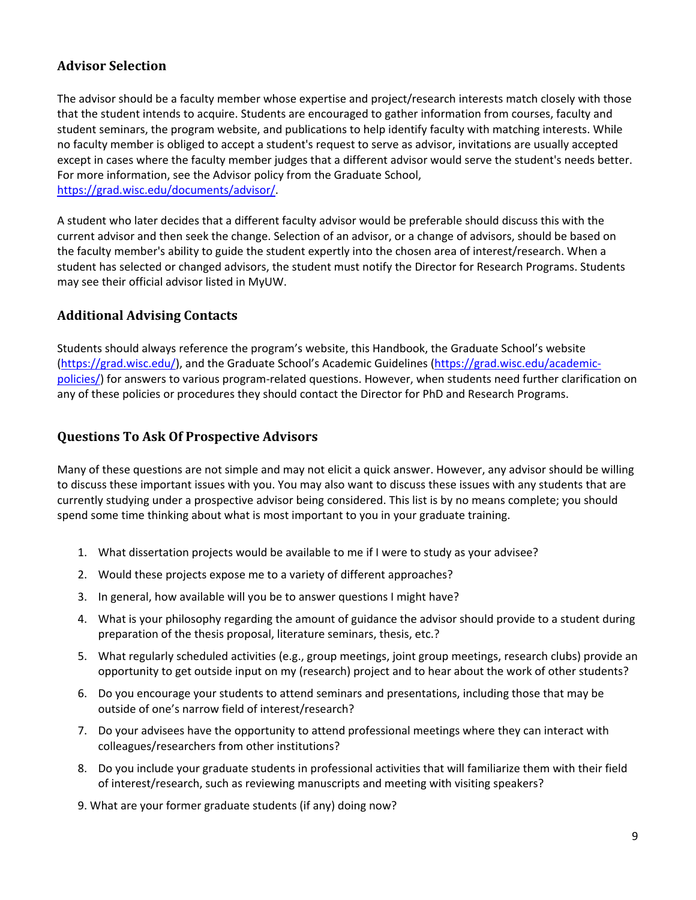## Advisor Selection

The advisor should be a faculty member whose expertise and project/research interests match closely with those that the student intends to acquire. Students are encouraged to gather information from courses, faculty and student seminars, the program website, and publications to help identify faculty with matching interests. While no faculty member is obliged to accept a student's request to serve as advisor, invitations are usually accepted except in cases where the faculty member judges that a different advisor would serve the student's needs better. For more information, see the Advisor policy from the Graduate School, https://grad.wisc.edu/documents/advisor/.

A student who later decides that a different faculty advisor would be preferable should discuss this with the current advisor and then seek the change. Selection of an advisor, or a change of advisors, should be based on the faculty member's ability to guide the student expertly into the chosen area of interest/research. When a student has selected or changed advisors, the student must notify the Director for Research Programs. Students may see their official advisor listed in MyUW.

## Additional Advising Contacts

Students should always reference the program's website, this Handbook, the Graduate School's website (https://grad.wisc.edu/), and the Graduate School's Academic Guidelines (https://grad.wisc.edu/academic-policies/) for answers to various program-related questions. However, when students need further clarification on any of these policies or procedures they should contact the Director for PhD and Research Programs.

## Questions To Ask Of Prospective Advisors

Many of these questions are not simple and may not elicit a quick answer. However, any advisor should be willing to discuss these important issues with you. You may also want to discuss these issues with any students that are currently studying under a prospective advisor being considered. This list is by no means complete; you should spend some time thinking about what is most important to you in your graduate training.

1. What dissertation projects would be available to me if I were to study as your advisee?
2. Would these projects expose me to a variety of different approaches?
3. In general, how available will you be to answer questions I might have?
4. What is your philosophy regarding the amount of guidance the advisor should provide to a student during preparation of the thesis proposal, literature seminars, thesis, etc.?
5. What regularly scheduled activities (e.g., group meetings, joint group meetings, research clubs) provide an opportunity to get outside input on my (research) project and to hear about the work of other students?
6. Do you encourage your students to attend seminars and presentations, including those that may be outside of one's narrow field of interest/research?
7. Do your advisees have the opportunity to attend professional meetings where they can interact with colleagues/researchers from other institutions?
8. Do you include your graduate students in professional activities that will familiarize them with their field of interest/research, such as reviewing manuscripts and meeting with visiting speakers?
9. What are your former graduate students (if any) doing now?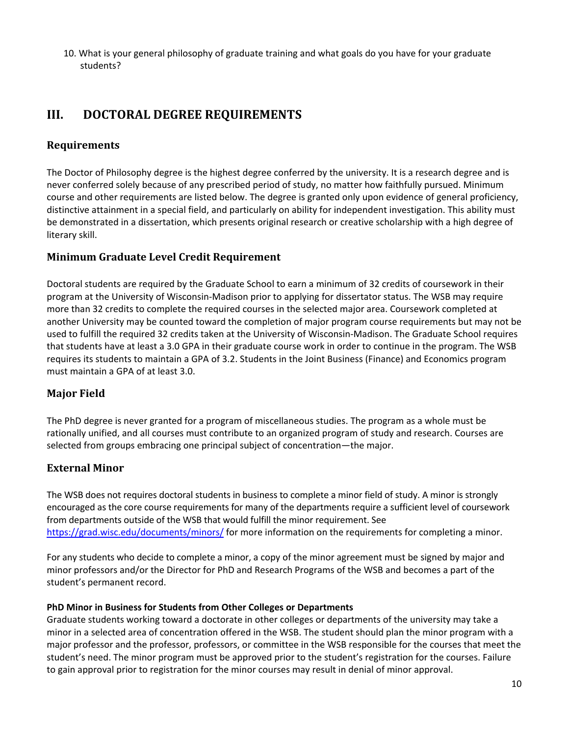10. What is your general philosophy of graduate training and what goals do you have for your graduate students?

# III. DOCTORAL DEGREE REQUIREMENTS

## Requirements

The Doctor of Philosophy degree is the highest degree conferred by the university. It is a research degree and is never conferred solely because of any prescribed period of study, no matter how faithfully pursued. Minimum course and other requirements are listed below. The degree is granted only upon evidence of general proficiency, distinctive attainment in a special field, and particularly on ability for independent investigation. This ability must be demonstrated in a dissertation, which presents original research or creative scholarship with a high degree of literary skill.

## Minimum Graduate Level Credit Requirement

Doctoral students are required by the Graduate School to earn a minimum of 32 credits of coursework in their program at the University of Wisconsin-Madison prior to applying for dissertator status. The WSB may require more than 32 credits to complete the required courses in the selected major area. Coursework completed at another University may be counted toward the completion of major program course requirements but may not be used to fulfill the required 32 credits taken at the University of Wisconsin-Madison. The Graduate School requires that students have at least a 3.0 GPA in their graduate course work in order to continue in the program. The WSB requires its students to maintain a GPA of 3.2. Students in the Joint Business (Finance) and Economics program must maintain a GPA of at least 3.0.

## Major Field

The PhD degree is never granted for a program of miscellaneous studies. The program as a whole must be rationally unified, and all courses must contribute to an organized program of study and research. Courses are selected from groups embracing one principal subject of concentration—the major.

## External Minor

The WSB does not requires doctoral students in business to complete a minor field of study. A minor is strongly encouraged as the core course requirements for many of the departments require a sufficient level of coursework from departments outside of the WSB that would fulfill the minor requirement. See https://grad.wisc.edu/documents/minors/ for more information on the requirements for completing a minor.

For any students who decide to complete a minor, a copy of the minor agreement must be signed by major and minor professors and/or the Director for PhD and Research Programs of the WSB and becomes a part of the student's permanent record.

**PhD Minor in Business for Students from Other Colleges or Departments**

Graduate students working toward a doctorate in other colleges or departments of the university may take a minor in a selected area of concentration offered in the WSB. The student should plan the minor program with a major professor and the professor, professors, or committee in the WSB responsible for the courses that meet the student's need. The minor program must be approved prior to the student's registration for the courses. Failure to gain approval prior to registration for the minor courses may result in denial of minor approval.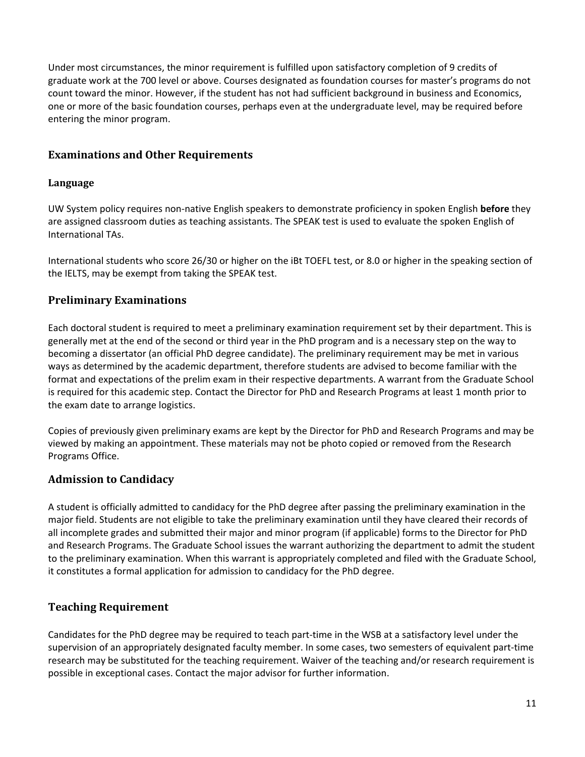Under most circumstances, the minor requirement is fulfilled upon satisfactory completion of 9 credits of graduate work at the 700 level or above. Courses designated as foundation courses for master's programs do not count toward the minor. However, if the student has not had sufficient background in business and Economics, one or more of the basic foundation courses, perhaps even at the undergraduate level, may be required before entering the minor program.

## Examinations and Other Requirements

### Language

UW System policy requires non-native English speakers to demonstrate proficiency in spoken English **before** they are assigned classroom duties as teaching assistants. The SPEAK test is used to evaluate the spoken English of International TAs.

International students who score 26/30 or higher on the iBt TOEFL test, or 8.0 or higher in the speaking section of the IELTS, may be exempt from taking the SPEAK test.

## Preliminary Examinations

Each doctoral student is required to meet a preliminary examination requirement set by their department. This is generally met at the end of the second or third year in the PhD program and is a necessary step on the way to becoming a dissertator (an official PhD degree candidate). The preliminary requirement may be met in various ways as determined by the academic department, therefore students are advised to become familiar with the format and expectations of the prelim exam in their respective departments. A warrant from the Graduate School is required for this academic step. Contact the Director for PhD and Research Programs at least 1 month prior to the exam date to arrange logistics.

Copies of previously given preliminary exams are kept by the Director for PhD and Research Programs and may be viewed by making an appointment. These materials may not be photo copied or removed from the Research Programs Office.

## Admission to Candidacy

A student is officially admitted to candidacy for the PhD degree after passing the preliminary examination in the major field. Students are not eligible to take the preliminary examination until they have cleared their records of all incomplete grades and submitted their major and minor program (if applicable) forms to the Director for PhD and Research Programs. The Graduate School issues the warrant authorizing the department to admit the student to the preliminary examination. When this warrant is appropriately completed and filed with the Graduate School, it constitutes a formal application for admission to candidacy for the PhD degree.

## Teaching Requirement

Candidates for the PhD degree may be required to teach part-time in the WSB at a satisfactory level under the supervision of an appropriately designated faculty member. In some cases, two semesters of equivalent part-time research may be substituted for the teaching requirement. Waiver of the teaching and/or research requirement is possible in exceptional cases. Contact the major advisor for further information.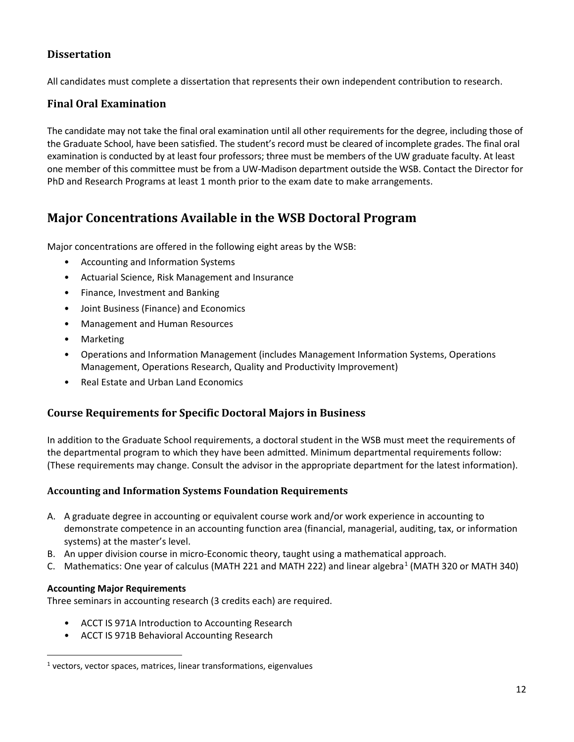### Dissertation

All candidates must complete a dissertation that represents their own independent contribution to research.

### Final Oral Examination

The candidate may not take the final oral examination until all other requirements for the degree, including those of the Graduate School, have been satisfied. The student's record must be cleared of incomplete grades. The final oral examination is conducted by at least four professors; three must be members of the UW graduate faculty. At least one member of this committee must be from a UW-Madison department outside the WSB. Contact the Director for PhD and Research Programs at least 1 month prior to the exam date to make arrangements.

## Major Concentrations Available in the WSB Doctoral Program

Major concentrations are offered in the following eight areas by the WSB:

- Accounting and Information Systems
- Actuarial Science, Risk Management and Insurance
- Finance, Investment and Banking
- Joint Business (Finance) and Economics
- Management and Human Resources
- Marketing
- Operations and Information Management (includes Management Information Systems, Operations Management, Operations Research, Quality and Productivity Improvement)
- Real Estate and Urban Land Economics

### Course Requirements for Specific Doctoral Majors in Business

In addition to the Graduate School requirements, a doctoral student in the WSB must meet the requirements of the departmental program to which they have been admitted. Minimum departmental requirements follow: (These requirements may change. Consult the advisor in the appropriate department for the latest information).

#### Accounting and Information Systems Foundation Requirements

A. A graduate degree in accounting or equivalent course work and/or work experience in accounting to demonstrate competence in an accounting function area (financial, managerial, auditing, tax, or information systems) at the master's level.
B. An upper division course in micro-Economic theory, taught using a mathematical approach.
C. Mathematics: One year of calculus (MATH 221 and MATH 222) and linear algebra[1] (MATH 320 or MATH 340)

**Accounting Major Requirements**
Three seminars in accounting research (3 credits each) are required.

- ACCT IS 971A Introduction to Accounting Research
- ACCT IS 971B Behavioral Accounting Research

[1] vectors, vector spaces, matrices, linear transformations, eigenvalues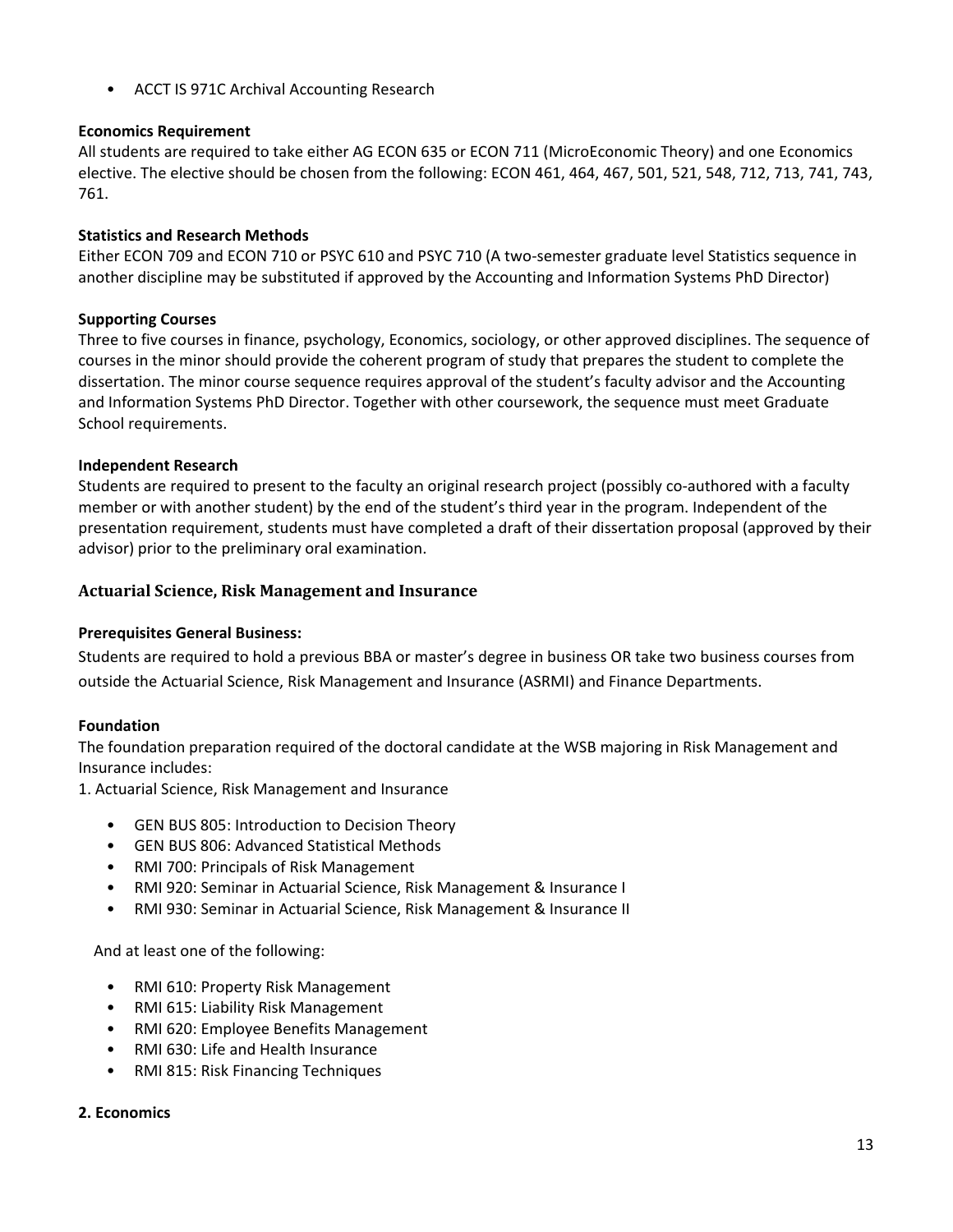- ACCT IS 971C Archival Accounting Research

**Economics Requirement**

All students are required to take either AG ECON 635 or ECON 711 (MicroEconomic Theory) and one Economics elective. The elective should be chosen from the following: ECON 461, 464, 467, 501, 521, 548, 712, 713, 741, 743, 761.

**Statistics and Research Methods**

Either ECON 709 and ECON 710 or PSYC 610 and PSYC 710 (A two-semester graduate level Statistics sequence in another discipline may be substituted if approved by the Accounting and Information Systems PhD Director)

**Supporting Courses**

Three to five courses in finance, psychology, Economics, sociology, or other approved disciplines. The sequence of courses in the minor should provide the coherent program of study that prepares the student to complete the dissertation. The minor course sequence requires approval of the student's faculty advisor and the Accounting and Information Systems PhD Director. Together with other coursework, the sequence must meet Graduate School requirements.

**Independent Research**

Students are required to present to the faculty an original research project (possibly co-authored with a faculty member or with another student) by the end of the student's third year in the program. Independent of the presentation requirement, students must have completed a draft of their dissertation proposal (approved by their advisor) prior to the preliminary oral examination.

### Actuarial Science, Risk Management and Insurance

**Prerequisites General Business:**

Students are required to hold a previous BBA or master's degree in business OR take two business courses from outside the Actuarial Science, Risk Management and Insurance (ASRMI) and Finance Departments.

**Foundation**

The foundation preparation required of the doctoral candidate at the WSB majoring in Risk Management and Insurance includes:

1. Actuarial Science, Risk Management and Insurance

- GEN BUS 805: Introduction to Decision Theory
- GEN BUS 806: Advanced Statistical Methods
- RMI 700: Principals of Risk Management
- RMI 920: Seminar in Actuarial Science, Risk Management & Insurance I
- RMI 930: Seminar in Actuarial Science, Risk Management & Insurance II

And at least one of the following:

- RMI 610: Property Risk Management
- RMI 615: Liability Risk Management
- RMI 620: Employee Benefits Management
- RMI 630: Life and Health Insurance
- RMI 815: Risk Financing Techniques

**2. Economics**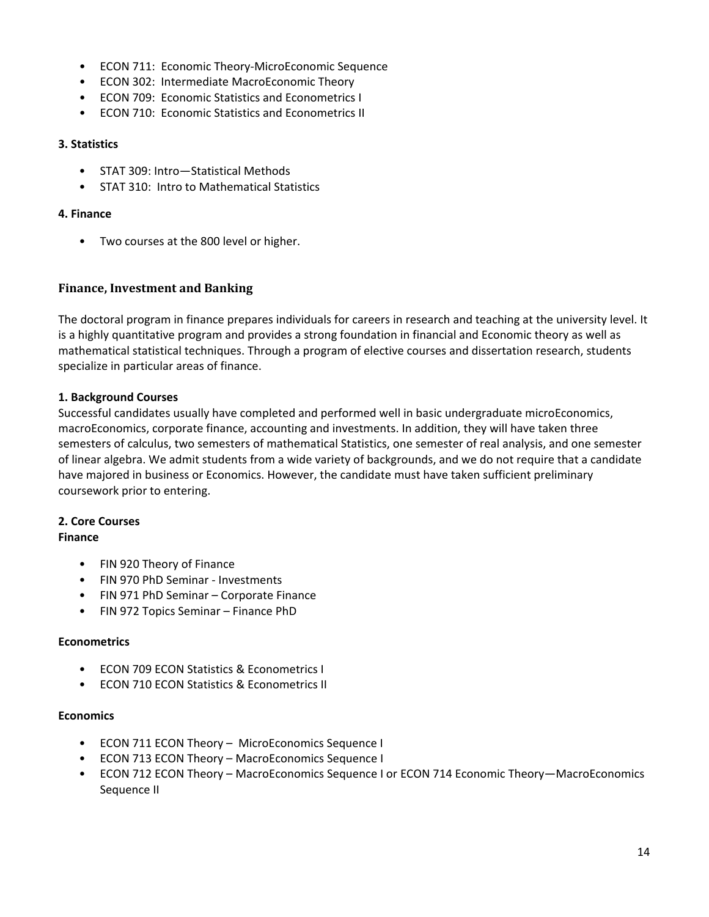- ECON 711: Economic Theory-MicroEconomic Sequence
- ECON 302: Intermediate MacroEconomic Theory
- ECON 709: Economic Statistics and Econometrics I
- ECON 710: Economic Statistics and Econometrics II

**3. Statistics**

- STAT 309: Intro—Statistical Methods
- STAT 310: Intro to Mathematical Statistics

**4. Finance**

- Two courses at the 800 level or higher.

### Finance, Investment and Banking

The doctoral program in finance prepares individuals for careers in research and teaching at the university level. It is a highly quantitative program and provides a strong foundation in financial and Economic theory as well as mathematical statistical techniques. Through a program of elective courses and dissertation research, students specialize in particular areas of finance.

**1. Background Courses**

Successful candidates usually have completed and performed well in basic undergraduate microEconomics, macroEconomics, corporate finance, accounting and investments. In addition, they will have taken three semesters of calculus, two semesters of mathematical Statistics, one semester of real analysis, and one semester of linear algebra. We admit students from a wide variety of backgrounds, and we do not require that a candidate have majored in business or Economics. However, the candidate must have taken sufficient preliminary coursework prior to entering.

**2. Core Courses**

**Finance**

- FIN 920 Theory of Finance
- FIN 970 PhD Seminar - Investments
- FIN 971 PhD Seminar – Corporate Finance
- FIN 972 Topics Seminar – Finance PhD

**Econometrics**

- ECON 709 ECON Statistics & Econometrics I
- ECON 710 ECON Statistics & Econometrics II

**Economics**

- ECON 711 ECON Theory – MicroEconomics Sequence I
- ECON 713 ECON Theory – MacroEconomics Sequence I
- ECON 712 ECON Theory – MacroEconomics Sequence I or ECON 714 Economic Theory—MacroEconomics Sequence II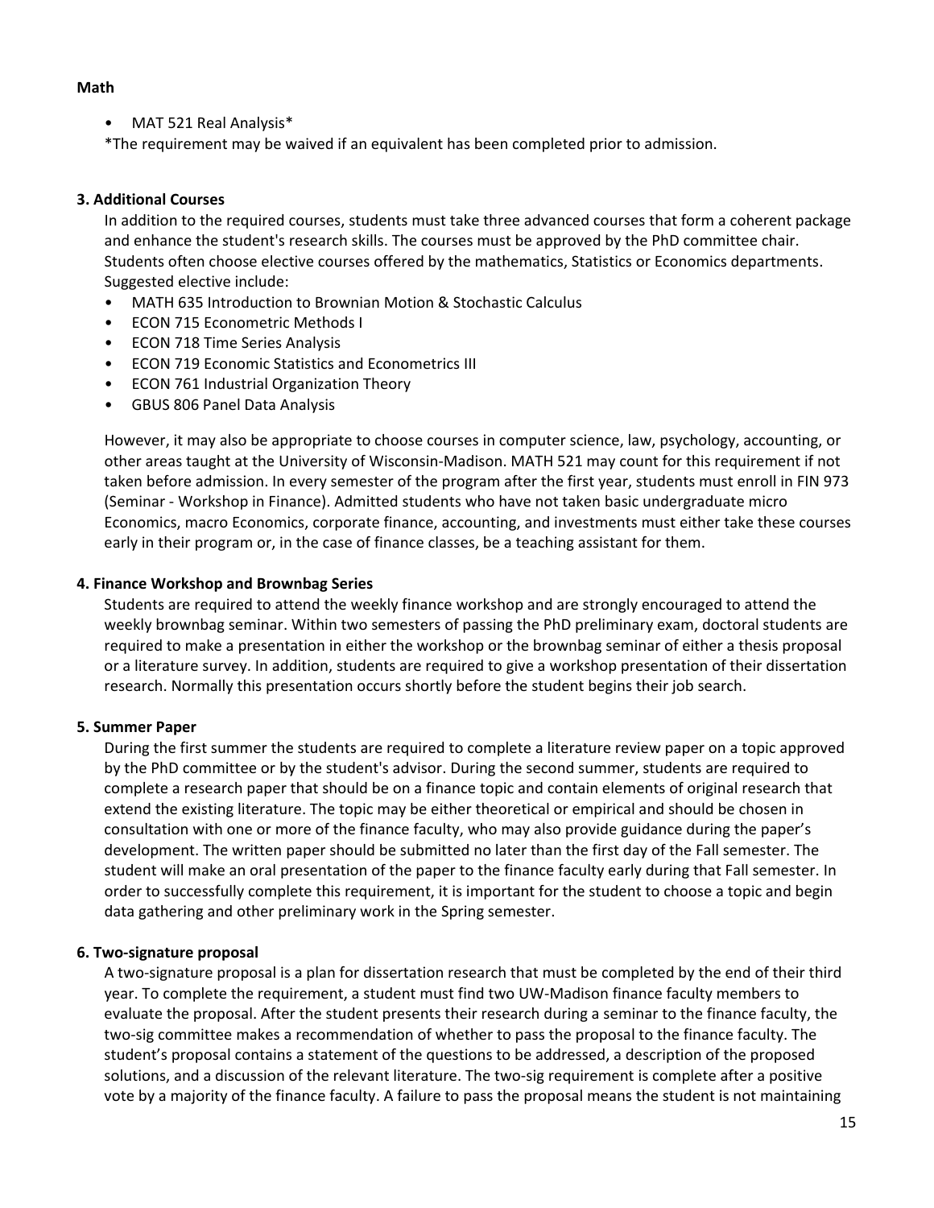**Math**

- MAT 521 Real Analysis*

*The requirement may be waived if an equivalent has been completed prior to admission.

**3. Additional Courses**

In addition to the required courses, students must take three advanced courses that form a coherent package and enhance the student's research skills. The courses must be approved by the PhD committee chair. Students often choose elective courses offered by the mathematics, Statistics or Economics departments. Suggested elective include:

- MATH 635 Introduction to Brownian Motion & Stochastic Calculus
- ECON 715 Econometric Methods I
- ECON 718 Time Series Analysis
- ECON 719 Economic Statistics and Econometrics III
- ECON 761 Industrial Organization Theory
- GBUS 806 Panel Data Analysis

However, it may also be appropriate to choose courses in computer science, law, psychology, accounting, or other areas taught at the University of Wisconsin-Madison. MATH 521 may count for this requirement if not taken before admission. In every semester of the program after the first year, students must enroll in FIN 973 (Seminar - Workshop in Finance). Admitted students who have not taken basic undergraduate micro Economics, macro Economics, corporate finance, accounting, and investments must either take these courses early in their program or, in the case of finance classes, be a teaching assistant for them.

**4. Finance Workshop and Brownbag Series**

Students are required to attend the weekly finance workshop and are strongly encouraged to attend the weekly brownbag seminar. Within two semesters of passing the PhD preliminary exam, doctoral students are required to make a presentation in either the workshop or the brownbag seminar of either a thesis proposal or a literature survey. In addition, students are required to give a workshop presentation of their dissertation research. Normally this presentation occurs shortly before the student begins their job search.

**5. Summer Paper**

During the first summer the students are required to complete a literature review paper on a topic approved by the PhD committee or by the student's advisor. During the second summer, students are required to complete a research paper that should be on a finance topic and contain elements of original research that extend the existing literature. The topic may be either theoretical or empirical and should be chosen in consultation with one or more of the finance faculty, who may also provide guidance during the paper's development. The written paper should be submitted no later than the first day of the Fall semester. The student will make an oral presentation of the paper to the finance faculty early during that Fall semester. In order to successfully complete this requirement, it is important for the student to choose a topic and begin data gathering and other preliminary work in the Spring semester.

**6. Two-signature proposal**

A two-signature proposal is a plan for dissertation research that must be completed by the end of their third year. To complete the requirement, a student must find two UW-Madison finance faculty members to evaluate the proposal. After the student presents their research during a seminar to the finance faculty, the two-sig committee makes a recommendation of whether to pass the proposal to the finance faculty. The student's proposal contains a statement of the questions to be addressed, a description of the proposed solutions, and a discussion of the relevant literature. The two-sig requirement is complete after a positive vote by a majority of the finance faculty. A failure to pass the proposal means the student is not maintaining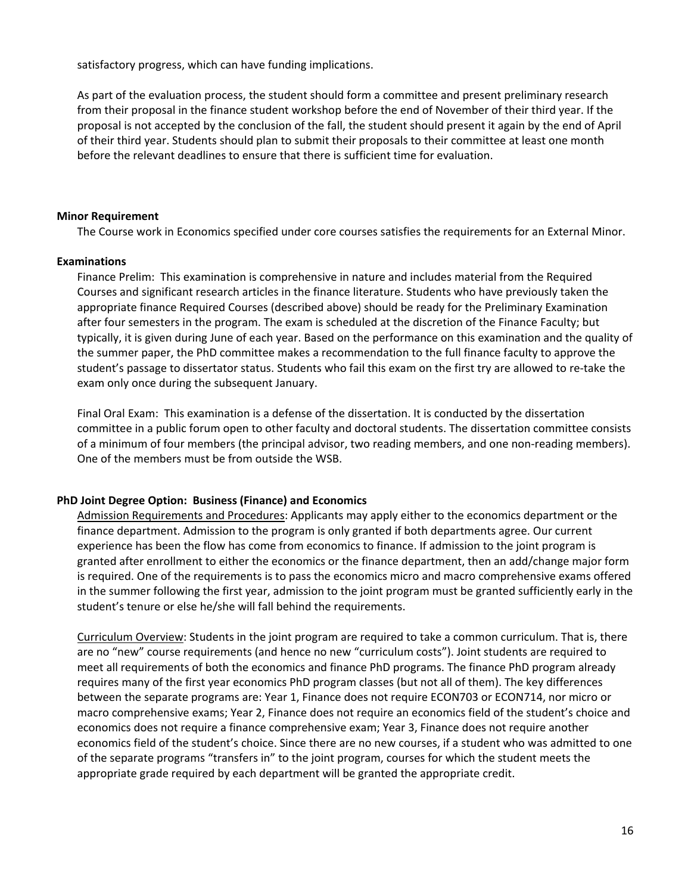satisfactory progress, which can have funding implications.

As part of the evaluation process, the student should form a committee and present preliminary research from their proposal in the finance student workshop before the end of November of their third year. If the proposal is not accepted by the conclusion of the fall, the student should present it again by the end of April of their third year. Students should plan to submit their proposals to their committee at least one month before the relevant deadlines to ensure that there is sufficient time for evaluation.

**Minor Requirement**

The Course work in Economics specified under core courses satisfies the requirements for an External Minor.

**Examinations**

Finance Prelim: This examination is comprehensive in nature and includes material from the Required Courses and significant research articles in the finance literature. Students who have previously taken the appropriate finance Required Courses (described above) should be ready for the Preliminary Examination after four semesters in the program. The exam is scheduled at the discretion of the Finance Faculty; but typically, it is given during June of each year. Based on the performance on this examination and the quality of the summer paper, the PhD committee makes a recommendation to the full finance faculty to approve the student's passage to dissertator status. Students who fail this exam on the first try are allowed to re-take the exam only once during the subsequent January.

Final Oral Exam: This examination is a defense of the dissertation. It is conducted by the dissertation committee in a public forum open to other faculty and doctoral students. The dissertation committee consists of a minimum of four members (the principal advisor, two reading members, and one non-reading members). One of the members must be from outside the WSB.

**PhD Joint Degree Option: Business (Finance) and Economics**

Admission Requirements and Procedures: Applicants may apply either to the economics department or the finance department. Admission to the program is only granted if both departments agree. Our current experience has been the flow has come from economics to finance. If admission to the joint program is granted after enrollment to either the economics or the finance department, then an add/change major form is required. One of the requirements is to pass the economics micro and macro comprehensive exams offered in the summer following the first year, admission to the joint program must be granted sufficiently early in the student's tenure or else he/she will fall behind the requirements.

Curriculum Overview: Students in the joint program are required to take a common curriculum. That is, there are no "new" course requirements (and hence no new "curriculum costs"). Joint students are required to meet all requirements of both the economics and finance PhD programs. The finance PhD program already requires many of the first year economics PhD program classes (but not all of them). The key differences between the separate programs are: Year 1, Finance does not require ECON703 or ECON714, nor micro or macro comprehensive exams; Year 2, Finance does not require an economics field of the student's choice and economics does not require a finance comprehensive exam; Year 3, Finance does not require another economics field of the student's choice. Since there are no new courses, if a student who was admitted to one of the separate programs "transfers in" to the joint program, courses for which the student meets the appropriate grade required by each department will be granted the appropriate credit.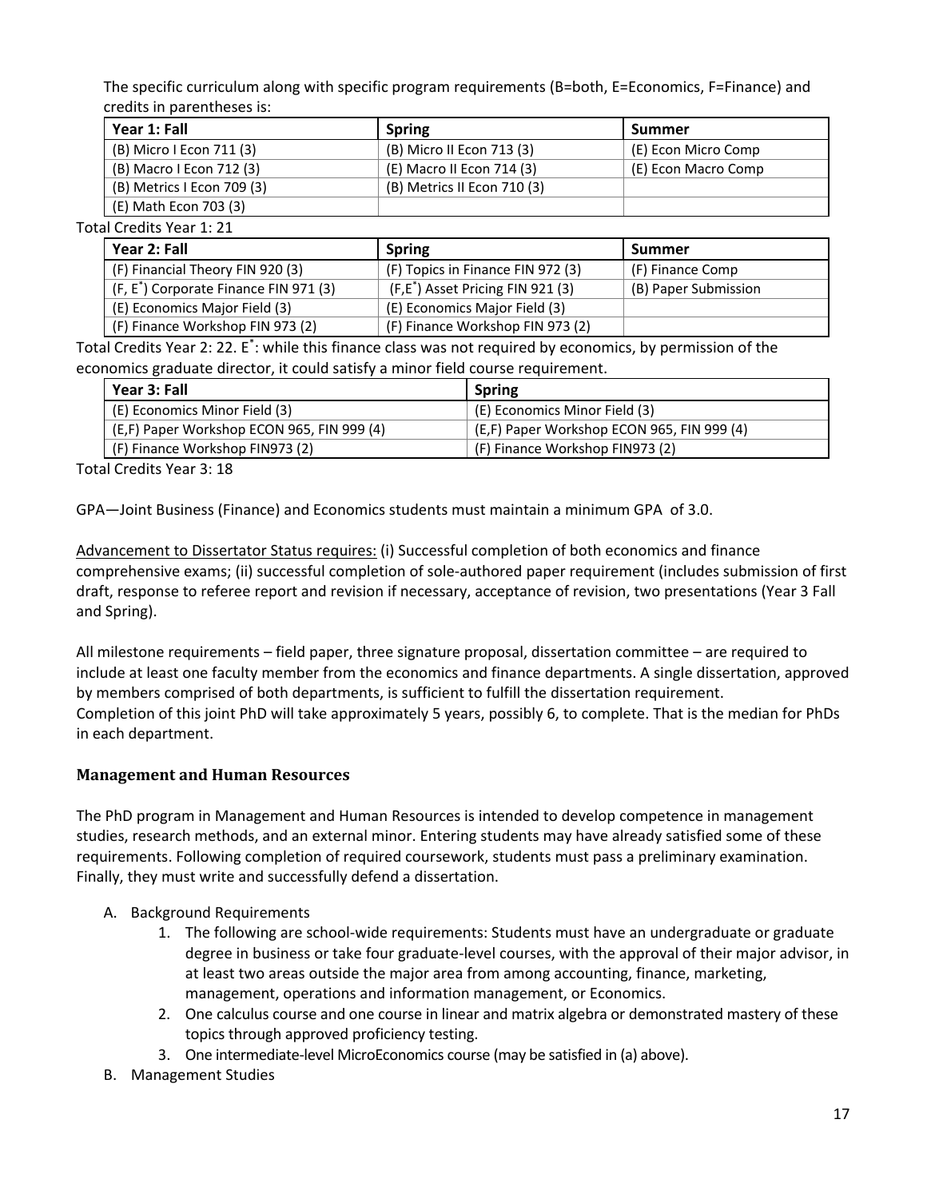The specific curriculum along with specific program requirements (B=both, E=Economics, F=Finance) and credits in parentheses is:

| Year 1: Fall | Spring | Summer |
|---|---|---|
| (B) Micro I Econ 711 (3) | (B) Micro II Econ 713 (3) | (E) Econ Micro Comp |
| (B) Macro I Econ 712 (3) | (E) Macro II Econ 714 (3) | (E) Econ Macro Comp |
| (B) Metrics I Econ 709 (3) | (B) Metrics II Econ 710 (3) | |
| (E) Math Econ 703 (3) | | |

Total Credits Year 1: 21

| Year 2: Fall | Spring | Summer |
|---|---|---|
| (F) Financial Theory FIN 920 (3) | (F) Topics in Finance FIN 972 (3) | (F) Finance Comp |
| (F, E*) Corporate Finance FIN 971 (3) | (F,E*) Asset Pricing FIN 921 (3) | (B) Paper Submission |
| (E) Economics Major Field (3) | (E) Economics Major Field (3) | |
| (F) Finance Workshop FIN 973 (2) | (F) Finance Workshop FIN 973 (2) | |

Total Credits Year 2: 22. E*: while this finance class was not required by economics, by permission of the economics graduate director, it could satisfy a minor field course requirement.

| Year 3: Fall | Spring |
|---|---|
| (E) Economics Minor Field (3) | (E) Economics Minor Field (3) |
| (E,F) Paper Workshop ECON 965, FIN 999 (4) | (E,F) Paper Workshop ECON 965, FIN 999 (4) |
| (F) Finance Workshop FIN973 (2) | (F) Finance Workshop FIN973 (2) |

Total Credits Year 3: 18

GPA—Joint Business (Finance) and Economics students must maintain a minimum GPA of 3.0.

Advancement to Dissertator Status requires: (i) Successful completion of both economics and finance comprehensive exams; (ii) successful completion of sole-authored paper requirement (includes submission of first draft, response to referee report and revision if necessary, acceptance of revision, two presentations (Year 3 Fall and Spring).

All milestone requirements – field paper, three signature proposal, dissertation committee – are required to include at least one faculty member from the economics and finance departments. A single dissertation, approved by members comprised of both departments, is sufficient to fulfill the dissertation requirement.
Completion of this joint PhD will take approximately 5 years, possibly 6, to complete. That is the median for PhDs in each department.

### Management and Human Resources

The PhD program in Management and Human Resources is intended to develop competence in management studies, research methods, and an external minor. Entering students may have already satisfied some of these requirements. Following completion of required coursework, students must pass a preliminary examination. Finally, they must write and successfully defend a dissertation.

A. Background Requirements
    1. The following are school-wide requirements: Students must have an undergraduate or graduate degree in business or take four graduate-level courses, with the approval of their major advisor, in at least two areas outside the major area from among accounting, finance, marketing, management, operations and information management, or Economics.
    2. One calculus course and one course in linear and matrix algebra or demonstrated mastery of these topics through approved proficiency testing.
    3. One intermediate-level MicroEconomics course (may be satisfied in (a) above).
B. Management Studies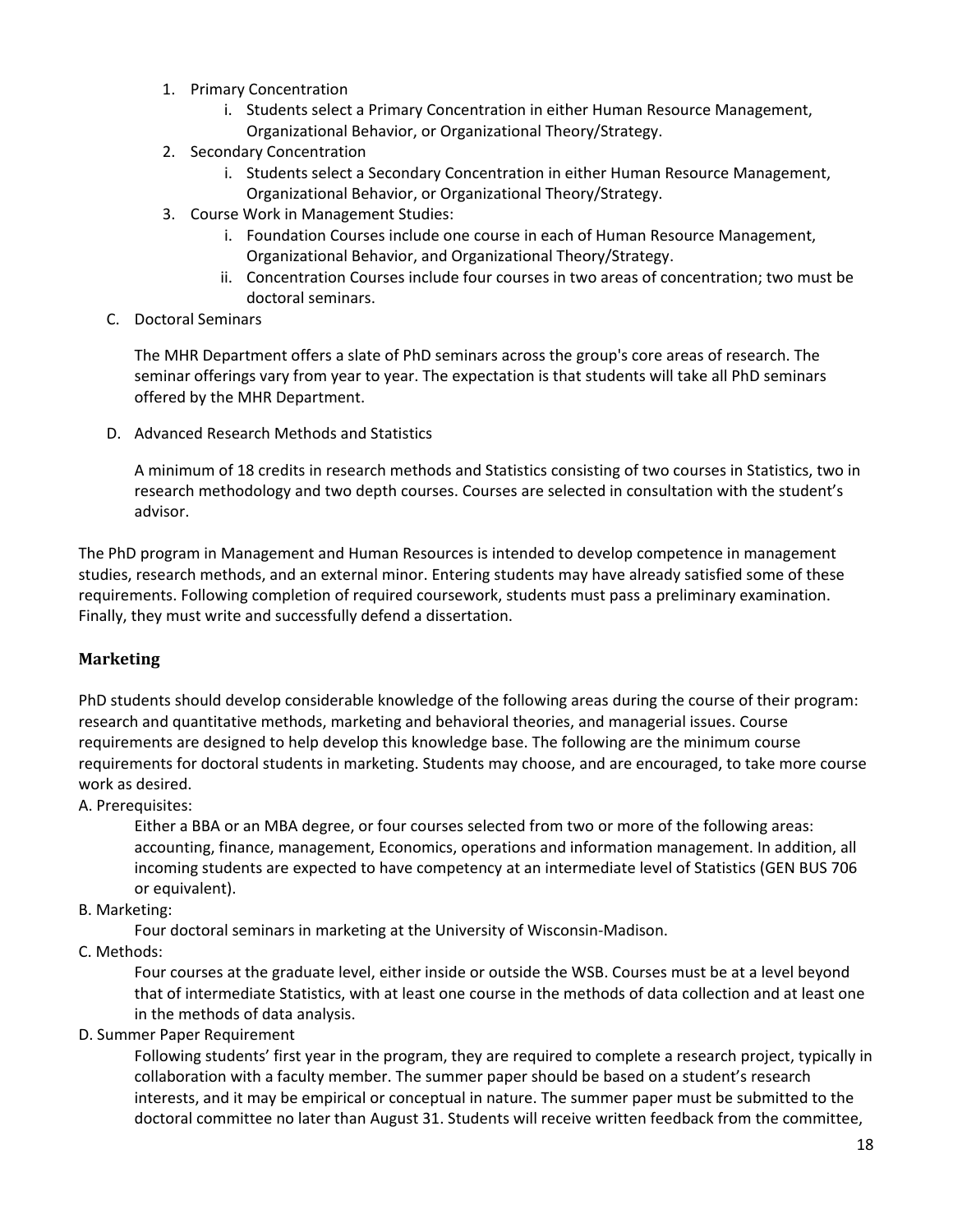1. Primary Concentration
    i. Students select a Primary Concentration in either Human Resource Management, Organizational Behavior, or Organizational Theory/Strategy.
2. Secondary Concentration
    i. Students select a Secondary Concentration in either Human Resource Management, Organizational Behavior, or Organizational Theory/Strategy.
3. Course Work in Management Studies:
    i. Foundation Courses include one course in each of Human Resource Management, Organizational Behavior, and Organizational Theory/Strategy.
    ii. Concentration Courses include four courses in two areas of concentration; two must be doctoral seminars.

C. Doctoral Seminars

The MHR Department offers a slate of PhD seminars across the group's core areas of research. The seminar offerings vary from year to year. The expectation is that students will take all PhD seminars offered by the MHR Department.

D. Advanced Research Methods and Statistics

A minimum of 18 credits in research methods and Statistics consisting of two courses in Statistics, two in research methodology and two depth courses. Courses are selected in consultation with the student's advisor.

The PhD program in Management and Human Resources is intended to develop competence in management studies, research methods, and an external minor. Entering students may have already satisfied some of these requirements. Following completion of required coursework, students must pass a preliminary examination. Finally, they must write and successfully defend a dissertation.

### Marketing

PhD students should develop considerable knowledge of the following areas during the course of their program: research and quantitative methods, marketing and behavioral theories, and managerial issues. Course requirements are designed to help develop this knowledge base. The following are the minimum course requirements for doctoral students in marketing. Students may choose, and are encouraged, to take more course work as desired.

A. Prerequisites:

Either a BBA or an MBA degree, or four courses selected from two or more of the following areas: accounting, finance, management, Economics, operations and information management. In addition, all incoming students are expected to have competency at an intermediate level of Statistics (GEN BUS 706 or equivalent).

B. Marketing:

Four doctoral seminars in marketing at the University of Wisconsin-Madison.

C. Methods:

Four courses at the graduate level, either inside or outside the WSB. Courses must be at a level beyond that of intermediate Statistics, with at least one course in the methods of data collection and at least one in the methods of data analysis.

D. Summer Paper Requirement

Following students' first year in the program, they are required to complete a research project, typically in collaboration with a faculty member. The summer paper should be based on a student's research interests, and it may be empirical or conceptual in nature. The summer paper must be submitted to the doctoral committee no later than August 31. Students will receive written feedback from the committee,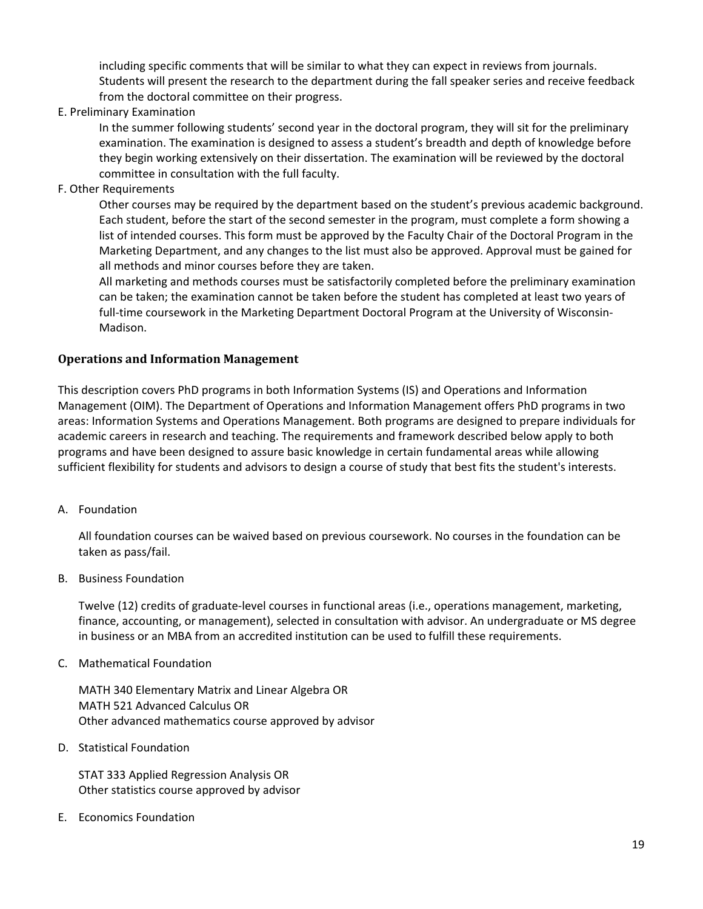including specific comments that will be similar to what they can expect in reviews from journals. Students will present the research to the department during the fall speaker series and receive feedback from the doctoral committee on their progress.

E. Preliminary Examination

In the summer following students' second year in the doctoral program, they will sit for the preliminary examination. The examination is designed to assess a student's breadth and depth of knowledge before they begin working extensively on their dissertation. The examination will be reviewed by the doctoral committee in consultation with the full faculty.

F. Other Requirements

Other courses may be required by the department based on the student's previous academic background. Each student, before the start of the second semester in the program, must complete a form showing a list of intended courses. This form must be approved by the Faculty Chair of the Doctoral Program in the Marketing Department, and any changes to the list must also be approved. Approval must be gained for all methods and minor courses before they are taken.

All marketing and methods courses must be satisfactorily completed before the preliminary examination can be taken; the examination cannot be taken before the student has completed at least two years of full-time coursework in the Marketing Department Doctoral Program at the University of Wisconsin-Madison.

### Operations and Information Management

This description covers PhD programs in both Information Systems (IS) and Operations and Information Management (OIM). The Department of Operations and Information Management offers PhD programs in two areas: Information Systems and Operations Management. Both programs are designed to prepare individuals for academic careers in research and teaching. The requirements and framework described below apply to both programs and have been designed to assure basic knowledge in certain fundamental areas while allowing sufficient flexibility for students and advisors to design a course of study that best fits the student's interests.

A. Foundation

All foundation courses can be waived based on previous coursework. No courses in the foundation can be taken as pass/fail.

B. Business Foundation

Twelve (12) credits of graduate-level courses in functional areas (i.e., operations management, marketing, finance, accounting, or management), selected in consultation with advisor. An undergraduate or MS degree in business or an MBA from an accredited institution can be used to fulfill these requirements.

C. Mathematical Foundation

MATH 340 Elementary Matrix and Linear Algebra OR
MATH 521 Advanced Calculus OR
Other advanced mathematics course approved by advisor

D. Statistical Foundation

STAT 333 Applied Regression Analysis OR
Other statistics course approved by advisor

E. Economics Foundation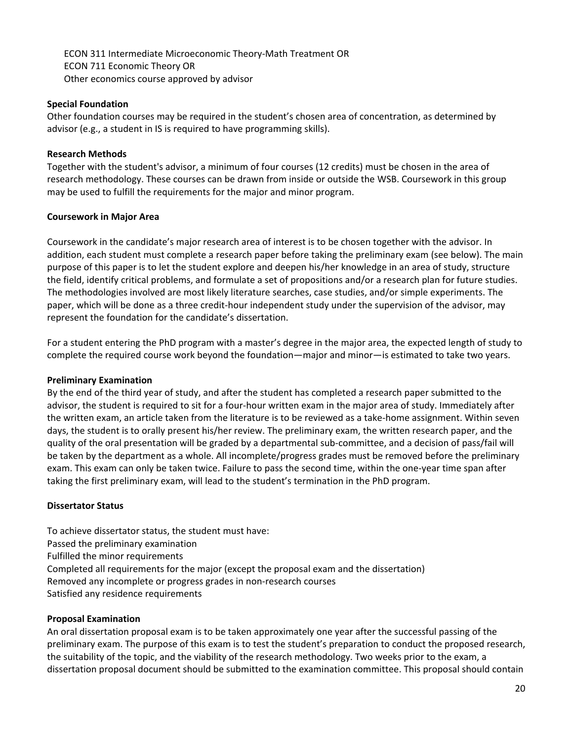ECON 311 Intermediate Microeconomic Theory-Math Treatment OR
ECON 711 Economic Theory OR
Other economics course approved by advisor

**Special Foundation**

Other foundation courses may be required in the student's chosen area of concentration, as determined by advisor (e.g., a student in IS is required to have programming skills).

**Research Methods**

Together with the student's advisor, a minimum of four courses (12 credits) must be chosen in the area of research methodology. These courses can be drawn from inside or outside the WSB. Coursework in this group may be used to fulfill the requirements for the major and minor program.

**Coursework in Major Area**

Coursework in the candidate's major research area of interest is to be chosen together with the advisor. In addition, each student must complete a research paper before taking the preliminary exam (see below). The main purpose of this paper is to let the student explore and deepen his/her knowledge in an area of study, structure the field, identify critical problems, and formulate a set of propositions and/or a research plan for future studies. The methodologies involved are most likely literature searches, case studies, and/or simple experiments. The paper, which will be done as a three credit-hour independent study under the supervision of the advisor, may represent the foundation for the candidate's dissertation.

For a student entering the PhD program with a master's degree in the major area, the expected length of study to complete the required course work beyond the foundation—major and minor—is estimated to take two years.

**Preliminary Examination**

By the end of the third year of study, and after the student has completed a research paper submitted to the advisor, the student is required to sit for a four-hour written exam in the major area of study. Immediately after the written exam, an article taken from the literature is to be reviewed as a take-home assignment. Within seven days, the student is to orally present his/her review. The preliminary exam, the written research paper, and the quality of the oral presentation will be graded by a departmental sub-committee, and a decision of pass/fail will be taken by the department as a whole. All incomplete/progress grades must be removed before the preliminary exam. This exam can only be taken twice. Failure to pass the second time, within the one-year time span after taking the first preliminary exam, will lead to the student's termination in the PhD program.

**Dissertator Status**

To achieve dissertator status, the student must have:
Passed the preliminary examination
Fulfilled the minor requirements
Completed all requirements for the major (except the proposal exam and the dissertation)
Removed any incomplete or progress grades in non-research courses
Satisfied any residence requirements

**Proposal Examination**

An oral dissertation proposal exam is to be taken approximately one year after the successful passing of the preliminary exam. The purpose of this exam is to test the student's preparation to conduct the proposed research, the suitability of the topic, and the viability of the research methodology. Two weeks prior to the exam, a dissertation proposal document should be submitted to the examination committee. This proposal should contain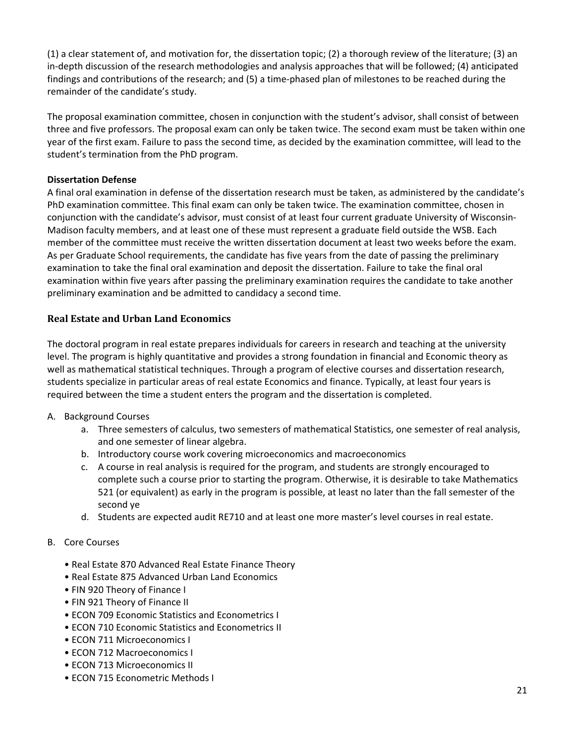(1) a clear statement of, and motivation for, the dissertation topic; (2) a thorough review of the literature; (3) an in-depth discussion of the research methodologies and analysis approaches that will be followed; (4) anticipated findings and contributions of the research; and (5) a time-phased plan of milestones to be reached during the remainder of the candidate's study.

The proposal examination committee, chosen in conjunction with the student's advisor, shall consist of between three and five professors. The proposal exam can only be taken twice. The second exam must be taken within one year of the first exam. Failure to pass the second time, as decided by the examination committee, will lead to the student's termination from the PhD program.

**Dissertation Defense**

A final oral examination in defense of the dissertation research must be taken, as administered by the candidate's PhD examination committee. This final exam can only be taken twice. The examination committee, chosen in conjunction with the candidate's advisor, must consist of at least four current graduate University of Wisconsin-Madison faculty members, and at least one of these must represent a graduate field outside the WSB. Each member of the committee must receive the written dissertation document at least two weeks before the exam. As per Graduate School requirements, the candidate has five years from the date of passing the preliminary examination to take the final oral examination and deposit the dissertation. Failure to take the final oral examination within five years after passing the preliminary examination requires the candidate to take another preliminary examination and be admitted to candidacy a second time.

## Real Estate and Urban Land Economics

The doctoral program in real estate prepares individuals for careers in research and teaching at the university level. The program is highly quantitative and provides a strong foundation in financial and Economic theory as well as mathematical statistical techniques. Through a program of elective courses and dissertation research, students specialize in particular areas of real estate Economics and finance. Typically, at least four years is required between the time a student enters the program and the dissertation is completed.

A. Background Courses
   a. Three semesters of calculus, two semesters of mathematical Statistics, one semester of real analysis, and one semester of linear algebra.
   b. Introductory course work covering microeconomics and macroeconomics
   c. A course in real analysis is required for the program, and students are strongly encouraged to complete such a course prior to starting the program. Otherwise, it is desirable to take Mathematics 521 (or equivalent) as early in the program is possible, at least no later than the fall semester of the second ye
   d. Students are expected audit RE710 and at least one more master's level courses in real estate.

B. Core Courses

- Real Estate 870 Advanced Real Estate Finance Theory
- Real Estate 875 Advanced Urban Land Economics
- FIN 920 Theory of Finance I
- FIN 921 Theory of Finance II
- ECON 709 Economic Statistics and Econometrics I
- ECON 710 Economic Statistics and Econometrics II
- ECON 711 Microeconomics I
- ECON 712 Macroeconomics I
- ECON 713 Microeconomics II
- ECON 715 Econometric Methods I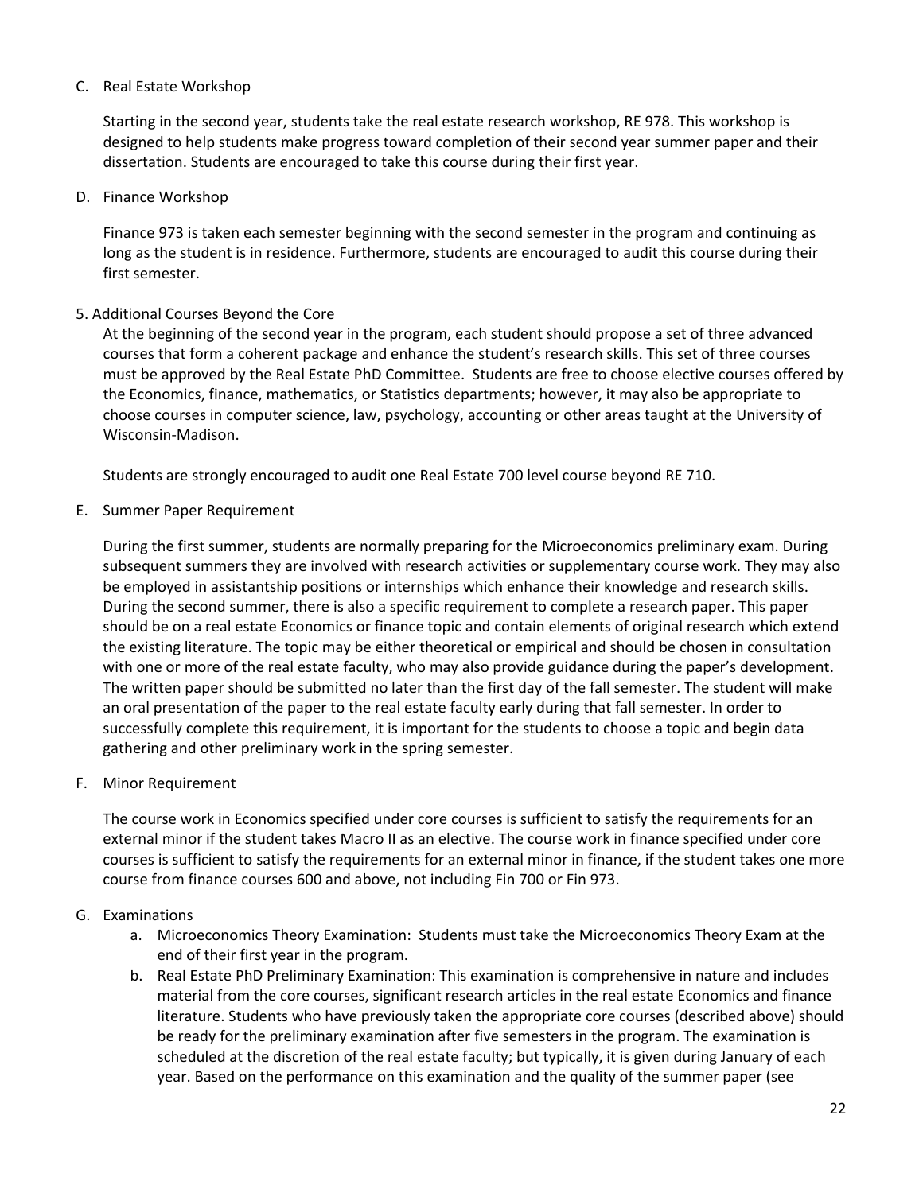C. Real Estate Workshop

Starting in the second year, students take the real estate research workshop, RE 978. This workshop is designed to help students make progress toward completion of their second year summer paper and their dissertation. Students are encouraged to take this course during their first year.

D. Finance Workshop

Finance 973 is taken each semester beginning with the second semester in the program and continuing as long as the student is in residence. Furthermore, students are encouraged to audit this course during their first semester.

5. Additional Courses Beyond the Core

At the beginning of the second year in the program, each student should propose a set of three advanced courses that form a coherent package and enhance the student's research skills. This set of three courses must be approved by the Real Estate PhD Committee. Students are free to choose elective courses offered by the Economics, finance, mathematics, or Statistics departments; however, it may also be appropriate to choose courses in computer science, law, psychology, accounting or other areas taught at the University of Wisconsin-Madison.

Students are strongly encouraged to audit one Real Estate 700 level course beyond RE 710.

E. Summer Paper Requirement

During the first summer, students are normally preparing for the Microeconomics preliminary exam. During subsequent summers they are involved with research activities or supplementary course work. They may also be employed in assistantship positions or internships which enhance their knowledge and research skills. During the second summer, there is also a specific requirement to complete a research paper. This paper should be on a real estate Economics or finance topic and contain elements of original research which extend the existing literature. The topic may be either theoretical or empirical and should be chosen in consultation with one or more of the real estate faculty, who may also provide guidance during the paper's development. The written paper should be submitted no later than the first day of the fall semester. The student will make an oral presentation of the paper to the real estate faculty early during that fall semester. In order to successfully complete this requirement, it is important for the students to choose a topic and begin data gathering and other preliminary work in the spring semester.

F. Minor Requirement

The course work in Economics specified under core courses is sufficient to satisfy the requirements for an external minor if the student takes Macro II as an elective. The course work in finance specified under core courses is sufficient to satisfy the requirements for an external minor in finance, if the student takes one more course from finance courses 600 and above, not including Fin 700 or Fin 973.

G. Examinations

a. Microeconomics Theory Examination: Students must take the Microeconomics Theory Exam at the end of their first year in the program.
b. Real Estate PhD Preliminary Examination: This examination is comprehensive in nature and includes material from the core courses, significant research articles in the real estate Economics and finance literature. Students who have previously taken the appropriate core courses (described above) should be ready for the preliminary examination after five semesters in the program. The examination is scheduled at the discretion of the real estate faculty; but typically, it is given during January of each year. Based on the performance on this examination and the quality of the summer paper (see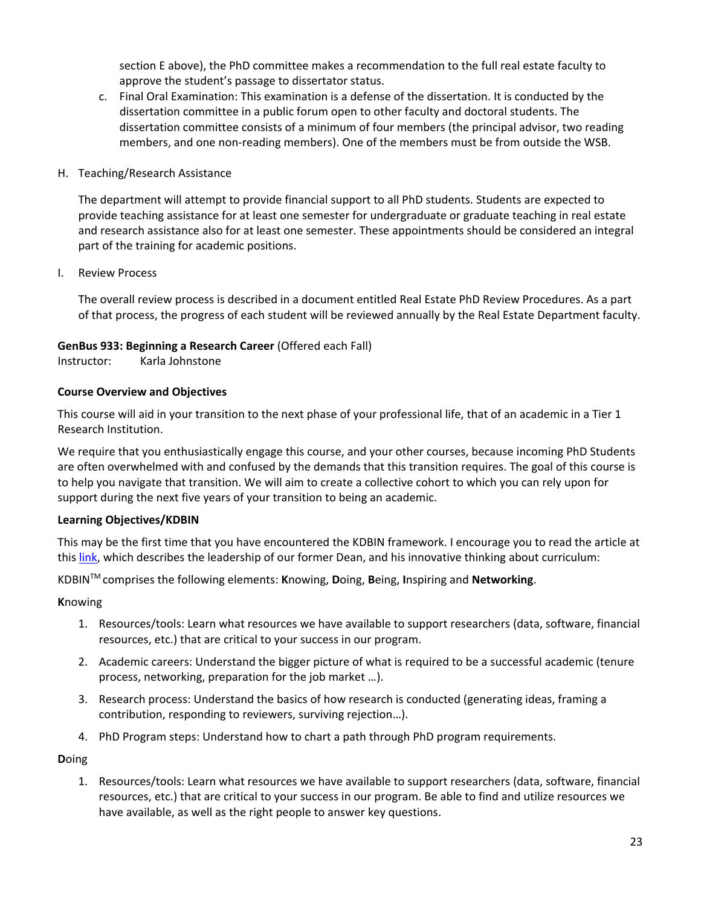section E above), the PhD committee makes a recommendation to the full real estate faculty to approve the student's passage to dissertator status.

c. Final Oral Examination: This examination is a defense of the dissertation. It is conducted by the dissertation committee in a public forum open to other faculty and doctoral students. The dissertation committee consists of a minimum of four members (the principal advisor, two reading members, and one non-reading members). One of the members must be from outside the WSB.

H. Teaching/Research Assistance

The department will attempt to provide financial support to all PhD students. Students are expected to provide teaching assistance for at least one semester for undergraduate or graduate teaching in real estate and research assistance also for at least one semester. These appointments should be considered an integral part of the training for academic positions.

I. Review Process

The overall review process is described in a document entitled Real Estate PhD Review Procedures. As a part of that process, the progress of each student will be reviewed annually by the Real Estate Department faculty.

**GenBus 933: Beginning a Research Career** (Offered each Fall)
Instructor: Karla Johnstone

**Course Overview and Objectives**

This course will aid in your transition to the next phase of your professional life, that of an academic in a Tier 1 Research Institution.

We require that you enthusiastically engage this course, and your other courses, because incoming PhD Students are often overwhelmed with and confused by the demands that this transition requires. The goal of this course is to help you navigate that transition. We will aim to create a collective cohort to which you can rely upon for support during the next five years of your transition to being an academic.

**Learning Objectives/KDBIN**

This may be the first time that you have encountered the KDBIN framework. I encourage you to read the article at this link, which describes the leadership of our former Dean, and his innovative thinking about curriculum:

KDBIN™ comprises the following elements: **K**nowing, **D**oing, **B**eing, **I**nspiring and **Networking**.

**K**nowing

1. Resources/tools: Learn what resources we have available to support researchers (data, software, financial resources, etc.) that are critical to your success in our program.
2. Academic careers: Understand the bigger picture of what is required to be a successful academic (tenure process, networking, preparation for the job market …).
3. Research process: Understand the basics of how research is conducted (generating ideas, framing a contribution, responding to reviewers, surviving rejection…).
4. PhD Program steps: Understand how to chart a path through PhD program requirements.

**D**oing

1. Resources/tools: Learn what resources we have available to support researchers (data, software, financial resources, etc.) that are critical to your success in our program. Be able to find and utilize resources we have available, as well as the right people to answer key questions.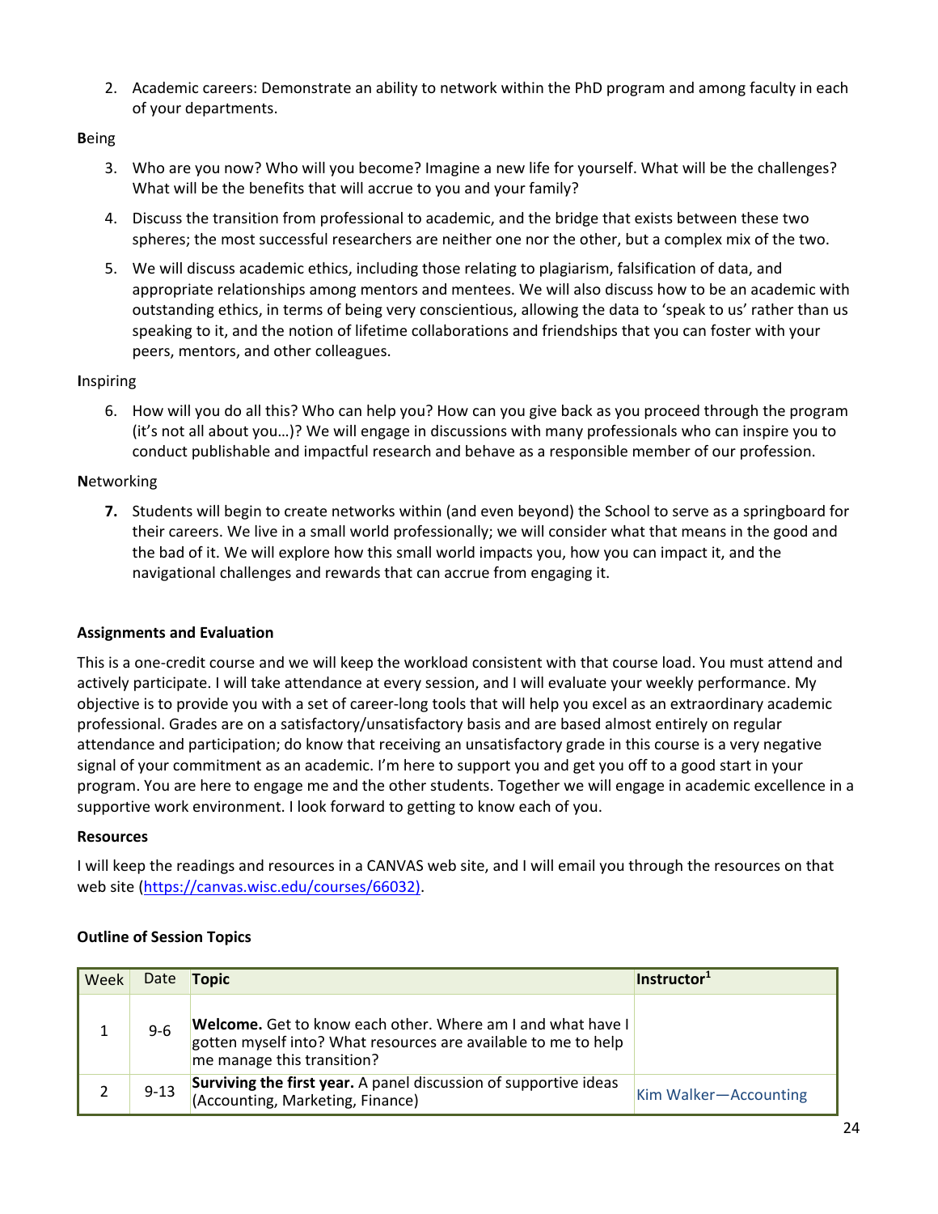2. Academic careers: Demonstrate an ability to network within the PhD program and among faculty in each of your departments.

**B**eing

3. Who are you now? Who will you become? Imagine a new life for yourself. What will be the challenges? What will be the benefits that will accrue to you and your family?

4. Discuss the transition from professional to academic, and the bridge that exists between these two spheres; the most successful researchers are neither one nor the other, but a complex mix of the two.

5. We will discuss academic ethics, including those relating to plagiarism, falsification of data, and appropriate relationships among mentors and mentees. We will also discuss how to be an academic with outstanding ethics, in terms of being very conscientious, allowing the data to 'speak to us' rather than us speaking to it, and the notion of lifetime collaborations and friendships that you can foster with your peers, mentors, and other colleagues.

**I**nspiring

6. How will you do all this? Who can help you? How can you give back as you proceed through the program (it's not all about you…)? We will engage in discussions with many professionals who can inspire you to conduct publishable and impactful research and behave as a responsible member of our profession.

**N**etworking

7. Students will begin to create networks within (and even beyond) the School to serve as a springboard for their careers. We live in a small world professionally; we will consider what that means in the good and the bad of it. We will explore how this small world impacts you, how you can impact it, and the navigational challenges and rewards that can accrue from engaging it.

**Assignments and Evaluation**

This is a one-credit course and we will keep the workload consistent with that course load. You must attend and actively participate. I will take attendance at every session, and I will evaluate your weekly performance. My objective is to provide you with a set of career-long tools that will help you excel as an extraordinary academic professional. Grades are on a satisfactory/unsatisfactory basis and are based almost entirely on regular attendance and participation; do know that receiving an unsatisfactory grade in this course is a very negative signal of your commitment as an academic. I'm here to support you and get you off to a good start in your program. You are here to engage me and the other students. Together we will engage in academic excellence in a supportive work environment. I look forward to getting to know each of you.

**Resources**

I will keep the readings and resources in a CANVAS web site, and I will email you through the resources on that web site (https://canvas.wisc.edu/courses/66032).

**Outline of Session Topics**

| Week | Date | Topic | Instructor[1] |
|---|---|---|---|
| 1 | 9-6 | **Welcome.** Get to know each other. Where am I and what have I gotten myself into? What resources are available to me to help me manage this transition? | |
| 2 | 9-13 | **Surviving the first year.** A panel discussion of supportive ideas (Accounting, Marketing, Finance) | Kim Walker—Accounting |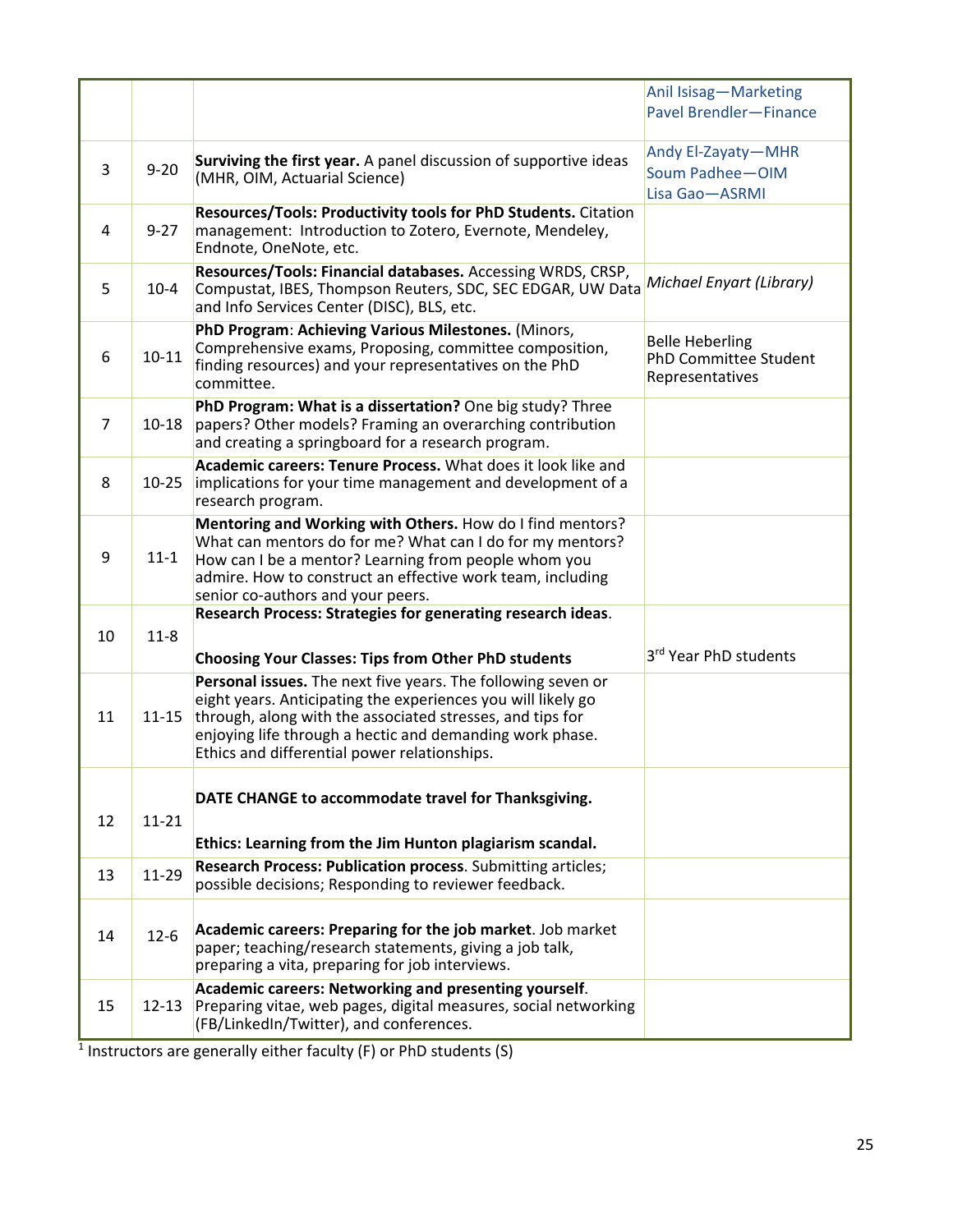| | | | |
|---|---|---|---|
| | | | Anil Isisag—Marketing<br>Pavel Brendler—Finance |
| 3 | 9-20 | **Surviving the first year.** A panel discussion of supportive ideas (MHR, OIM, Actuarial Science) | Andy El-Zayaty—MHR<br>Soum Padhee—OIM<br>Lisa Gao—ASRMI |
| 4 | 9-27 | **Resources/Tools: Productivity tools for PhD Students.** Citation management: Introduction to Zotero, Evernote, Mendeley, Endnote, OneNote, etc. | |
| 5 | 10-4 | **Resources/Tools: Financial databases.** Accessing WRDS, CRSP, Compustat, IBES, Thompson Reuters, SDC, SEC EDGAR, UW Data and Info Services Center (DISC), BLS, etc. | *Michael Enyart (Library)* |
| 6 | 10-11 | **PhD Program**: **Achieving Various Milestones.** (Minors, Comprehensive exams, Proposing, committee composition, finding resources) and your representatives on the PhD committee. | Belle Heberling<br>PhD Committee Student Representatives |
| 7 | 10-18 | **PhD Program: What is a dissertation?** One big study? Three papers? Other models? Framing an overarching contribution and creating a springboard for a research program. | |
| 8 | 10-25 | **Academic careers: Tenure Process.** What does it look like and implications for your time management and development of a research program. | |
| 9 | 11-1 | **Mentoring and Working with Others.** How do I find mentors? What can mentors do for me? What can I do for my mentors? How can I be a mentor? Learning from people whom you admire. How to construct an effective work team, including senior co-authors and your peers. | |
| 10 | 11-8 | **Research Process: Strategies for generating research ideas**.<br><br>**Choosing Your Classes: Tips from Other PhD students** | 3rd Year PhD students |
| 11 | 11-15 | **Personal issues.** The next five years. The following seven or eight years. Anticipating the experiences you will likely go through, along with the associated stresses, and tips for enjoying life through a hectic and demanding work phase. Ethics and differential power relationships. | |
| 12 | 11-21 | **DATE CHANGE to accommodate travel for Thanksgiving.**<br><br>**Ethics: Learning from the Jim Hunton plagiarism scandal.** | |
| 13 | 11-29 | **Research Process: Publication process**. Submitting articles; possible decisions; Responding to reviewer feedback. | |
| 14 | 12-6 | **Academic careers: Preparing for the job market**. Job market paper; teaching/research statements, giving a job talk, preparing a vita, preparing for job interviews. | |
| 15 | 12-13 | **Academic careers: Networking and presenting yourself**. Preparing vitae, web pages, digital measures, social networking (FB/LinkedIn/Twitter), and conferences. | |

[1] Instructors are generally either faculty (F) or PhD students (S)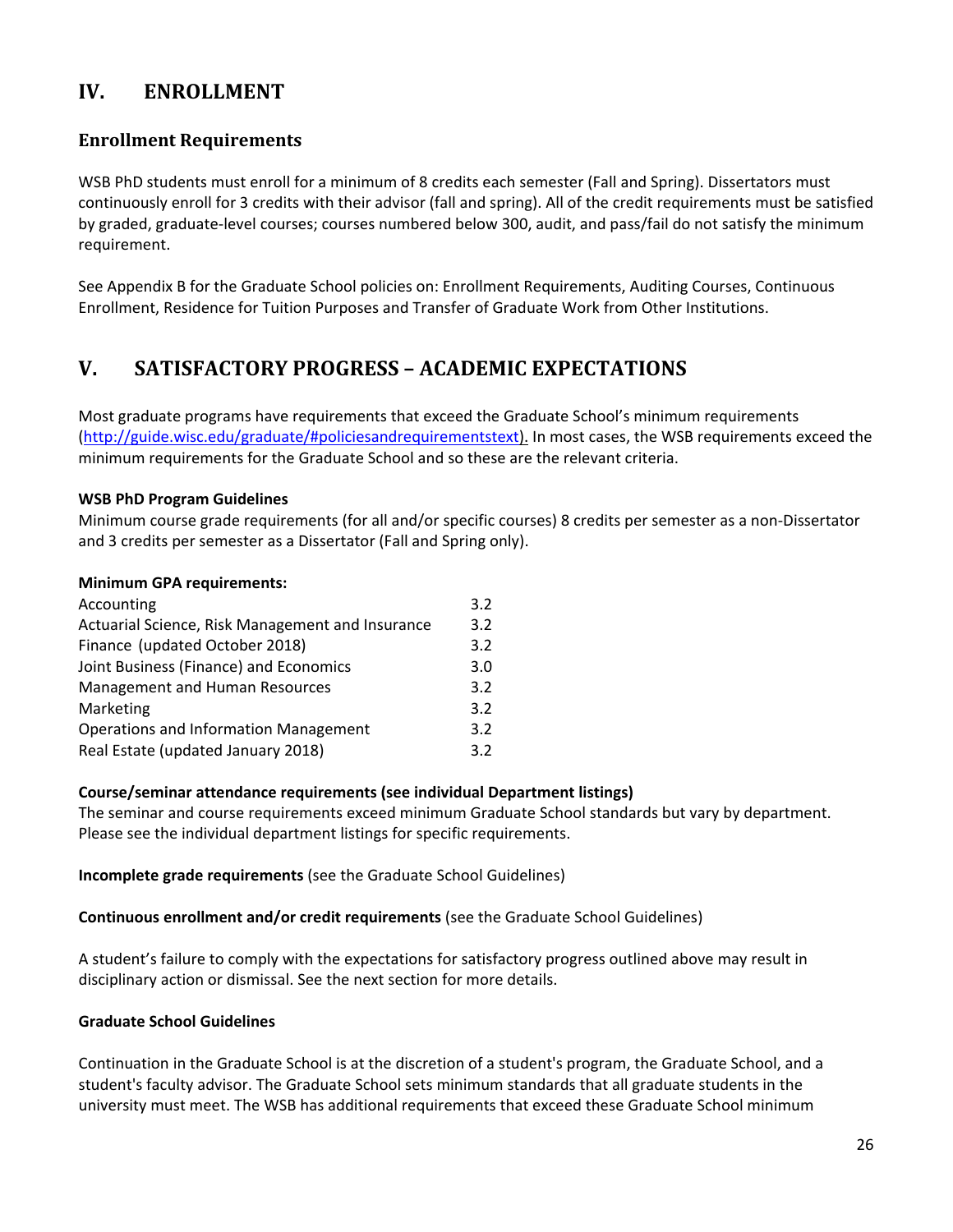## IV. ENROLLMENT

### Enrollment Requirements

WSB PhD students must enroll for a minimum of 8 credits each semester (Fall and Spring). Dissertators must continuously enroll for 3 credits with their advisor (fall and spring). All of the credit requirements must be satisfied by graded, graduate-level courses; courses numbered below 300, audit, and pass/fail do not satisfy the minimum requirement.

See Appendix B for the Graduate School policies on: Enrollment Requirements, Auditing Courses, Continuous Enrollment, Residence for Tuition Purposes and Transfer of Graduate Work from Other Institutions.

## V. SATISFACTORY PROGRESS – ACADEMIC EXPECTATIONS

Most graduate programs have requirements that exceed the Graduate School's minimum requirements (http://guide.wisc.edu/graduate/#policiesandrequirementstext). In most cases, the WSB requirements exceed the minimum requirements for the Graduate School and so these are the relevant criteria.

**WSB PhD Program Guidelines**
Minimum course grade requirements (for all and/or specific courses) 8 credits per semester as a non-Dissertator and 3 credits per semester as a Dissertator (Fall and Spring only).

**Minimum GPA requirements:**

| | |
|---|---|
| Accounting | 3.2 |
| Actuarial Science, Risk Management and Insurance | 3.2 |
| Finance (updated October 2018) | 3.2 |
| Joint Business (Finance) and Economics | 3.0 |
| Management and Human Resources | 3.2 |
| Marketing | 3.2 |
| Operations and Information Management | 3.2 |
| Real Estate (updated January 2018) | 3.2 |

**Course/seminar attendance requirements (see individual Department listings)**
The seminar and course requirements exceed minimum Graduate School standards but vary by department. Please see the individual department listings for specific requirements.

**Incomplete grade requirements** (see the Graduate School Guidelines)

**Continuous enrollment and/or credit requirements** (see the Graduate School Guidelines)

A student's failure to comply with the expectations for satisfactory progress outlined above may result in disciplinary action or dismissal. See the next section for more details.

**Graduate School Guidelines**

Continuation in the Graduate School is at the discretion of a student's program, the Graduate School, and a student's faculty advisor. The Graduate School sets minimum standards that all graduate students in the university must meet. The WSB has additional requirements that exceed these Graduate School minimum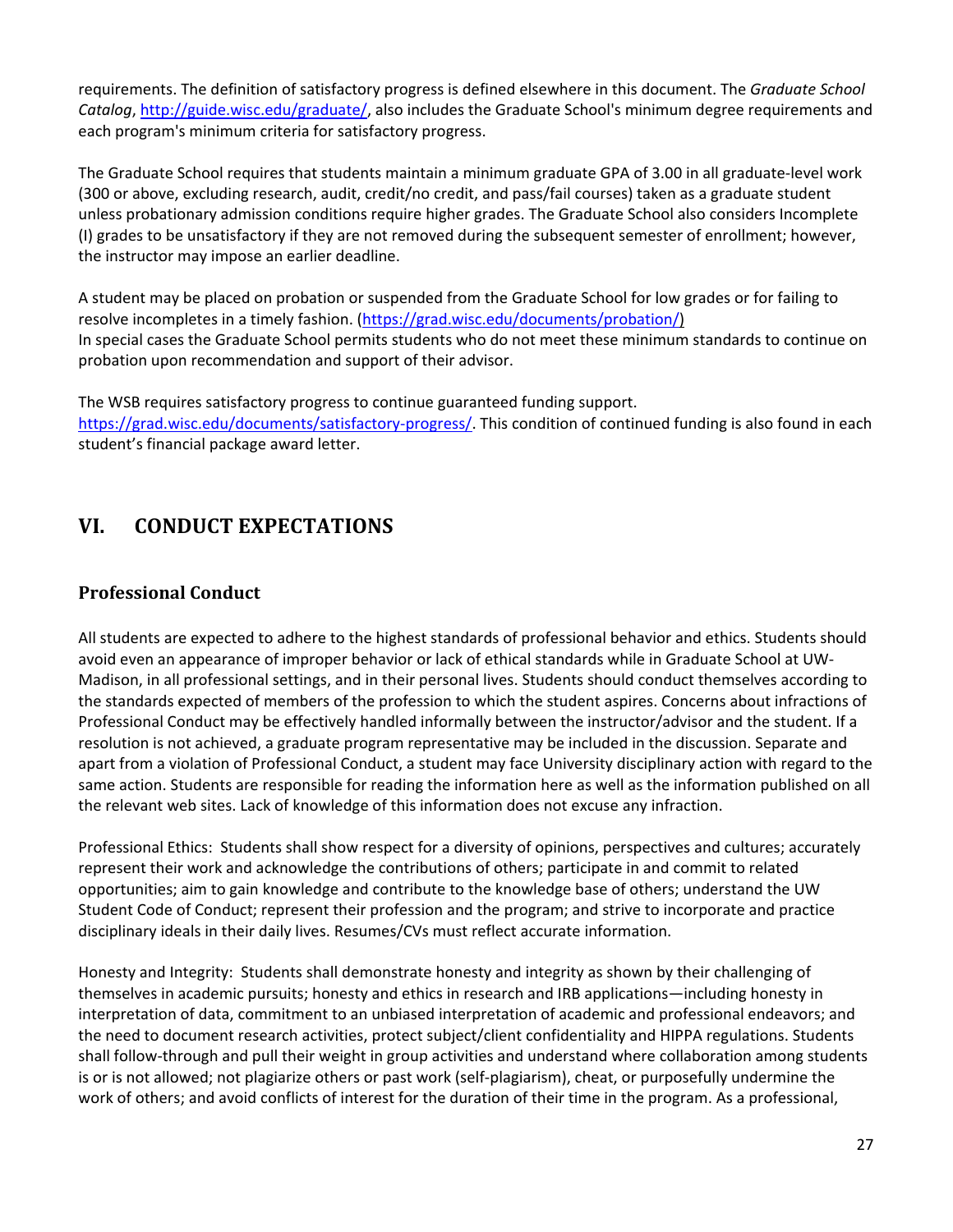requirements. The definition of satisfactory progress is defined elsewhere in this document. The *Graduate School Catalog*, http://guide.wisc.edu/graduate/, also includes the Graduate School's minimum degree requirements and each program's minimum criteria for satisfactory progress.

The Graduate School requires that students maintain a minimum graduate GPA of 3.00 in all graduate-level work (300 or above, excluding research, audit, credit/no credit, and pass/fail courses) taken as a graduate student unless probationary admission conditions require higher grades. The Graduate School also considers Incomplete (I) grades to be unsatisfactory if they are not removed during the subsequent semester of enrollment; however, the instructor may impose an earlier deadline.

A student may be placed on probation or suspended from the Graduate School for low grades or for failing to resolve incompletes in a timely fashion. (https://grad.wisc.edu/documents/probation/)
In special cases the Graduate School permits students who do not meet these minimum standards to continue on probation upon recommendation and support of their advisor.

The WSB requires satisfactory progress to continue guaranteed funding support.
https://grad.wisc.edu/documents/satisfactory-progress/. This condition of continued funding is also found in each student's financial package award letter.

## VI. CONDUCT EXPECTATIONS

### Professional Conduct

All students are expected to adhere to the highest standards of professional behavior and ethics. Students should avoid even an appearance of improper behavior or lack of ethical standards while in Graduate School at UW-Madison, in all professional settings, and in their personal lives. Students should conduct themselves according to the standards expected of members of the profession to which the student aspires. Concerns about infractions of Professional Conduct may be effectively handled informally between the instructor/advisor and the student. If a resolution is not achieved, a graduate program representative may be included in the discussion. Separate and apart from a violation of Professional Conduct, a student may face University disciplinary action with regard to the same action. Students are responsible for reading the information here as well as the information published on all the relevant web sites. Lack of knowledge of this information does not excuse any infraction.

Professional Ethics: Students shall show respect for a diversity of opinions, perspectives and cultures; accurately represent their work and acknowledge the contributions of others; participate in and commit to related opportunities; aim to gain knowledge and contribute to the knowledge base of others; understand the UW Student Code of Conduct; represent their profession and the program; and strive to incorporate and practice disciplinary ideals in their daily lives. Resumes/CVs must reflect accurate information.

Honesty and Integrity: Students shall demonstrate honesty and integrity as shown by their challenging of themselves in academic pursuits; honesty and ethics in research and IRB applications—including honesty in interpretation of data, commitment to an unbiased interpretation of academic and professional endeavors; and the need to document research activities, protect subject/client confidentiality and HIPPA regulations. Students shall follow-through and pull their weight in group activities and understand where collaboration among students is or is not allowed; not plagiarize others or past work (self-plagiarism), cheat, or purposefully undermine the work of others; and avoid conflicts of interest for the duration of their time in the program. As a professional,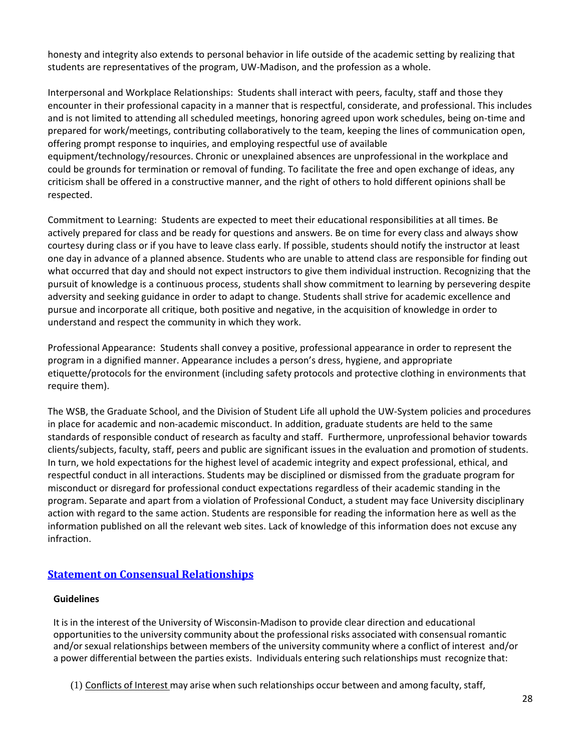honesty and integrity also extends to personal behavior in life outside of the academic setting by realizing that students are representatives of the program, UW-Madison, and the profession as a whole.

Interpersonal and Workplace Relationships: Students shall interact with peers, faculty, staff and those they encounter in their professional capacity in a manner that is respectful, considerate, and professional. This includes and is not limited to attending all scheduled meetings, honoring agreed upon work schedules, being on-time and prepared for work/meetings, contributing collaboratively to the team, keeping the lines of communication open, offering prompt response to inquiries, and employing respectful use of available equipment/technology/resources. Chronic or unexplained absences are unprofessional in the workplace and could be grounds for termination or removal of funding. To facilitate the free and open exchange of ideas, any criticism shall be offered in a constructive manner, and the right of others to hold different opinions shall be respected.

Commitment to Learning: Students are expected to meet their educational responsibilities at all times. Be actively prepared for class and be ready for questions and answers. Be on time for every class and always show courtesy during class or if you have to leave class early. If possible, students should notify the instructor at least one day in advance of a planned absence. Students who are unable to attend class are responsible for finding out what occurred that day and should not expect instructors to give them individual instruction. Recognizing that the pursuit of knowledge is a continuous process, students shall show commitment to learning by persevering despite adversity and seeking guidance in order to adapt to change. Students shall strive for academic excellence and pursue and incorporate all critique, both positive and negative, in the acquisition of knowledge in order to understand and respect the community in which they work.

Professional Appearance: Students shall convey a positive, professional appearance in order to represent the program in a dignified manner. Appearance includes a person's dress, hygiene, and appropriate etiquette/protocols for the environment (including safety protocols and protective clothing in environments that require them).

The WSB, the Graduate School, and the Division of Student Life all uphold the UW-System policies and procedures in place for academic and non-academic misconduct. In addition, graduate students are held to the same standards of responsible conduct of research as faculty and staff. Furthermore, unprofessional behavior towards clients/subjects, faculty, staff, peers and public are significant issues in the evaluation and promotion of students. In turn, we hold expectations for the highest level of academic integrity and expect professional, ethical, and respectful conduct in all interactions. Students may be disciplined or dismissed from the graduate program for misconduct or disregard for professional conduct expectations regardless of their academic standing in the program. Separate and apart from a violation of Professional Conduct, a student may face University disciplinary action with regard to the same action. Students are responsible for reading the information here as well as the information published on all the relevant web sites. Lack of knowledge of this information does not excuse any infraction.

## Statement on Consensual Relationships

**Guidelines**

It is in the interest of the University of Wisconsin-Madison to provide clear direction and educational opportunities to the university community about the professional risks associated with consensual romantic and/or sexual relationships between members of the university community where a conflict of interest and/or a power differential between the parties exists. Individuals entering such relationships must recognize that:

(1) Conflicts of Interest may arise when such relationships occur between and among faculty, staff,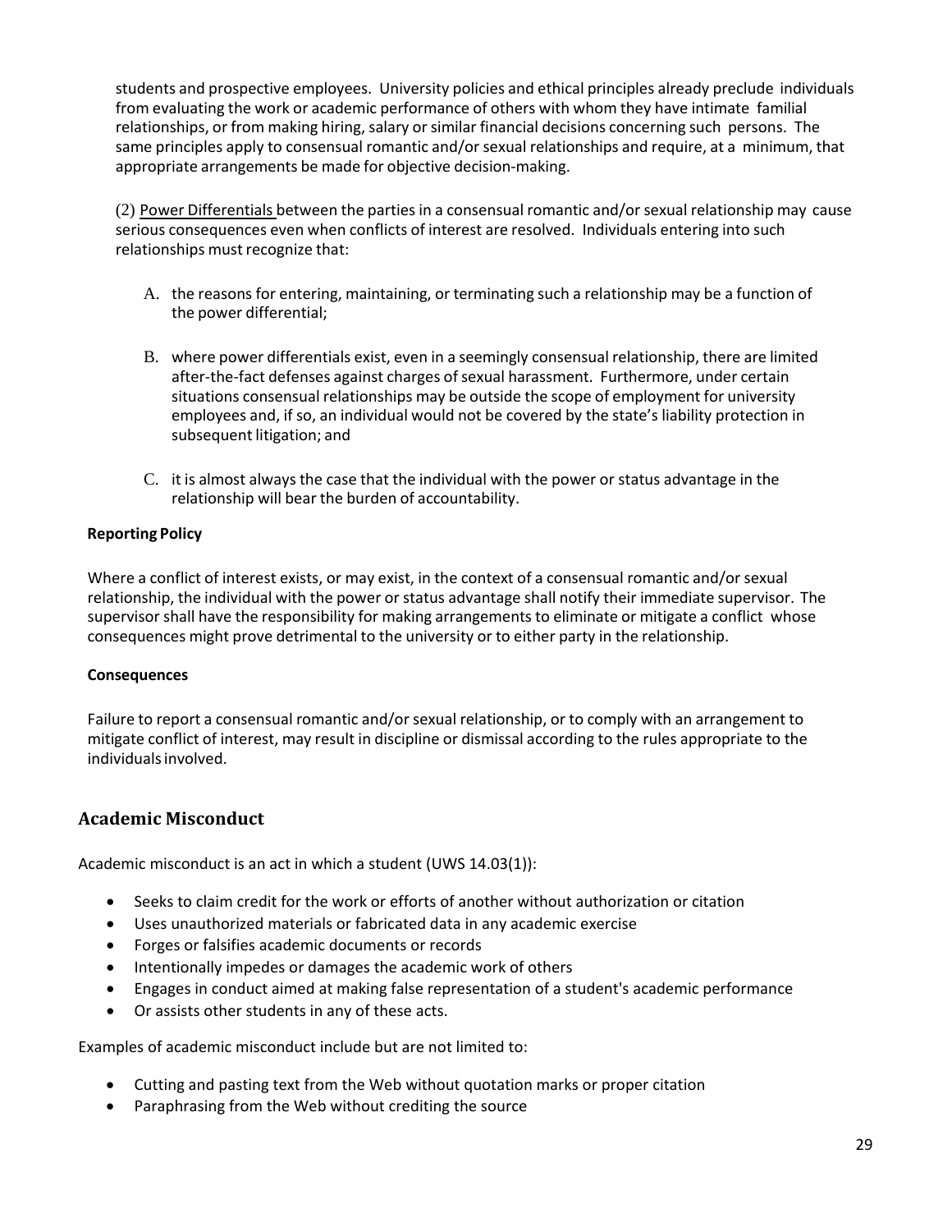students and prospective employees. University policies and ethical principles already preclude individuals from evaluating the work or academic performance of others with whom they have intimate familial relationships, or from making hiring, salary or similar financial decisions concerning such persons. The same principles apply to consensual romantic and/or sexual relationships and require, at a minimum, that appropriate arrangements be made for objective decision-making.

(2) Power Differentials between the parties in a consensual romantic and/or sexual relationship may cause serious consequences even when conflicts of interest are resolved. Individuals entering into such relationships must recognize that:

A. the reasons for entering, maintaining, or terminating such a relationship may be a function of the power differential;

B. where power differentials exist, even in a seemingly consensual relationship, there are limited after-the-fact defenses against charges of sexual harassment. Furthermore, under certain situations consensual relationships may be outside the scope of employment for university employees and, if so, an individual would not be covered by the state's liability protection in subsequent litigation; and

C. it is almost always the case that the individual with the power or status advantage in the relationship will bear the burden of accountability.

**Reporting Policy**

Where a conflict of interest exists, or may exist, in the context of a consensual romantic and/or sexual relationship, the individual with the power or status advantage shall notify their immediate supervisor. The supervisor shall have the responsibility for making arrangements to eliminate or mitigate a conflict whose consequences might prove detrimental to the university or to either party in the relationship.

**Consequences**

Failure to report a consensual romantic and/or sexual relationship, or to comply with an arrangement to mitigate conflict of interest, may result in discipline or dismissal according to the rules appropriate to the individuals involved.

## Academic Misconduct

Academic misconduct is an act in which a student (UWS 14.03(1)):

- Seeks to claim credit for the work or efforts of another without authorization or citation
- Uses unauthorized materials or fabricated data in any academic exercise
- Forges or falsifies academic documents or records
- Intentionally impedes or damages the academic work of others
- Engages in conduct aimed at making false representation of a student's academic performance
- Or assists other students in any of these acts.

Examples of academic misconduct include but are not limited to:

- Cutting and pasting text from the Web without quotation marks or proper citation
- Paraphrasing from the Web without crediting the source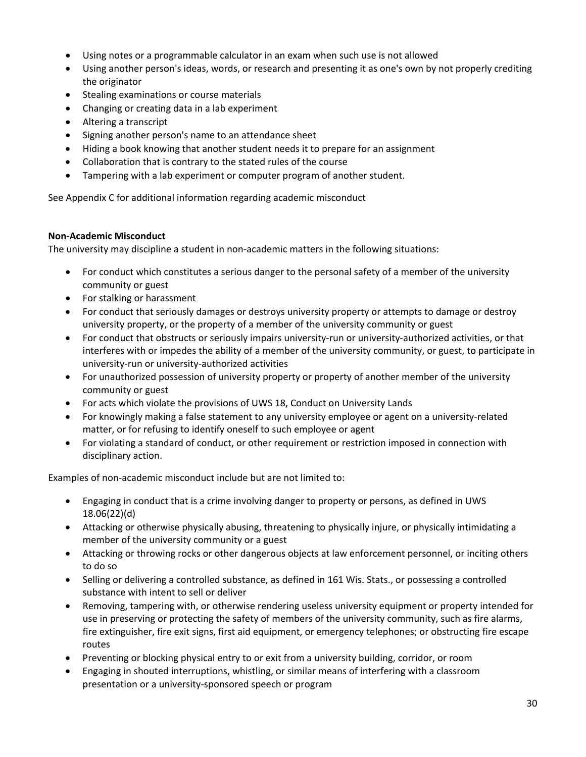- Using notes or a programmable calculator in an exam when such use is not allowed
- Using another person's ideas, words, or research and presenting it as one's own by not properly crediting the originator
- Stealing examinations or course materials
- Changing or creating data in a lab experiment
- Altering a transcript
- Signing another person's name to an attendance sheet
- Hiding a book knowing that another student needs it to prepare for an assignment
- Collaboration that is contrary to the stated rules of the course
- Tampering with a lab experiment or computer program of another student.

See Appendix C for additional information regarding academic misconduct

**Non-Academic Misconduct**

The university may discipline a student in non-academic matters in the following situations:

- For conduct which constitutes a serious danger to the personal safety of a member of the university community or guest
- For stalking or harassment
- For conduct that seriously damages or destroys university property or attempts to damage or destroy university property, or the property of a member of the university community or guest
- For conduct that obstructs or seriously impairs university-run or university-authorized activities, or that interferes with or impedes the ability of a member of the university community, or guest, to participate in university-run or university-authorized activities
- For unauthorized possession of university property or property of another member of the university community or guest
- For acts which violate the provisions of UWS 18, Conduct on University Lands
- For knowingly making a false statement to any university employee or agent on a university-related matter, or for refusing to identify oneself to such employee or agent
- For violating a standard of conduct, or other requirement or restriction imposed in connection with disciplinary action.

Examples of non-academic misconduct include but are not limited to:

- Engaging in conduct that is a crime involving danger to property or persons, as defined in UWS 18.06(22)(d)
- Attacking or otherwise physically abusing, threatening to physically injure, or physically intimidating a member of the university community or a guest
- Attacking or throwing rocks or other dangerous objects at law enforcement personnel, or inciting others to do so
- Selling or delivering a controlled substance, as defined in 161 Wis. Stats., or possessing a controlled substance with intent to sell or deliver
- Removing, tampering with, or otherwise rendering useless university equipment or property intended for use in preserving or protecting the safety of members of the university community, such as fire alarms, fire extinguisher, fire exit signs, first aid equipment, or emergency telephones; or obstructing fire escape routes
- Preventing or blocking physical entry to or exit from a university building, corridor, or room
- Engaging in shouted interruptions, whistling, or similar means of interfering with a classroom presentation or a university-sponsored speech or program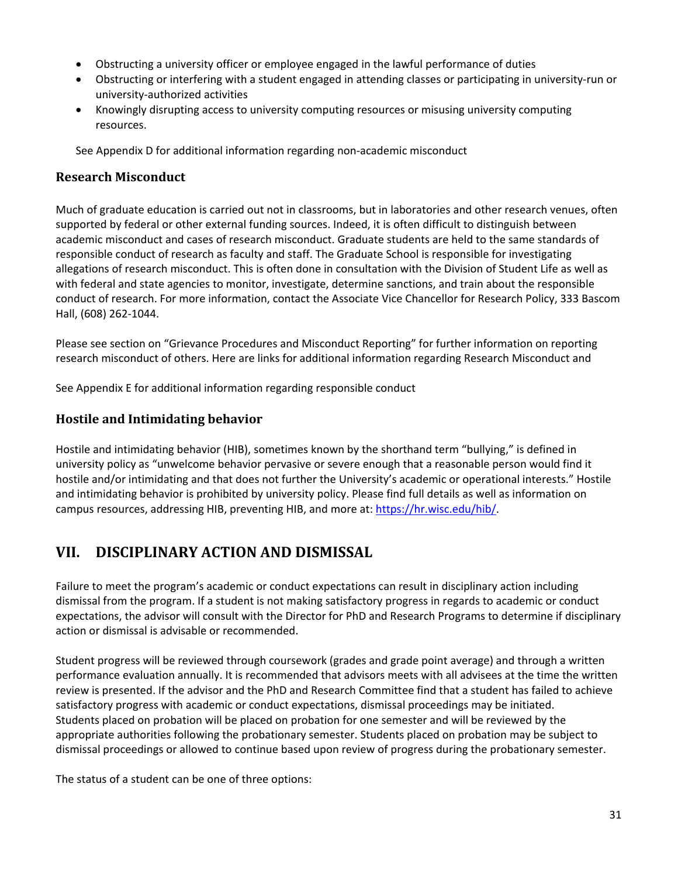- Obstructing a university officer or employee engaged in the lawful performance of duties
- Obstructing or interfering with a student engaged in attending classes or participating in university-run or university-authorized activities
- Knowingly disrupting access to university computing resources or misusing university computing resources.

See Appendix D for additional information regarding non-academic misconduct

### Research Misconduct

Much of graduate education is carried out not in classrooms, but in laboratories and other research venues, often supported by federal or other external funding sources. Indeed, it is often difficult to distinguish between academic misconduct and cases of research misconduct. Graduate students are held to the same standards of responsible conduct of research as faculty and staff. The Graduate School is responsible for investigating allegations of research misconduct. This is often done in consultation with the Division of Student Life as well as with federal and state agencies to monitor, investigate, determine sanctions, and train about the responsible conduct of research. For more information, contact the Associate Vice Chancellor for Research Policy, 333 Bascom Hall, (608) 262-1044.

Please see section on "Grievance Procedures and Misconduct Reporting" for further information on reporting research misconduct of others. Here are links for additional information regarding Research Misconduct and

See Appendix E for additional information regarding responsible conduct

### Hostile and Intimidating behavior

Hostile and intimidating behavior (HIB), sometimes known by the shorthand term "bullying," is defined in university policy as "unwelcome behavior pervasive or severe enough that a reasonable person would find it hostile and/or intimidating and that does not further the University's academic or operational interests." Hostile and intimidating behavior is prohibited by university policy. Please find full details as well as information on campus resources, addressing HIB, preventing HIB, and more at: https://hr.wisc.edu/hib/.

## VII. DISCIPLINARY ACTION AND DISMISSAL

Failure to meet the program's academic or conduct expectations can result in disciplinary action including dismissal from the program. If a student is not making satisfactory progress in regards to academic or conduct expectations, the advisor will consult with the Director for PhD and Research Programs to determine if disciplinary action or dismissal is advisable or recommended.

Student progress will be reviewed through coursework (grades and grade point average) and through a written performance evaluation annually. It is recommended that advisors meets with all advisees at the time the written review is presented. If the advisor and the PhD and Research Committee find that a student has failed to achieve satisfactory progress with academic or conduct expectations, dismissal proceedings may be initiated. Students placed on probation will be placed on probation for one semester and will be reviewed by the appropriate authorities following the probationary semester. Students placed on probation may be subject to dismissal proceedings or allowed to continue based upon review of progress during the probationary semester.

The status of a student can be one of three options: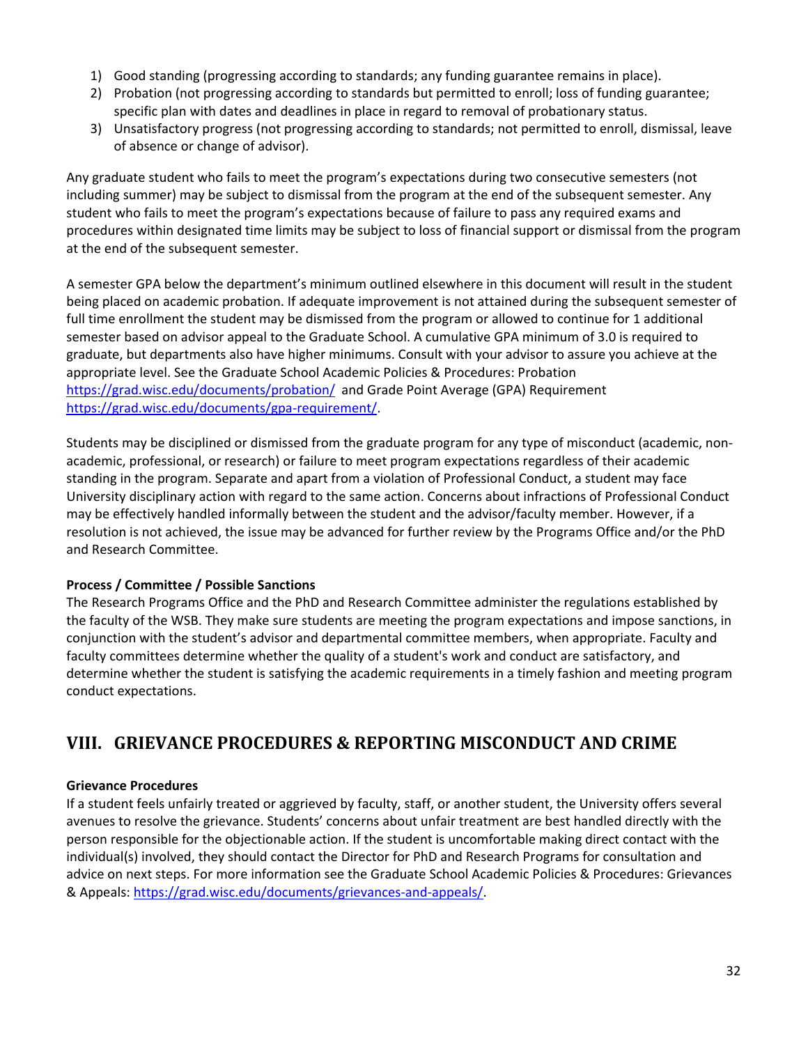1) Good standing (progressing according to standards; any funding guarantee remains in place).
2) Probation (not progressing according to standards but permitted to enroll; loss of funding guarantee; specific plan with dates and deadlines in place in regard to removal of probationary status.
3) Unsatisfactory progress (not progressing according to standards; not permitted to enroll, dismissal, leave of absence or change of advisor).

Any graduate student who fails to meet the program's expectations during two consecutive semesters (not including summer) may be subject to dismissal from the program at the end of the subsequent semester. Any student who fails to meet the program's expectations because of failure to pass any required exams and procedures within designated time limits may be subject to loss of financial support or dismissal from the program at the end of the subsequent semester.

A semester GPA below the department's minimum outlined elsewhere in this document will result in the student being placed on academic probation. If adequate improvement is not attained during the subsequent semester of full time enrollment the student may be dismissed from the program or allowed to continue for 1 additional semester based on advisor appeal to the Graduate School. A cumulative GPA minimum of 3.0 is required to graduate, but departments also have higher minimums. Consult with your advisor to assure you achieve at the appropriate level. See the Graduate School Academic Policies & Procedures: Probation https://grad.wisc.edu/documents/probation/ and Grade Point Average (GPA) Requirement https://grad.wisc.edu/documents/gpa-requirement/.

Students may be disciplined or dismissed from the graduate program for any type of misconduct (academic, non-academic, professional, or research) or failure to meet program expectations regardless of their academic standing in the program. Separate and apart from a violation of Professional Conduct, a student may face University disciplinary action with regard to the same action. Concerns about infractions of Professional Conduct may be effectively handled informally between the student and the advisor/faculty member. However, if a resolution is not achieved, the issue may be advanced for further review by the Programs Office and/or the PhD and Research Committee.

**Process / Committee / Possible Sanctions**
The Research Programs Office and the PhD and Research Committee administer the regulations established by the faculty of the WSB. They make sure students are meeting the program expectations and impose sanctions, in conjunction with the student's advisor and departmental committee members, when appropriate. Faculty and faculty committees determine whether the quality of a student's work and conduct are satisfactory, and determine whether the student is satisfying the academic requirements in a timely fashion and meeting program conduct expectations.

## VIII. GRIEVANCE PROCEDURES & REPORTING MISCONDUCT AND CRIME

**Grievance Procedures**
If a student feels unfairly treated or aggrieved by faculty, staff, or another student, the University offers several avenues to resolve the grievance. Students' concerns about unfair treatment are best handled directly with the person responsible for the objectionable action. If the student is uncomfortable making direct contact with the individual(s) involved, they should contact the Director for PhD and Research Programs for consultation and advice on next steps. For more information see the Graduate School Academic Policies & Procedures: Grievances & Appeals: https://grad.wisc.edu/documents/grievances-and-appeals/.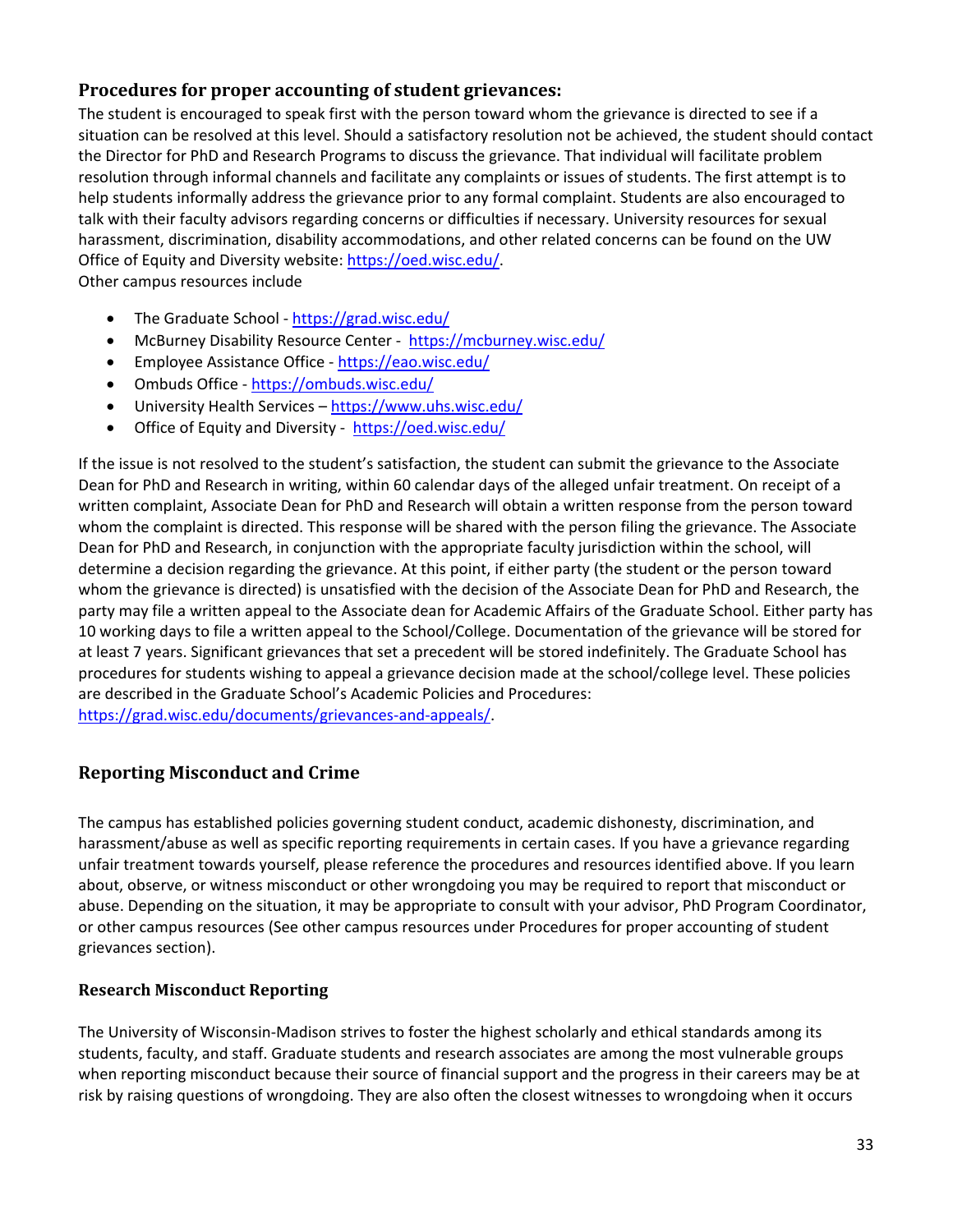## Procedures for proper accounting of student grievances:

The student is encouraged to speak first with the person toward whom the grievance is directed to see if a situation can be resolved at this level. Should a satisfactory resolution not be achieved, the student should contact the Director for PhD and Research Programs to discuss the grievance. That individual will facilitate problem resolution through informal channels and facilitate any complaints or issues of students. The first attempt is to help students informally address the grievance prior to any formal complaint. Students are also encouraged to talk with their faculty advisors regarding concerns or difficulties if necessary. University resources for sexual harassment, discrimination, disability accommodations, and other related concerns can be found on the UW Office of Equity and Diversity website: https://oed.wisc.edu/.

Other campus resources include

- The Graduate School - https://grad.wisc.edu/
- McBurney Disability Resource Center - https://mcburney.wisc.edu/
- Employee Assistance Office - https://eao.wisc.edu/
- Ombuds Office - https://ombuds.wisc.edu/
- University Health Services – https://www.uhs.wisc.edu/
- Office of Equity and Diversity - https://oed.wisc.edu/

If the issue is not resolved to the student's satisfaction, the student can submit the grievance to the Associate Dean for PhD and Research in writing, within 60 calendar days of the alleged unfair treatment. On receipt of a written complaint, Associate Dean for PhD and Research will obtain a written response from the person toward whom the complaint is directed. This response will be shared with the person filing the grievance. The Associate Dean for PhD and Research, in conjunction with the appropriate faculty jurisdiction within the school, will determine a decision regarding the grievance. At this point, if either party (the student or the person toward whom the grievance is directed) is unsatisfied with the decision of the Associate Dean for PhD and Research, the party may file a written appeal to the Associate dean for Academic Affairs of the Graduate School. Either party has 10 working days to file a written appeal to the School/College. Documentation of the grievance will be stored for at least 7 years. Significant grievances that set a precedent will be stored indefinitely. The Graduate School has procedures for students wishing to appeal a grievance decision made at the school/college level. These policies are described in the Graduate School's Academic Policies and Procedures: https://grad.wisc.edu/documents/grievances-and-appeals/.

## Reporting Misconduct and Crime

The campus has established policies governing student conduct, academic dishonesty, discrimination, and harassment/abuse as well as specific reporting requirements in certain cases. If you have a grievance regarding unfair treatment towards yourself, please reference the procedures and resources identified above. If you learn about, observe, or witness misconduct or other wrongdoing you may be required to report that misconduct or abuse. Depending on the situation, it may be appropriate to consult with your advisor, PhD Program Coordinator, or other campus resources (See other campus resources under Procedures for proper accounting of student grievances section).

### Research Misconduct Reporting

The University of Wisconsin-Madison strives to foster the highest scholarly and ethical standards among its students, faculty, and staff. Graduate students and research associates are among the most vulnerable groups when reporting misconduct because their source of financial support and the progress in their careers may be at risk by raising questions of wrongdoing. They are also often the closest witnesses to wrongdoing when it occurs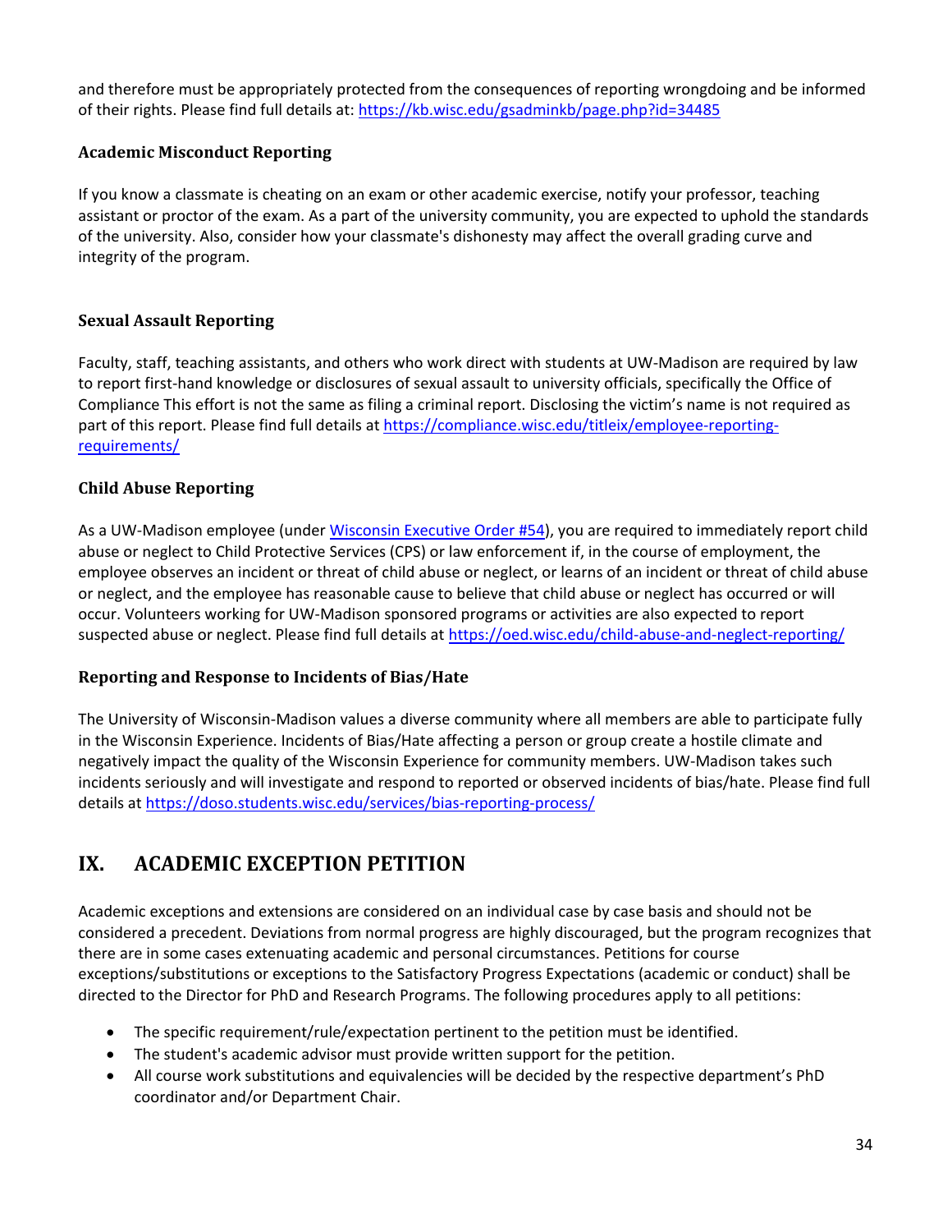and therefore must be appropriately protected from the consequences of reporting wrongdoing and be informed of their rights. Please find full details at: https://kb.wisc.edu/gsadminkb/page.php?id=34485

### Academic Misconduct Reporting

If you know a classmate is cheating on an exam or other academic exercise, notify your professor, teaching assistant or proctor of the exam. As a part of the university community, you are expected to uphold the standards of the university. Also, consider how your classmate's dishonesty may affect the overall grading curve and integrity of the program.

### Sexual Assault Reporting

Faculty, staff, teaching assistants, and others who work direct with students at UW-Madison are required by law to report first-hand knowledge or disclosures of sexual assault to university officials, specifically the Office of Compliance This effort is not the same as filing a criminal report. Disclosing the victim's name is not required as part of this report. Please find full details at https://compliance.wisc.edu/titleix/employee-reporting-requirements/

### Child Abuse Reporting

As a UW-Madison employee (under Wisconsin Executive Order #54), you are required to immediately report child abuse or neglect to Child Protective Services (CPS) or law enforcement if, in the course of employment, the employee observes an incident or threat of child abuse or neglect, or learns of an incident or threat of child abuse or neglect, and the employee has reasonable cause to believe that child abuse or neglect has occurred or will occur. Volunteers working for UW-Madison sponsored programs or activities are also expected to report suspected abuse or neglect. Please find full details at https://oed.wisc.edu/child-abuse-and-neglect-reporting/

### Reporting and Response to Incidents of Bias/Hate

The University of Wisconsin-Madison values a diverse community where all members are able to participate fully in the Wisconsin Experience. Incidents of Bias/Hate affecting a person or group create a hostile climate and negatively impact the quality of the Wisconsin Experience for community members. UW-Madison takes such incidents seriously and will investigate and respond to reported or observed incidents of bias/hate. Please find full details at https://doso.students.wisc.edu/services/bias-reporting-process/

## IX. ACADEMIC EXCEPTION PETITION

Academic exceptions and extensions are considered on an individual case by case basis and should not be considered a precedent. Deviations from normal progress are highly discouraged, but the program recognizes that there are in some cases extenuating academic and personal circumstances. Petitions for course exceptions/substitutions or exceptions to the Satisfactory Progress Expectations (academic or conduct) shall be directed to the Director for PhD and Research Programs. The following procedures apply to all petitions:

- The specific requirement/rule/expectation pertinent to the petition must be identified.
- The student's academic advisor must provide written support for the petition.
- All course work substitutions and equivalencies will be decided by the respective department's PhD coordinator and/or Department Chair.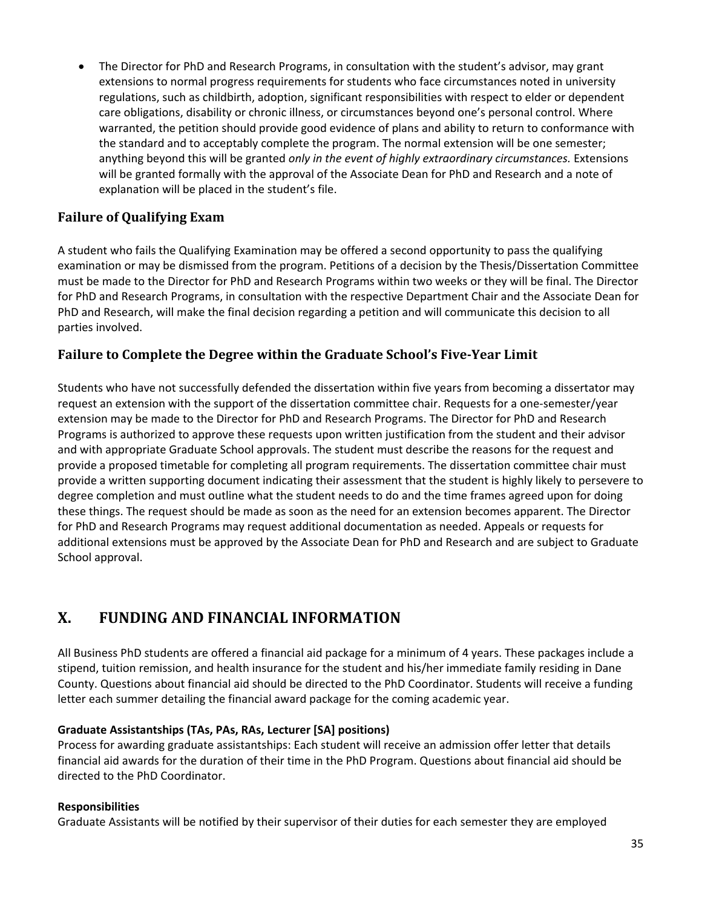- The Director for PhD and Research Programs, in consultation with the student's advisor, may grant extensions to normal progress requirements for students who face circumstances noted in university regulations, such as childbirth, adoption, significant responsibilities with respect to elder or dependent care obligations, disability or chronic illness, or circumstances beyond one's personal control. Where warranted, the petition should provide good evidence of plans and ability to return to conformance with the standard and to acceptably complete the program. The normal extension will be one semester; anything beyond this will be granted *only in the event of highly extraordinary circumstances.* Extensions will be granted formally with the approval of the Associate Dean for PhD and Research and a note of explanation will be placed in the student's file.

### Failure of Qualifying Exam

A student who fails the Qualifying Examination may be offered a second opportunity to pass the qualifying examination or may be dismissed from the program. Petitions of a decision by the Thesis/Dissertation Committee must be made to the Director for PhD and Research Programs within two weeks or they will be final. The Director for PhD and Research Programs, in consultation with the respective Department Chair and the Associate Dean for PhD and Research, will make the final decision regarding a petition and will communicate this decision to all parties involved.

### Failure to Complete the Degree within the Graduate School's Five-Year Limit

Students who have not successfully defended the dissertation within five years from becoming a dissertator may request an extension with the support of the dissertation committee chair. Requests for a one-semester/year extension may be made to the Director for PhD and Research Programs. The Director for PhD and Research Programs is authorized to approve these requests upon written justification from the student and their advisor and with appropriate Graduate School approvals. The student must describe the reasons for the request and provide a proposed timetable for completing all program requirements. The dissertation committee chair must provide a written supporting document indicating their assessment that the student is highly likely to persevere to degree completion and must outline what the student needs to do and the time frames agreed upon for doing these things. The request should be made as soon as the need for an extension becomes apparent. The Director for PhD and Research Programs may request additional documentation as needed. Appeals or requests for additional extensions must be approved by the Associate Dean for PhD and Research and are subject to Graduate School approval.

## X. FUNDING AND FINANCIAL INFORMATION

All Business PhD students are offered a financial aid package for a minimum of 4 years. These packages include a stipend, tuition remission, and health insurance for the student and his/her immediate family residing in Dane County. Questions about financial aid should be directed to the PhD Coordinator. Students will receive a funding letter each summer detailing the financial award package for the coming academic year.

**Graduate Assistantships (TAs, PAs, RAs, Lecturer [SA] positions)**
Process for awarding graduate assistantships: Each student will receive an admission offer letter that details financial aid awards for the duration of their time in the PhD Program. Questions about financial aid should be directed to the PhD Coordinator.

**Responsibilities**
Graduate Assistants will be notified by their supervisor of their duties for each semester they are employed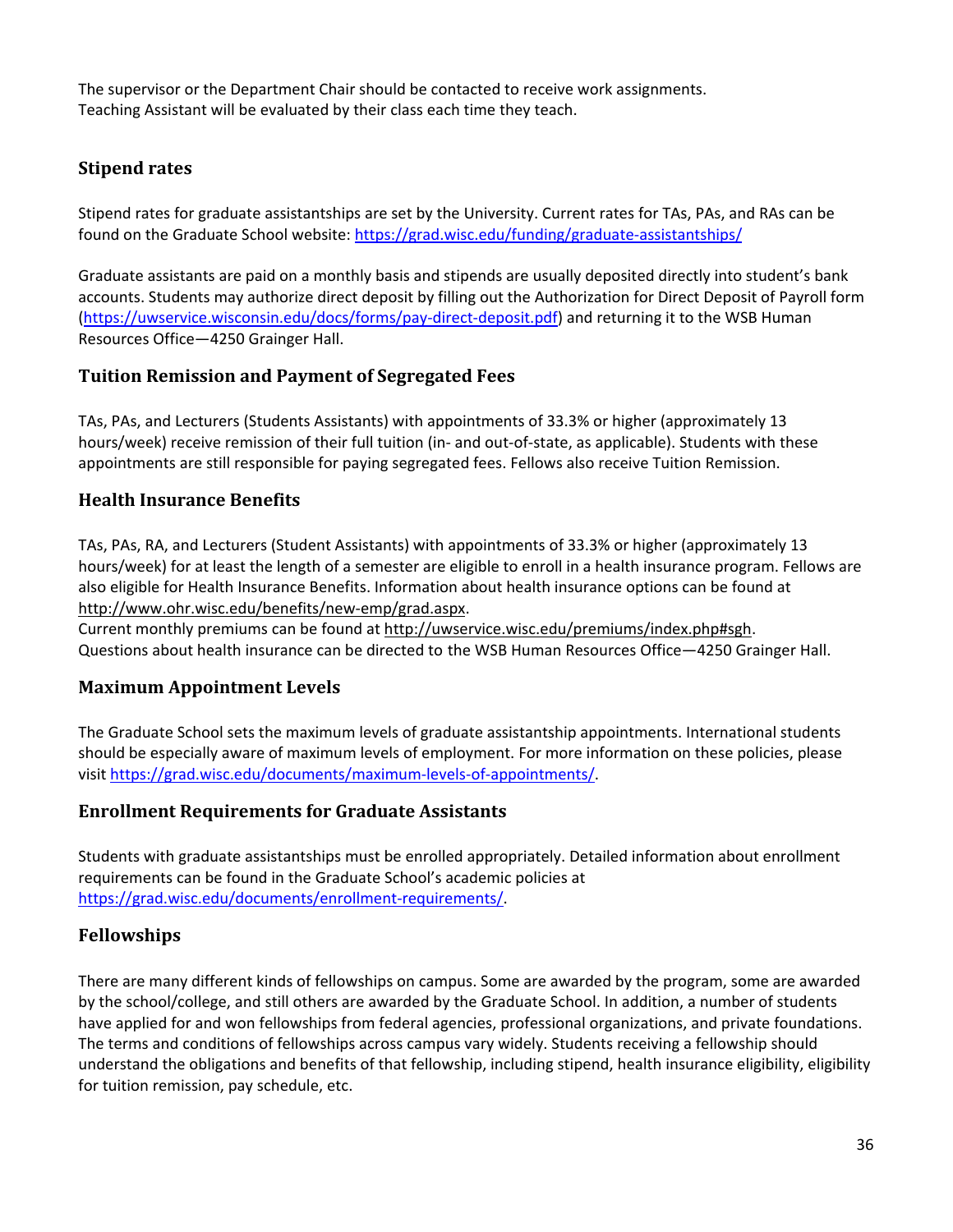The supervisor or the Department Chair should be contacted to receive work assignments.
Teaching Assistant will be evaluated by their class each time they teach.

## Stipend rates

Stipend rates for graduate assistantships are set by the University. Current rates for TAs, PAs, and RAs can be found on the Graduate School website: https://grad.wisc.edu/funding/graduate-assistantships/

Graduate assistants are paid on a monthly basis and stipends are usually deposited directly into student's bank accounts. Students may authorize direct deposit by filling out the Authorization for Direct Deposit of Payroll form (https://uwservice.wisconsin.edu/docs/forms/pay-direct-deposit.pdf) and returning it to the WSB Human Resources Office—4250 Grainger Hall.

## Tuition Remission and Payment of Segregated Fees

TAs, PAs, and Lecturers (Students Assistants) with appointments of 33.3% or higher (approximately 13 hours/week) receive remission of their full tuition (in- and out-of-state, as applicable). Students with these appointments are still responsible for paying segregated fees. Fellows also receive Tuition Remission.

## Health Insurance Benefits

TAs, PAs, RA, and Lecturers (Student Assistants) with appointments of 33.3% or higher (approximately 13 hours/week) for at least the length of a semester are eligible to enroll in a health insurance program. Fellows are also eligible for Health Insurance Benefits. Information about health insurance options can be found at http://www.ohr.wisc.edu/benefits/new-emp/grad.aspx.
Current monthly premiums can be found at http://uwservice.wisc.edu/premiums/index.php#sgh.
Questions about health insurance can be directed to the WSB Human Resources Office—4250 Grainger Hall.

## Maximum Appointment Levels

The Graduate School sets the maximum levels of graduate assistantship appointments. International students should be especially aware of maximum levels of employment. For more information on these policies, please visit https://grad.wisc.edu/documents/maximum-levels-of-appointments/.

## Enrollment Requirements for Graduate Assistants

Students with graduate assistantships must be enrolled appropriately. Detailed information about enrollment requirements can be found in the Graduate School's academic policies at https://grad.wisc.edu/documents/enrollment-requirements/.

## Fellowships

There are many different kinds of fellowships on campus. Some are awarded by the program, some are awarded by the school/college, and still others are awarded by the Graduate School. In addition, a number of students have applied for and won fellowships from federal agencies, professional organizations, and private foundations. The terms and conditions of fellowships across campus vary widely. Students receiving a fellowship should understand the obligations and benefits of that fellowship, including stipend, health insurance eligibility, eligibility for tuition remission, pay schedule, etc.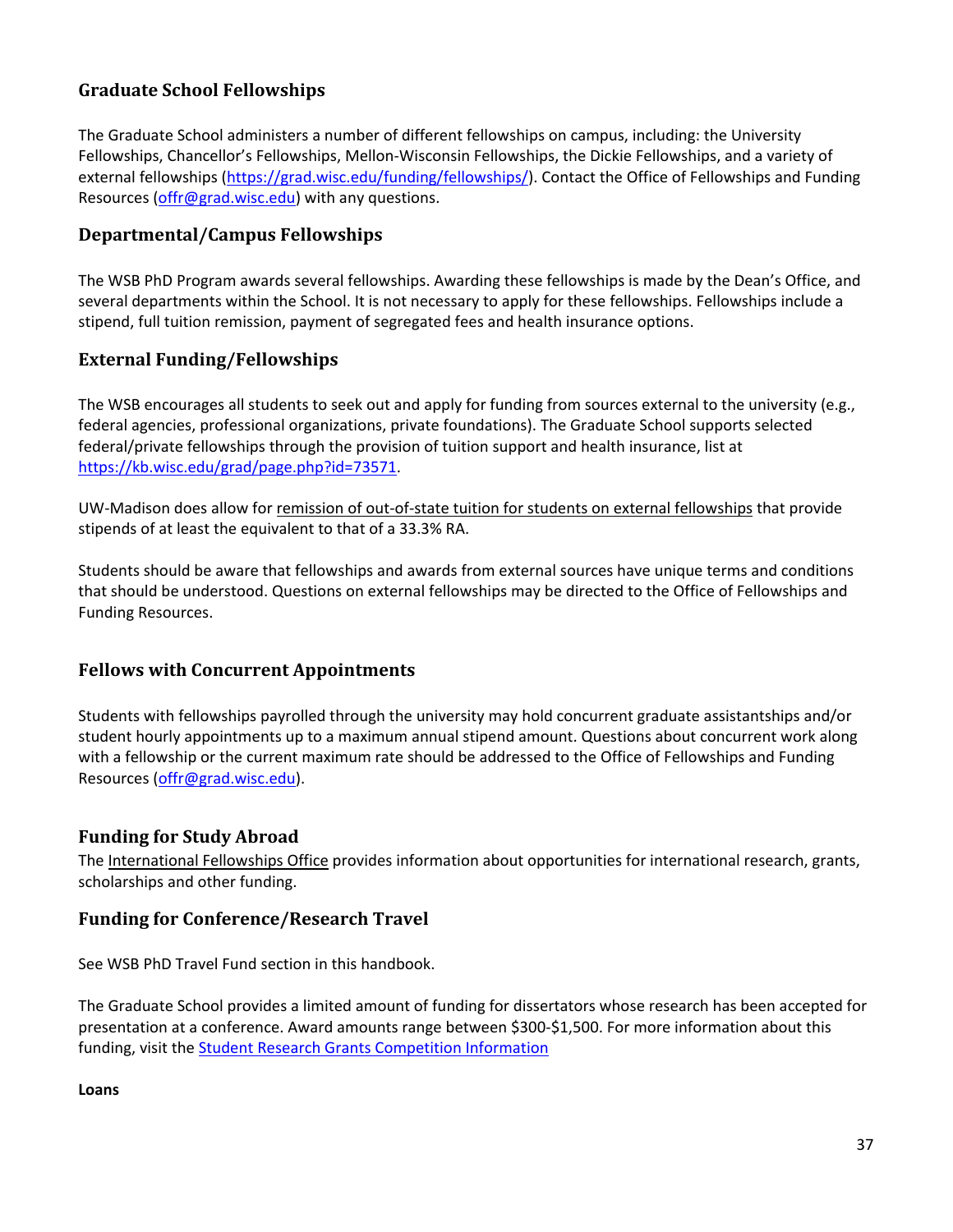## Graduate School Fellowships

The Graduate School administers a number of different fellowships on campus, including: the University Fellowships, Chancellor's Fellowships, Mellon-Wisconsin Fellowships, the Dickie Fellowships, and a variety of external fellowships (https://grad.wisc.edu/funding/fellowships/). Contact the Office of Fellowships and Funding Resources (offr@grad.wisc.edu) with any questions.

## Departmental/Campus Fellowships

The WSB PhD Program awards several fellowships. Awarding these fellowships is made by the Dean's Office, and several departments within the School. It is not necessary to apply for these fellowships. Fellowships include a stipend, full tuition remission, payment of segregated fees and health insurance options.

## External Funding/Fellowships

The WSB encourages all students to seek out and apply for funding from sources external to the university (e.g., federal agencies, professional organizations, private foundations). The Graduate School supports selected federal/private fellowships through the provision of tuition support and health insurance, list at https://kb.wisc.edu/grad/page.php?id=73571.

UW-Madison does allow for remission of out-of-state tuition for students on external fellowships that provide stipends of at least the equivalent to that of a 33.3% RA.

Students should be aware that fellowships and awards from external sources have unique terms and conditions that should be understood. Questions on external fellowships may be directed to the Office of Fellowships and Funding Resources.

## Fellows with Concurrent Appointments

Students with fellowships payrolled through the university may hold concurrent graduate assistantships and/or student hourly appointments up to a maximum annual stipend amount. Questions about concurrent work along with a fellowship or the current maximum rate should be addressed to the Office of Fellowships and Funding Resources (offr@grad.wisc.edu).

## Funding for Study Abroad

The International Fellowships Office provides information about opportunities for international research, grants, scholarships and other funding.

## Funding for Conference/Research Travel

See WSB PhD Travel Fund section in this handbook.

The Graduate School provides a limited amount of funding for dissertators whose research has been accepted for presentation at a conference. Award amounts range between $300-$1,500. For more information about this funding, visit the Student Research Grants Competition Information

**Loans**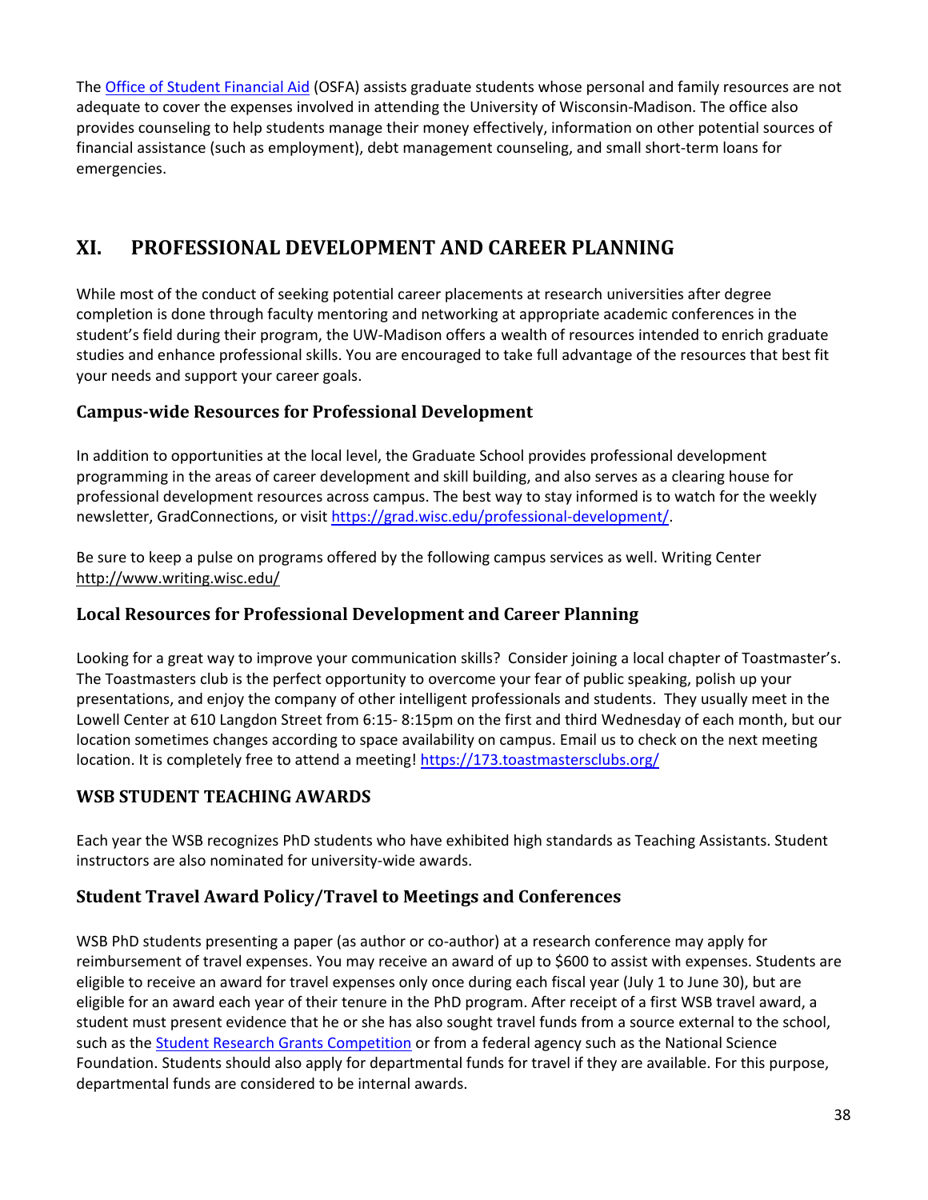The [Office of Student Financial Aid](#) (OSFA) assists graduate students whose personal and family resources are not adequate to cover the expenses involved in attending the University of Wisconsin-Madison. The office also provides counseling to help students manage their money effectively, information on other potential sources of financial assistance (such as employment), debt management counseling, and small short-term loans for emergencies.

# XI. PROFESSIONAL DEVELOPMENT AND CAREER PLANNING

While most of the conduct of seeking potential career placements at research universities after degree completion is done through faculty mentoring and networking at appropriate academic conferences in the student's field during their program, the UW-Madison offers a wealth of resources intended to enrich graduate studies and enhance professional skills. You are encouraged to take full advantage of the resources that best fit your needs and support your career goals.

## Campus-wide Resources for Professional Development

In addition to opportunities at the local level, the Graduate School provides professional development programming in the areas of career development and skill building, and also serves as a clearing house for professional development resources across campus. The best way to stay informed is to watch for the weekly newsletter, GradConnections, or visit https://grad.wisc.edu/professional-development/.

Be sure to keep a pulse on programs offered by the following campus services as well. Writing Center http://www.writing.wisc.edu/

## Local Resources for Professional Development and Career Planning

Looking for a great way to improve your communication skills? Consider joining a local chapter of Toastmaster's. The Toastmasters club is the perfect opportunity to overcome your fear of public speaking, polish up your presentations, and enjoy the company of other intelligent professionals and students. They usually meet in the Lowell Center at 610 Langdon Street from 6:15- 8:15pm on the first and third Wednesday of each month, but our location sometimes changes according to space availability on campus. Email us to check on the next meeting location. It is completely free to attend a meeting! https://173.toastmastersclubs.org/

## WSB STUDENT TEACHING AWARDS

Each year the WSB recognizes PhD students who have exhibited high standards as Teaching Assistants. Student instructors are also nominated for university-wide awards.

## Student Travel Award Policy/Travel to Meetings and Conferences

WSB PhD students presenting a paper (as author or co-author) at a research conference may apply for reimbursement of travel expenses. You may receive an award of up to $600 to assist with expenses. Students are eligible to receive an award for travel expenses only once during each fiscal year (July 1 to June 30), but are eligible for an award each year of their tenure in the PhD program. After receipt of a first WSB travel award, a student must present evidence that he or she has also sought travel funds from a source external to the school, such as the [Student Research Grants Competition](#) or from a federal agency such as the National Science Foundation. Students should also apply for departmental funds for travel if they are available. For this purpose, departmental funds are considered to be internal awards.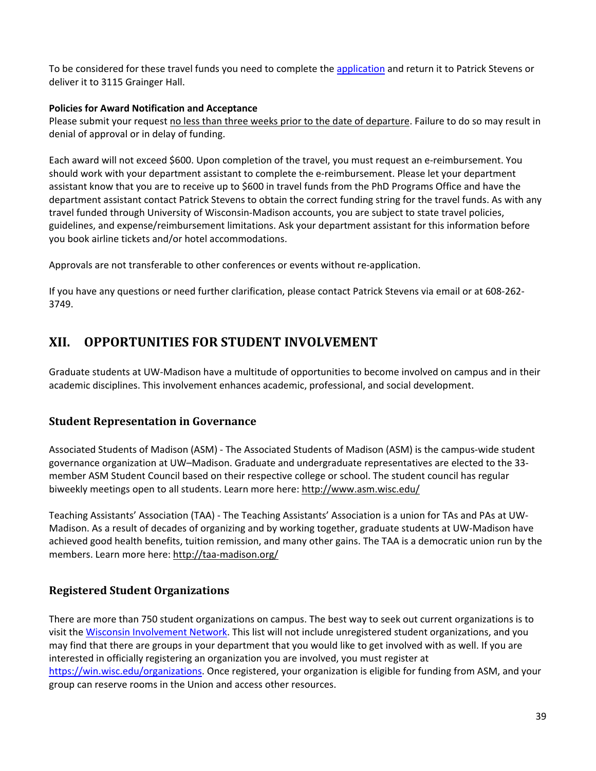To be considered for these travel funds you need to complete the application and return it to Patrick Stevens or deliver it to 3115 Grainger Hall.

**Policies for Award Notification and Acceptance**

Please submit your request no less than three weeks prior to the date of departure. Failure to do so may result in denial of approval or in delay of funding.

Each award will not exceed $600. Upon completion of the travel, you must request an e-reimbursement. You should work with your department assistant to complete the e-reimbursement. Please let your department assistant know that you are to receive up to $600 in travel funds from the PhD Programs Office and have the department assistant contact Patrick Stevens to obtain the correct funding string for the travel funds. As with any travel funded through University of Wisconsin-Madison accounts, you are subject to state travel policies, guidelines, and expense/reimbursement limitations. Ask your department assistant for this information before you book airline tickets and/or hotel accommodations.

Approvals are not transferable to other conferences or events without re-application.

If you have any questions or need further clarification, please contact Patrick Stevens via email or at 608-262-3749.

# XII. OPPORTUNITIES FOR STUDENT INVOLVEMENT

Graduate students at UW-Madison have a multitude of opportunities to become involved on campus and in their academic disciplines. This involvement enhances academic, professional, and social development.

## Student Representation in Governance

Associated Students of Madison (ASM) - The Associated Students of Madison (ASM) is the campus-wide student governance organization at UW–Madison. Graduate and undergraduate representatives are elected to the 33-member ASM Student Council based on their respective college or school. The student council has regular biweekly meetings open to all students. Learn more here: http://www.asm.wisc.edu/

Teaching Assistants' Association (TAA) - The Teaching Assistants' Association is a union for TAs and PAs at UW-Madison. As a result of decades of organizing and by working together, graduate students at UW-Madison have achieved good health benefits, tuition remission, and many other gains. The TAA is a democratic union run by the members. Learn more here: http://taa-madison.org/

## Registered Student Organizations

There are more than 750 student organizations on campus. The best way to seek out current organizations is to visit the Wisconsin Involvement Network. This list will not include unregistered student organizations, and you may find that there are groups in your department that you would like to get involved with as well. If you are interested in officially registering an organization you are involved, you must register at https://win.wisc.edu/organizations. Once registered, your organization is eligible for funding from ASM, and your group can reserve rooms in the Union and access other resources.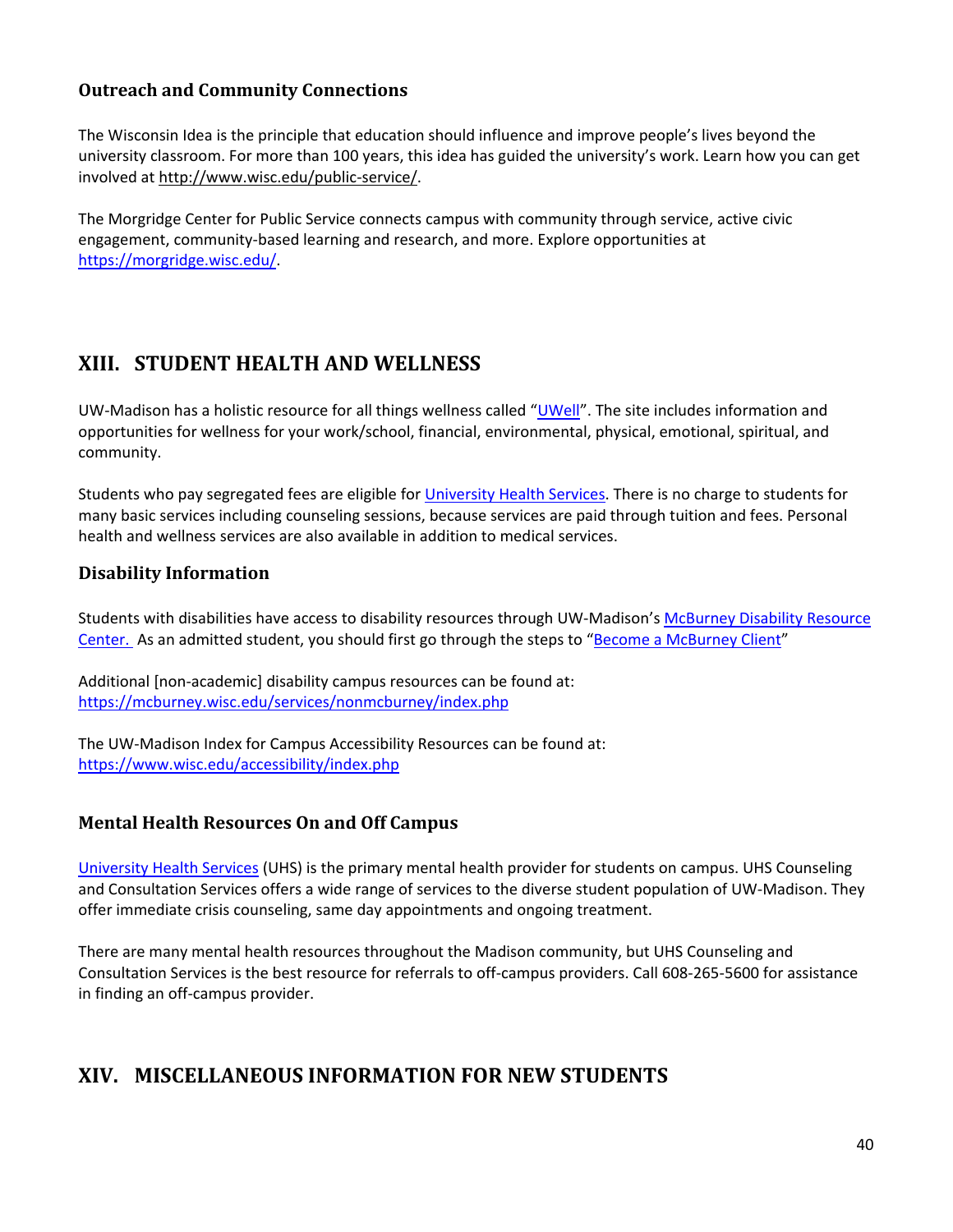### Outreach and Community Connections

The Wisconsin Idea is the principle that education should influence and improve people's lives beyond the university classroom. For more than 100 years, this idea has guided the university's work. Learn how you can get involved at http://www.wisc.edu/public-service/.

The Morgridge Center for Public Service connects campus with community through service, active civic engagement, community-based learning and research, and more. Explore opportunities at https://morgridge.wisc.edu/.

## XIII. STUDENT HEALTH AND WELLNESS

UW-Madison has a holistic resource for all things wellness called "UWell". The site includes information and opportunities for wellness for your work/school, financial, environmental, physical, emotional, spiritual, and community.

Students who pay segregated fees are eligible for University Health Services. There is no charge to students for many basic services including counseling sessions, because services are paid through tuition and fees. Personal health and wellness services are also available in addition to medical services.

### Disability Information

Students with disabilities have access to disability resources through UW-Madison's McBurney Disability Resource Center. As an admitted student, you should first go through the steps to "Become a McBurney Client"

Additional [non-academic] disability campus resources can be found at: https://mcburney.wisc.edu/services/nonmcburney/index.php

The UW-Madison Index for Campus Accessibility Resources can be found at: https://www.wisc.edu/accessibility/index.php

### Mental Health Resources On and Off Campus

University Health Services (UHS) is the primary mental health provider for students on campus. UHS Counseling and Consultation Services offers a wide range of services to the diverse student population of UW-Madison. They offer immediate crisis counseling, same day appointments and ongoing treatment.

There are many mental health resources throughout the Madison community, but UHS Counseling and Consultation Services is the best resource for referrals to off-campus providers. Call 608-265-5600 for assistance in finding an off-campus provider.

## XIV. MISCELLANEOUS INFORMATION FOR NEW STUDENTS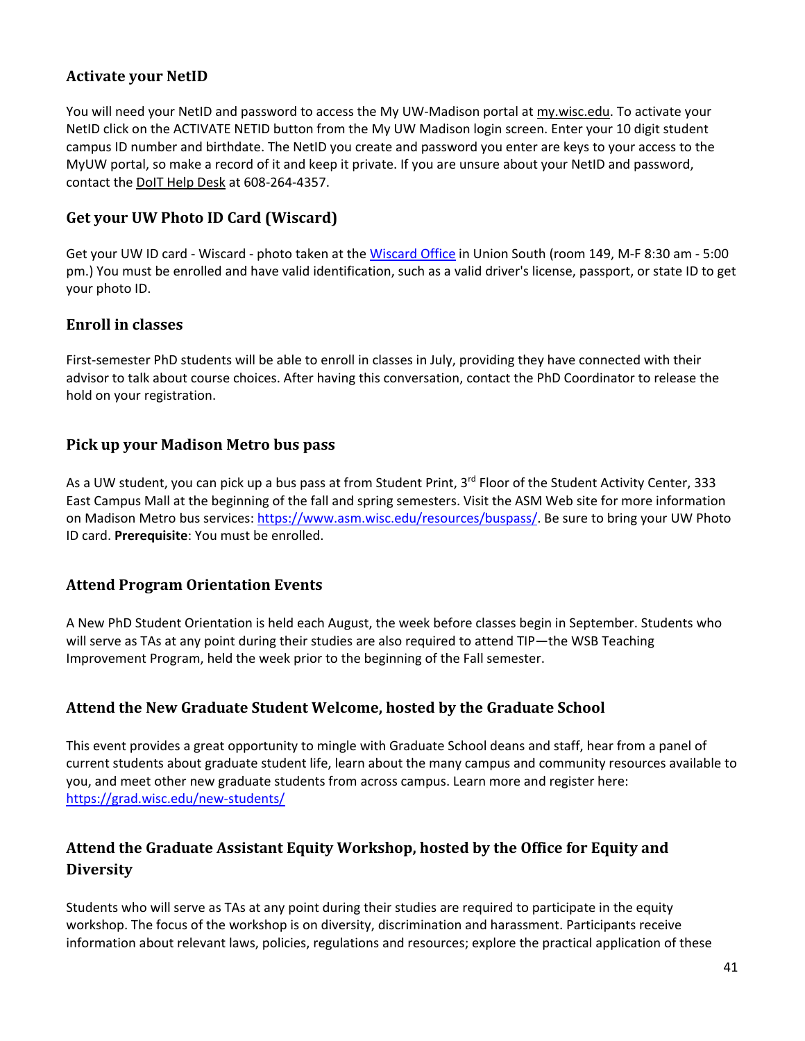### Activate your NetID

You will need your NetID and password to access the My UW-Madison portal at my.wisc.edu. To activate your NetID click on the ACTIVATE NETID button from the My UW Madison login screen. Enter your 10 digit student campus ID number and birthdate. The NetID you create and password you enter are keys to your access to the MyUW portal, so make a record of it and keep it private. If you are unsure about your NetID and password, contact the DoIT Help Desk at 608-264-4357.

### Get your UW Photo ID Card (Wiscard)

Get your UW ID card - Wiscard - photo taken at the Wiscard Office in Union South (room 149, M-F 8:30 am - 5:00 pm.) You must be enrolled and have valid identification, such as a valid driver's license, passport, or state ID to get your photo ID.

### Enroll in classes

First-semester PhD students will be able to enroll in classes in July, providing they have connected with their advisor to talk about course choices. After having this conversation, contact the PhD Coordinator to release the hold on your registration.

### Pick up your Madison Metro bus pass

As a UW student, you can pick up a bus pass at from Student Print, 3rd Floor of the Student Activity Center, 333 East Campus Mall at the beginning of the fall and spring semesters. Visit the ASM Web site for more information on Madison Metro bus services: https://www.asm.wisc.edu/resources/buspass/. Be sure to bring your UW Photo ID card. **Prerequisite**: You must be enrolled.

### Attend Program Orientation Events

A New PhD Student Orientation is held each August, the week before classes begin in September. Students who will serve as TAs at any point during their studies are also required to attend TIP—the WSB Teaching Improvement Program, held the week prior to the beginning of the Fall semester.

### Attend the New Graduate Student Welcome, hosted by the Graduate School

This event provides a great opportunity to mingle with Graduate School deans and staff, hear from a panel of current students about graduate student life, learn about the many campus and community resources available to you, and meet other new graduate students from across campus. Learn more and register here: https://grad.wisc.edu/new-students/

### Attend the Graduate Assistant Equity Workshop, hosted by the Office for Equity and Diversity

Students who will serve as TAs at any point during their studies are required to participate in the equity workshop. The focus of the workshop is on diversity, discrimination and harassment. Participants receive information about relevant laws, policies, regulations and resources; explore the practical application of these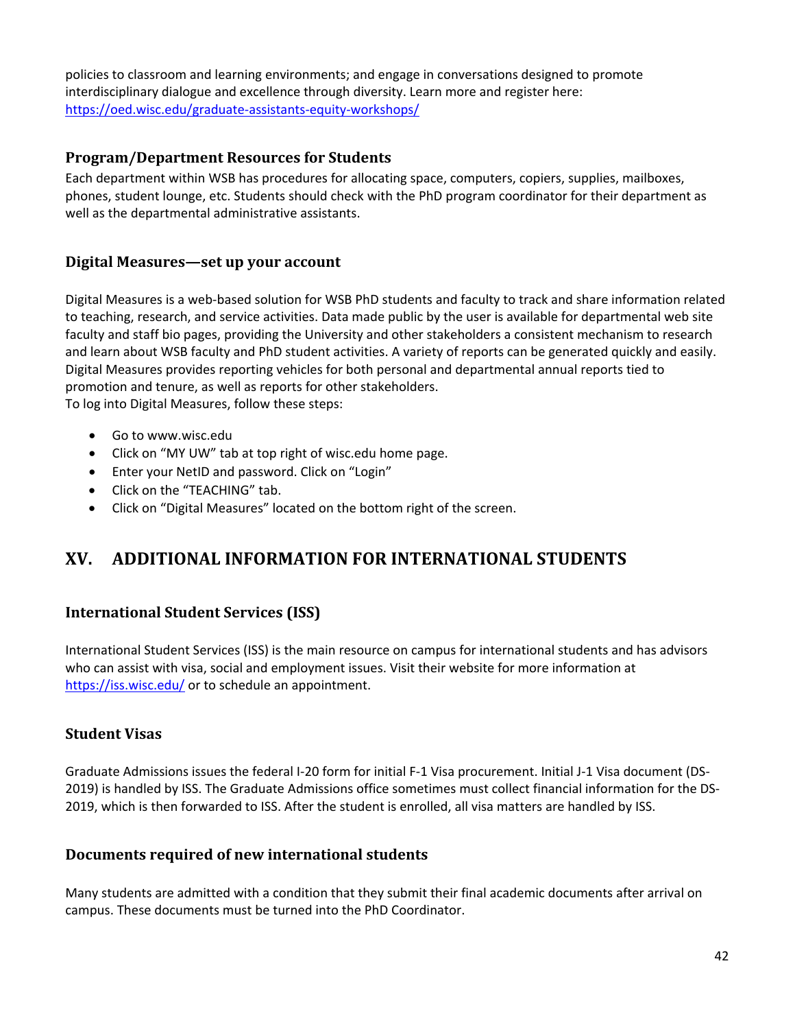policies to classroom and learning environments; and engage in conversations designed to promote interdisciplinary dialogue and excellence through diversity. Learn more and register here: https://oed.wisc.edu/graduate-assistants-equity-workshops/

### Program/Department Resources for Students

Each department within WSB has procedures for allocating space, computers, copiers, supplies, mailboxes, phones, student lounge, etc. Students should check with the PhD program coordinator for their department as well as the departmental administrative assistants.

### Digital Measures—set up your account

Digital Measures is a web-based solution for WSB PhD students and faculty to track and share information related to teaching, research, and service activities. Data made public by the user is available for departmental web site faculty and staff bio pages, providing the University and other stakeholders a consistent mechanism to research and learn about WSB faculty and PhD student activities. A variety of reports can be generated quickly and easily. Digital Measures provides reporting vehicles for both personal and departmental annual reports tied to promotion and tenure, as well as reports for other stakeholders.
To log into Digital Measures, follow these steps:

- Go to www.wisc.edu
- Click on "MY UW" tab at top right of wisc.edu home page.
- Enter your NetID and password. Click on "Login"
- Click on the "TEACHING" tab.
- Click on "Digital Measures" located on the bottom right of the screen.

## XV. ADDITIONAL INFORMATION FOR INTERNATIONAL STUDENTS

### International Student Services (ISS)

International Student Services (ISS) is the main resource on campus for international students and has advisors who can assist with visa, social and employment issues. Visit their website for more information at https://iss.wisc.edu/ or to schedule an appointment.

### Student Visas

Graduate Admissions issues the federal I-20 form for initial F-1 Visa procurement. Initial J-1 Visa document (DS-2019) is handled by ISS. The Graduate Admissions office sometimes must collect financial information for the DS-2019, which is then forwarded to ISS. After the student is enrolled, all visa matters are handled by ISS.

### Documents required of new international students

Many students are admitted with a condition that they submit their final academic documents after arrival on campus. These documents must be turned into the PhD Coordinator.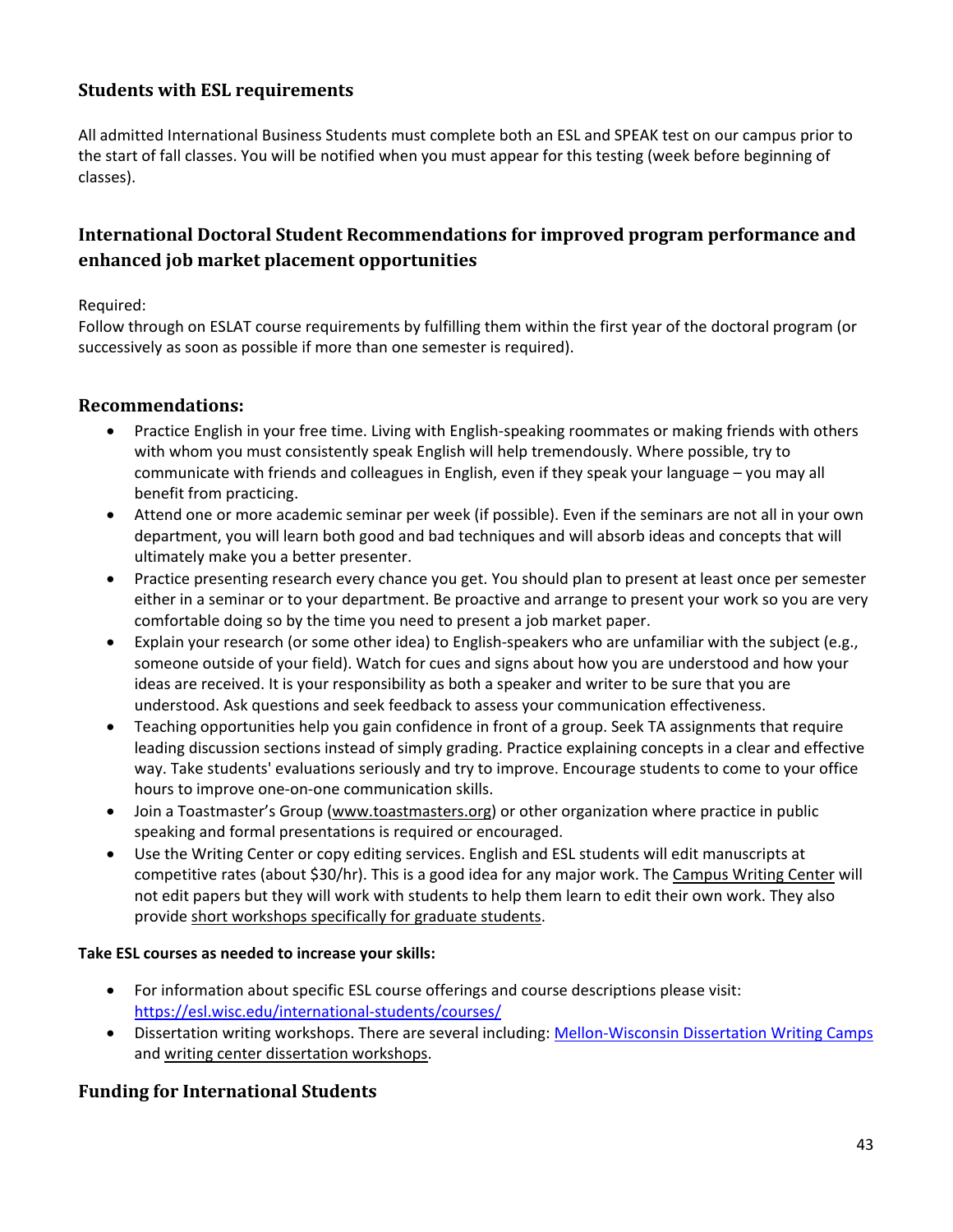## Students with ESL requirements

All admitted International Business Students must complete both an ESL and SPEAK test on our campus prior to the start of fall classes. You will be notified when you must appear for this testing (week before beginning of classes).

## International Doctoral Student Recommendations for improved program performance and enhanced job market placement opportunities

Required:
Follow through on ESLAT course requirements by fulfilling them within the first year of the doctoral program (or successively as soon as possible if more than one semester is required).

### Recommendations:

- Practice English in your free time. Living with English-speaking roommates or making friends with others with whom you must consistently speak English will help tremendously. Where possible, try to communicate with friends and colleagues in English, even if they speak your language – you may all benefit from practicing.
- Attend one or more academic seminar per week (if possible). Even if the seminars are not all in your own department, you will learn both good and bad techniques and will absorb ideas and concepts that will ultimately make you a better presenter.
- Practice presenting research every chance you get. You should plan to present at least once per semester either in a seminar or to your department. Be proactive and arrange to present your work so you are very comfortable doing so by the time you need to present a job market paper.
- Explain your research (or some other idea) to English-speakers who are unfamiliar with the subject (e.g., someone outside of your field). Watch for cues and signs about how you are understood and how your ideas are received. It is your responsibility as both a speaker and writer to be sure that you are understood. Ask questions and seek feedback to assess your communication effectiveness.
- Teaching opportunities help you gain confidence in front of a group. Seek TA assignments that require leading discussion sections instead of simply grading. Practice explaining concepts in a clear and effective way. Take students' evaluations seriously and try to improve. Encourage students to come to your office hours to improve one-on-one communication skills.
- Join a Toastmaster's Group (www.toastmasters.org) or other organization where practice in public speaking and formal presentations is required or encouraged.
- Use the Writing Center or copy editing services. English and ESL students will edit manuscripts at competitive rates (about $30/hr). This is a good idea for any major work. The Campus Writing Center will not edit papers but they will work with students to help them learn to edit their own work. They also provide short workshops specifically for graduate students.

**Take ESL courses as needed to increase your skills:**

- For information about specific ESL course offerings and course descriptions please visit: https://esl.wisc.edu/international-students/courses/
- Dissertation writing workshops. There are several including: Mellon-Wisconsin Dissertation Writing Camps and writing center dissertation workshops.

### Funding for International Students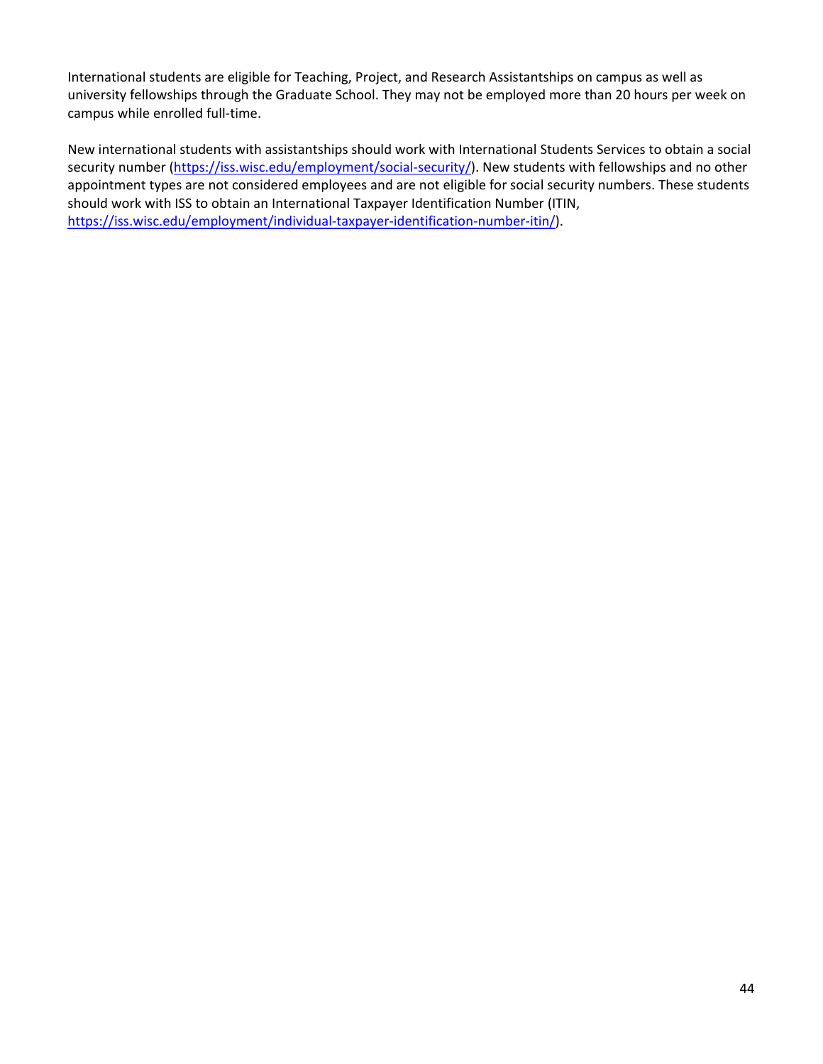International students are eligible for Teaching, Project, and Research Assistantships on campus as well as university fellowships through the Graduate School. They may not be employed more than 20 hours per week on campus while enrolled full-time.

New international students with assistantships should work with International Students Services to obtain a social security number (https://iss.wisc.edu/employment/social-security/). New students with fellowships and no other appointment types are not considered employees and are not eligible for social security numbers. These students should work with ISS to obtain an International Taxpayer Identification Number (ITIN, https://iss.wisc.edu/employment/individual-taxpayer-identification-number-itin/).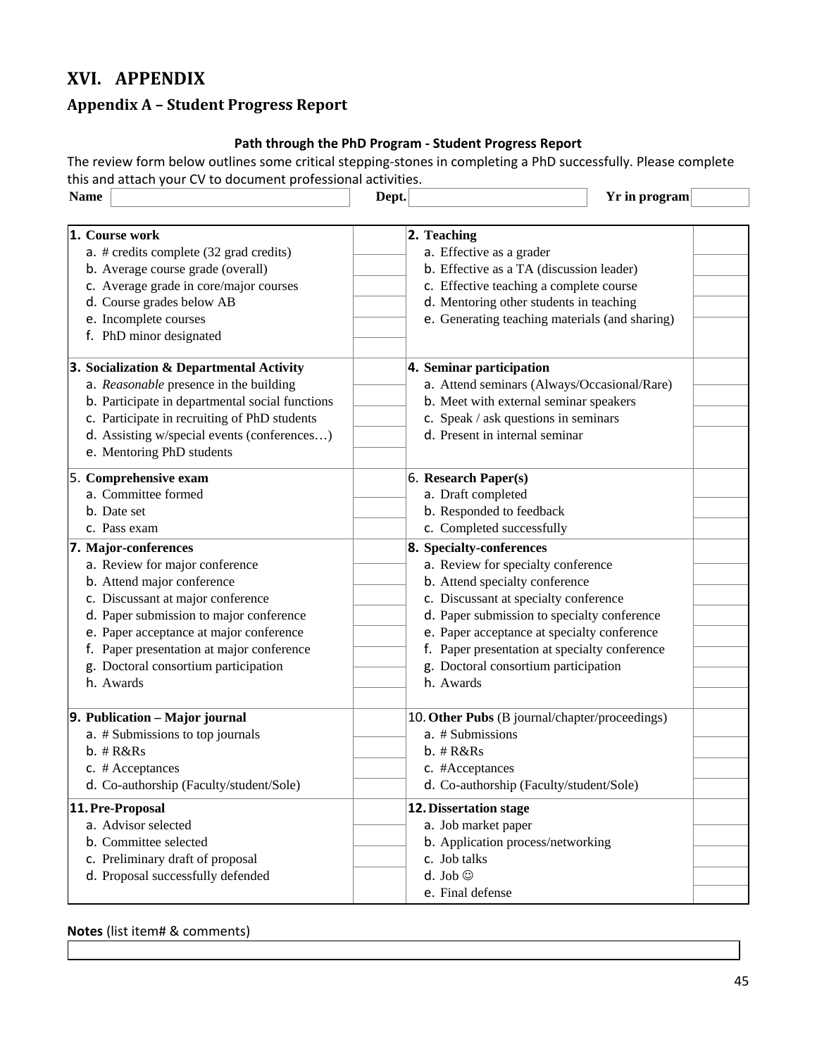# XVI. APPENDIX

## Appendix A – Student Progress Report

**Path through the PhD Program - Student Progress Report**

The review form below outlines some critical stepping-stones in completing a PhD successfully. Please complete this and attach your CV to document professional activities.

| **Name** | | **Dept.** | | **Yr in program** | |
|---|---|---|---|---|---|

| | | | |
|---|---|---|---|
| **1. Course work** | | **2. Teaching** | |
| a. # credits complete (32 grad credits) | | a. Effective as a grader | |
| b. Average course grade (overall) | | b. Effective as a TA (discussion leader) | |
| c. Average grade in core/major courses | | c. Effective teaching a complete course | |
| d. Course grades below AB | | d. Mentoring other students in teaching | |
| e. Incomplete courses | | e. Generating teaching materials (and sharing) | |
| f. PhD minor designated | | | |
| **3. Socialization & Departmental Activity** | | **4. Seminar participation** | |
| a. *Reasonable* presence in the building | | a. Attend seminars (Always/Occasional/Rare) | |
| b. Participate in departmental social functions | | b. Meet with external seminar speakers | |
| c. Participate in recruiting of PhD students | | c. Speak / ask questions in seminars | |
| d. Assisting w/special events (conferences…) | | d. Present in internal seminar | |
| e. Mentoring PhD students | | | |
| 5. **Comprehensive exam** | | 6. **Research Paper(s)** | |
| a. Committee formed | | a. Draft completed | |
| b. Date set | | b. Responded to feedback | |
| c. Pass exam | | c. Completed successfully | |
| **7. Major-conferences** | | **8. Specialty-conferences** | |
| a. Review for major conference | | a. Review for specialty conference | |
| b. Attend major conference | | b. Attend specialty conference | |
| c. Discussant at major conference | | c. Discussant at specialty conference | |
| d. Paper submission to major conference | | d. Paper submission to specialty conference | |
| e. Paper acceptance at major conference | | e. Paper acceptance at specialty conference | |
| f. Paper presentation at major conference | | f. Paper presentation at specialty conference | |
| g. Doctoral consortium participation | | g. Doctoral consortium participation | |
| h. Awards | | h. Awards | |
| **9. Publication – Major journal** | | 10. **Other Pubs** (B journal/chapter/proceedings) | |
| a. # Submissions to top journals | | a. # Submissions | |
| b. # R&Rs | | b. # R&Rs | |
| c. # Acceptances | | c. #Acceptances | |
| d. Co-authorship (Faculty/student/Sole) | | d. Co-authorship (Faculty/student/Sole) | |
| **11. Pre-Proposal** | | **12. Dissertation stage** | |
| a. Advisor selected | | a. Job market paper | |
| b. Committee selected | | b. Application process/networking | |
| c. Preliminary draft of proposal | | c. Job talks | |
| d. Proposal successfully defended | | d. Job ☺ | |
| | | e. Final defense | |

**Notes** (list item# & comments)

| |
|---|
| |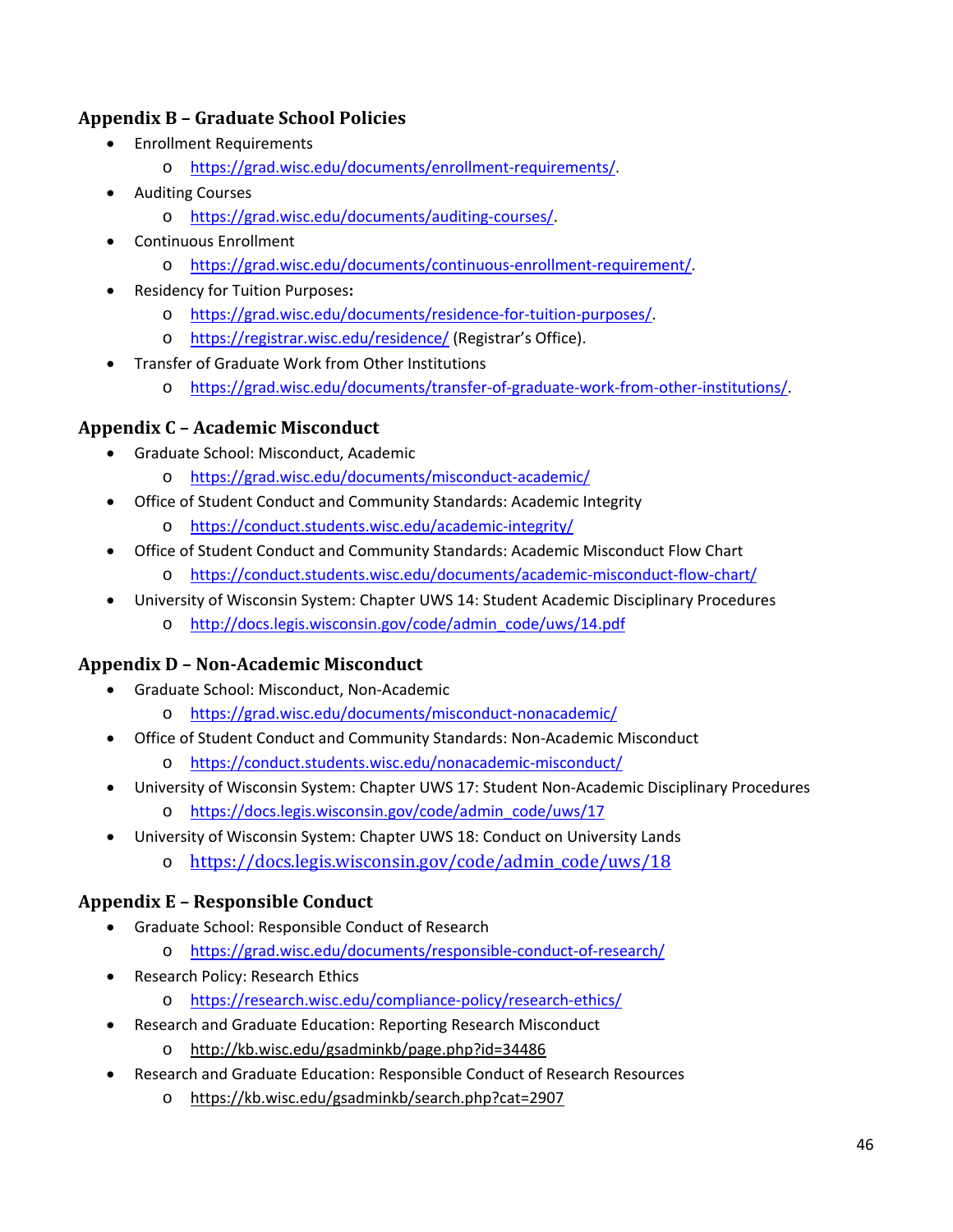## Appendix B – Graduate School Policies

- Enrollment Requirements
  - https://grad.wisc.edu/documents/enrollment-requirements/.
- Auditing Courses
  - https://grad.wisc.edu/documents/auditing-courses/.
- Continuous Enrollment
  - https://grad.wisc.edu/documents/continuous-enrollment-requirement/.
- Residency for Tuition Purposes**:**
  - https://grad.wisc.edu/documents/residence-for-tuition-purposes/.
  - https://registrar.wisc.edu/residence/ (Registrar's Office).
- Transfer of Graduate Work from Other Institutions
  - https://grad.wisc.edu/documents/transfer-of-graduate-work-from-other-institutions/.

## Appendix C – Academic Misconduct

- Graduate School: Misconduct, Academic
  - https://grad.wisc.edu/documents/misconduct-academic/
- Office of Student Conduct and Community Standards: Academic Integrity
  - https://conduct.students.wisc.edu/academic-integrity/
- Office of Student Conduct and Community Standards: Academic Misconduct Flow Chart
  - https://conduct.students.wisc.edu/documents/academic-misconduct-flow-chart/
- University of Wisconsin System: Chapter UWS 14: Student Academic Disciplinary Procedures
  - http://docs.legis.wisconsin.gov/code/admin_code/uws/14.pdf

## Appendix D – Non-Academic Misconduct

- Graduate School: Misconduct, Non-Academic
  - https://grad.wisc.edu/documents/misconduct-nonacademic/
- Office of Student Conduct and Community Standards: Non-Academic Misconduct
  - https://conduct.students.wisc.edu/nonacademic-misconduct/
- University of Wisconsin System: Chapter UWS 17: Student Non-Academic Disciplinary Procedures
  - https://docs.legis.wisconsin.gov/code/admin_code/uws/17
- University of Wisconsin System: Chapter UWS 18: Conduct on University Lands
  - https://docs.legis.wisconsin.gov/code/admin_code/uws/18

## Appendix E – Responsible Conduct

- Graduate School: Responsible Conduct of Research
  - https://grad.wisc.edu/documents/responsible-conduct-of-research/
- Research Policy: Research Ethics
  - https://research.wisc.edu/compliance-policy/research-ethics/
- Research and Graduate Education: Reporting Research Misconduct
  - http://kb.wisc.edu/gsadminkb/page.php?id=34486
- Research and Graduate Education: Responsible Conduct of Research Resources
  - https://kb.wisc.edu/gsadminkb/search.php?cat=2907